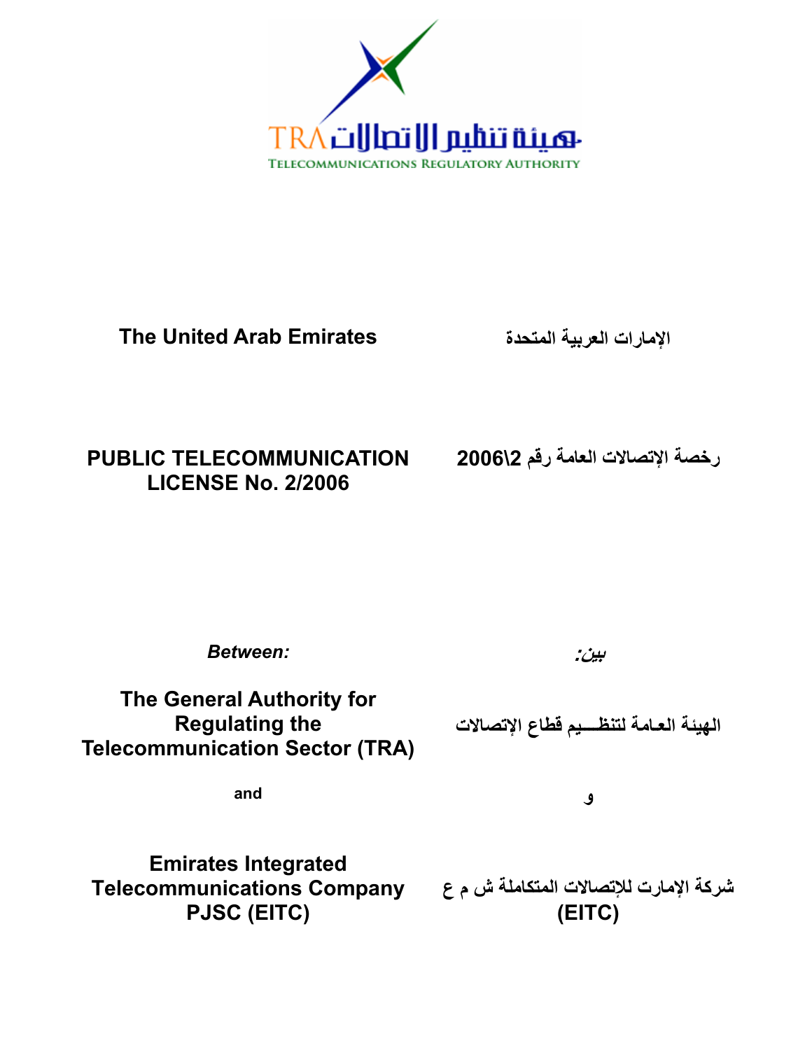هيئة تنظيم الاتصالات TRA
TELECOMMUNICATIONS REGULATORY AUTHORITY

# The United Arab Emirates

# الإمارات العربية المتحدة

## PUBLIC TELECOMMUNICATION LICENSE No. 2/2006

## رخصة الإتصالات العامة رقم 2\2006

***Between:***

***بين:***

**The General Authority for Regulating the Telecommunication Sector (TRA)**

**الهيئة العـامة لتنظـــيم قطاع الإتصالات**

**and**

**و**

**Emirates Integrated Telecommunications Company PJSC (EITC)**

**شركة الإمارت للإتصالات المتكاملة ش م ع (EITC)**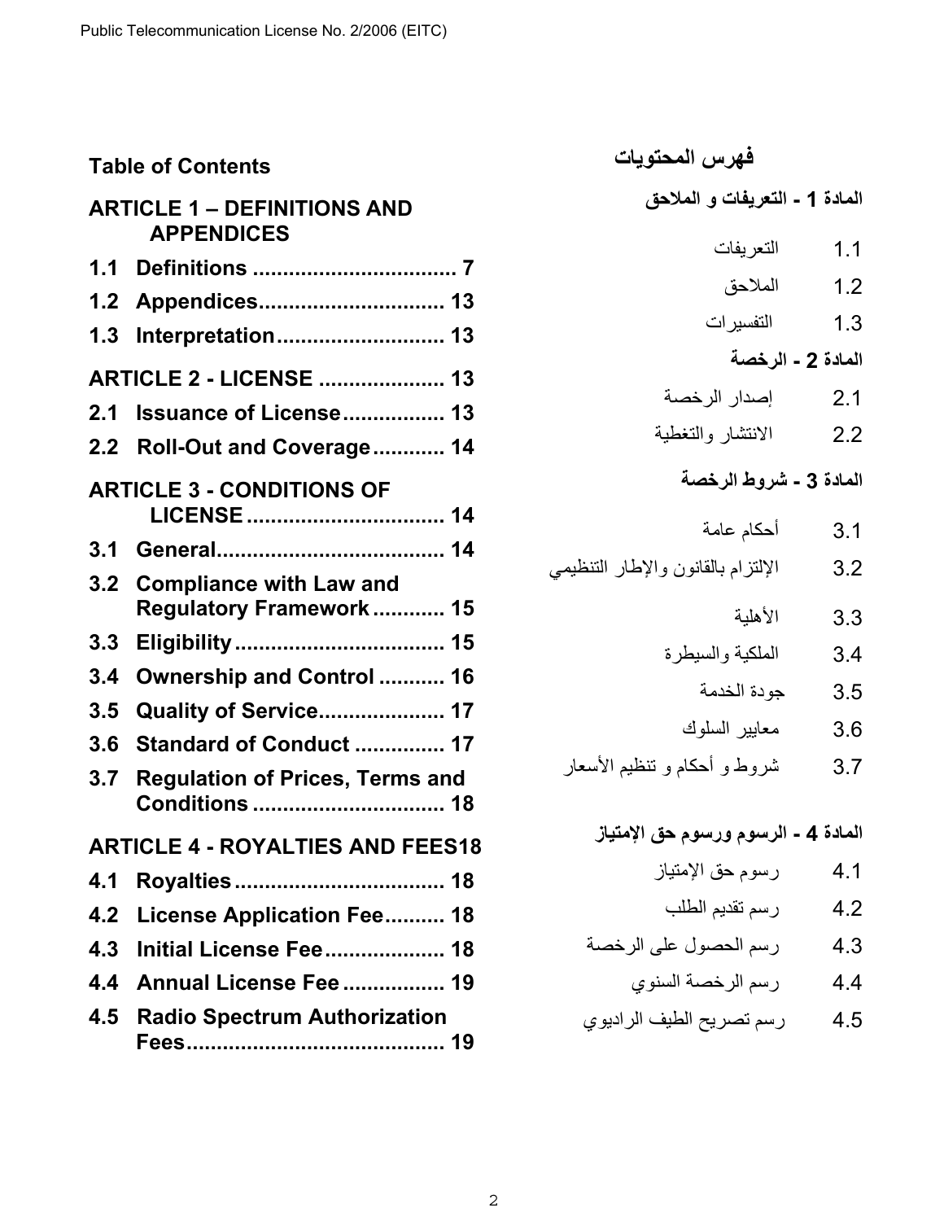## Table of Contents

**ARTICLE 1 – DEFINITIONS AND APPENDICES**

**1.1 Definitions ................................. 7**

**1.2 Appendices.............................. 13**

**1.3 Interpretation........................... 13**

**ARTICLE 2 - LICENSE .................... 13**

**2.1 Issuance of License................ 13**

**2.2 Roll-Out and Coverage............ 14**

**ARTICLE 3 - CONDITIONS OF LICENSE ................................ 14**

**3.1 General..................................... 14**

**3.2 Compliance with Law and Regulatory Framework ............ 15**

**3.3 Eligibility .................................. 15**

**3.4 Ownership and Control ........... 16**

**3.5 Quality of Service..................... 17**

**3.6 Standard of Conduct ............... 17**

**3.7 Regulation of Prices, Terms and Conditions ................................ 18**

**ARTICLE 4 - ROYALTIES AND FEES18**

**4.1 Royalties .................................. 18**

**4.2 License Application Fee.......... 18**

**4.3 Initial License Fee.................... 18**

**4.4 Annual License Fee ................ 19**

**4.5 Radio Spectrum Authorization Fees........................................... 19**

## فهرس المحتويات

**المادة 1 - التعريفات و الملاحق**

1.1 التعريفات

1.2 الملاحق

1.3 التفسيرات

**المادة 2 - الرخصة**

2.1 إصدار الرخصة

2.2 الانتشار والتغطية

**المادة 3 - شروط الرخصة**

3.1 أحكام عامة

3.2 الإلتزام بالقانون والإطار التنظيمي

3.3 الأهلية

3.4 الملكية والسيطرة

3.5 جودة الخدمة

3.6 معايير السلوك

3.7 شروط و أحكام و تنظيم الأسعار

**المادة 4 - الرسوم ورسوم حق الإمتياز**

4.1 رسوم حق الإمتياز

4.2 رسم تقديم الطلب

4.3 رسم الحصول على الرخصة

4.4 رسم الرخصة السنوي

4.5 رسم تصريح الطيف الراديوي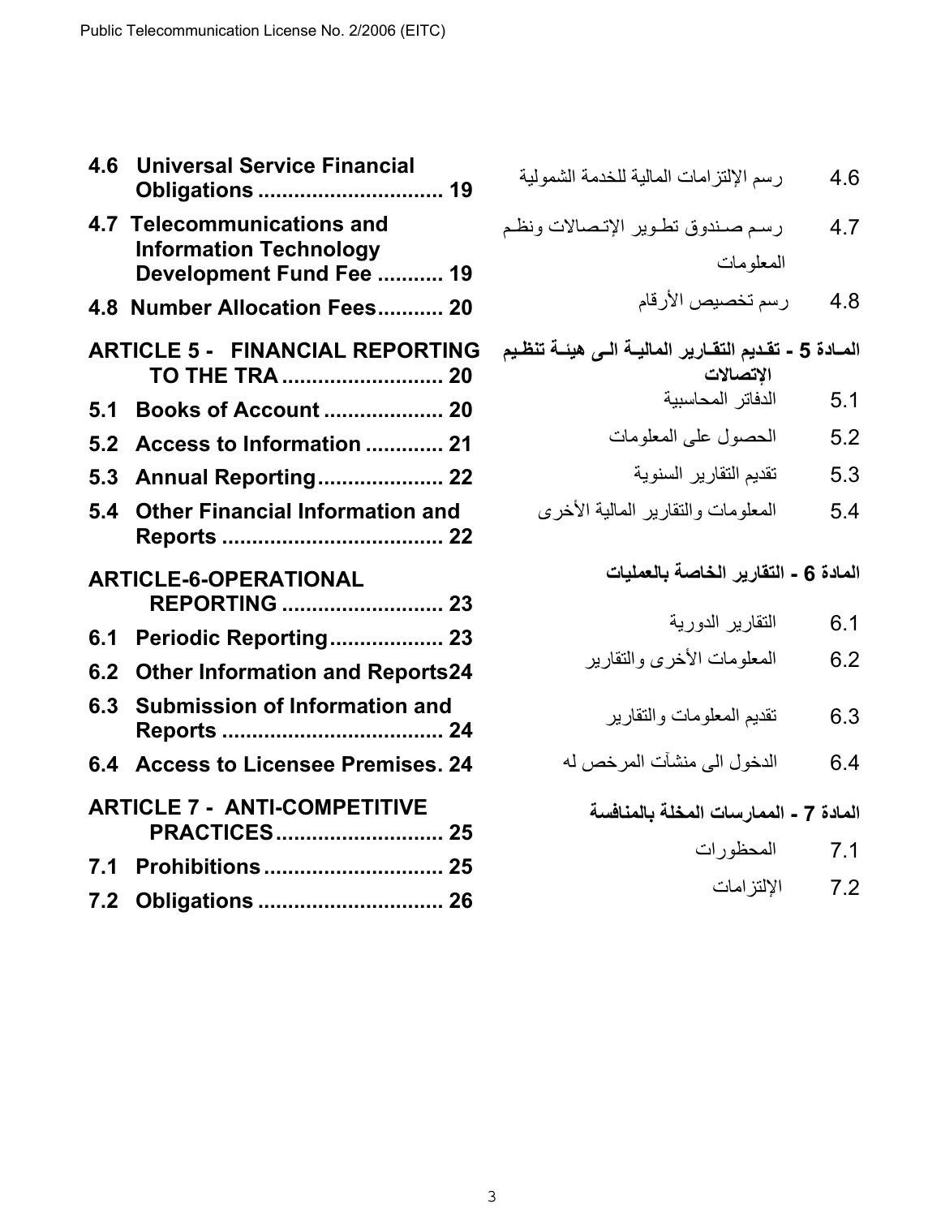| | |
|---|---|
| **4.6 Universal Service Financial Obligations ............................... 19** | 4.6 رسم الإلتزامات المالية للخدمة الشمولية |
| **4.7 Telecommunications and Information Technology Development Fund Fee ........... 19** | 4.7 رسم صندوق تطوير الإتصالات ونظم المعلومات |
| **4.8 Number Allocation Fees........... 20** | 4.8 رسم تخصيص الأرقام |
| **ARTICLE 5 - FINANCIAL REPORTING TO THE TRA .......................... 20** | **المادة 5 - تقديم التقارير المالية الى هيئة تنظيم الإتصالات** |
| **5.1 Books of Account .................... 20** | 5.1 الدفاتر المحاسبية |
| **5.2 Access to Information ............. 21** | 5.2 الحصول على المعلومات |
| **5.3 Annual Reporting..................... 22** | 5.3 تقديم التقارير السنوية |
| **5.4 Other Financial Information and Reports ..................................... 22** | 5.4 المعلومات والتقارير المالية الأخرى |
| **ARTICLE-6-OPERATIONAL REPORTING .......................... 23** | **المادة 6 - التقارير الخاصة بالعمليات** |
| **6.1 Periodic Reporting................... 23** | 6.1 التقارير الدورية |
| **6.2 Other Information and Reports24** | 6.2 المعلومات الأخرى والتقارير |
| **6.3 Submission of Information and Reports ..................................... 24** | 6.3 تقديم المعلومات والتقارير |
| **6.4 Access to Licensee Premises. 24** | 6.4 الدخول الى منشآت المرخص له |
| **ARTICLE 7 - ANTI-COMPETITIVE PRACTICES............................ 25** | **المادة 7 - الممارسات المخلة بالمنافسة** |
| **7.1 Prohibitions .............................. 25** | 7.1 المحظورات |
| **7.2 Obligations ............................... 26** | 7.2 الإلتزامات |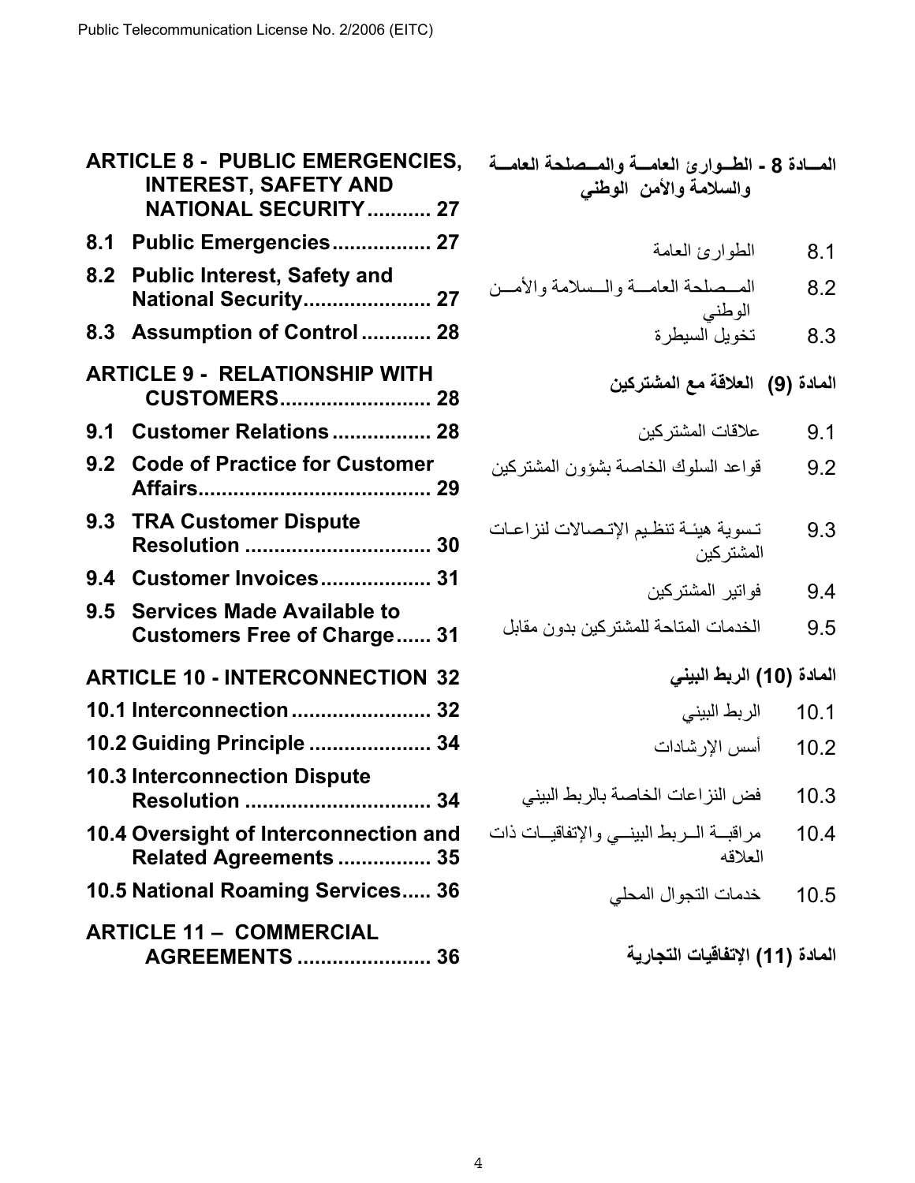| English | | Arabic | |
|---|---|---|---|
| **ARTICLE 8 - PUBLIC EMERGENCIES, INTEREST, SAFETY AND NATIONAL SECURITY........... 27** | | **المــادة 8 - الطــوارئ العامــة والمــصلحة العامــة والسلامة والأمن الوطني** | |
| **8.1** | **Public Emergencies................. 27** | الطوارئ العامة | 8.1 |
| **8.2** | **Public Interest, Safety and National Security...................... 27** | المــصلحة العامــة والــسلامة والأمــن الوطني | 8.2 |
| **8.3** | **Assumption of Control ............ 28** | تخويل السيطرة | 8.3 |
| **ARTICLE 9 - RELATIONSHIP WITH CUSTOMERS.......................... 28** | | **المادة (9) العلاقة مع المشتركين** | |
| **9.1** | **Customer Relations ................. 28** | علاقات المشتركين | 9.1 |
| **9.2** | **Code of Practice for Customer Affairs....................................... 29** | قواعد السلوك الخاصة بشؤون المشتركين | 9.2 |
| **9.3** | **TRA Customer Dispute Resolution ................................ 30** | تسوية هيئـة تنظيم الإتـصالات لنزاعـات المشتركين | 9.3 |
| **9.4** | **Customer Invoices................... 31** | فواتير المشتركين | 9.4 |
| **9.5** | **Services Made Available to Customers Free of Charge...... 31** | الخدمات المتاحة للمشتركين بدون مقابل | 9.5 |
| **ARTICLE 10 - INTERCONNECTION 32** | | **المادة (10) الربط البيني** | |
| **10.1** | **Interconnection........................ 32** | الربط البيني | 10.1 |
| **10.2** | **Guiding Principle ..................... 34** | أسس الإرشادات | 10.2 |
| **10.3** | **Interconnection Dispute Resolution ................................ 34** | فض النزاعات الخاصة بالربط البيني | 10.3 |
| **10.4** | **Oversight of Interconnection and Related Agreements ................ 35** | مراقبــة الــربط البينــي والإتفاقيــات ذات العلاقه | 10.4 |
| **10.5** | **National Roaming Services..... 36** | خدمات التجوال المحلي | 10.5 |
| **ARTICLE 11 – COMMERCIAL AGREEMENTS ....................... 36** | | **المادة (11) الإتفاقيات التجارية** | |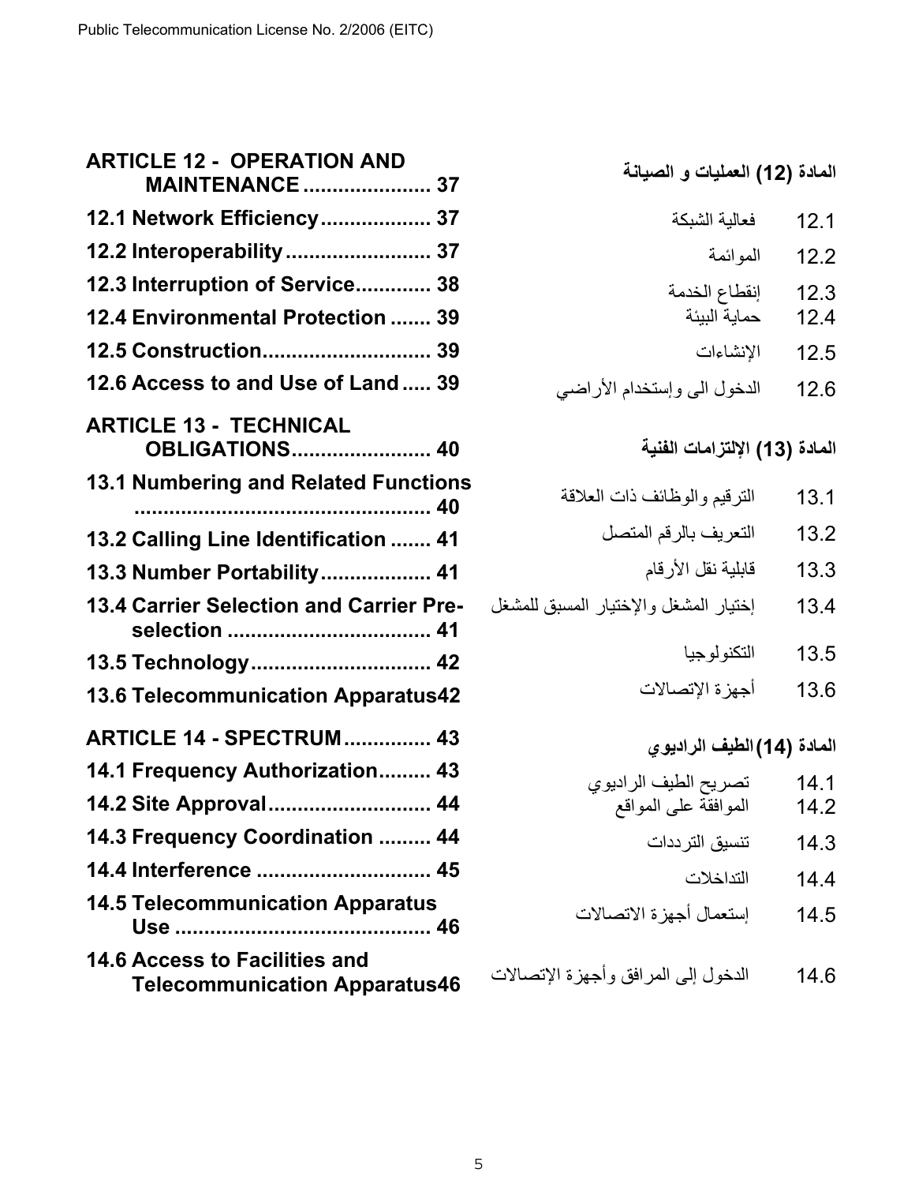| | |
|---|---|
| **ARTICLE 12 - OPERATION AND MAINTENANCE ...................... 37** | **المادة (12) العمليات و الصيانة** |
| **12.1 Network Efficiency................... 37** | 12.1 فعالية الشبكة |
| **12.2 Interoperability ......................... 37** | 12.2 الموائمة |
| **12.3 Interruption of Service............. 38** | 12.3 إنقطاع الخدمة |
| **12.4 Environmental Protection ....... 39** | 12.4 حماية البيئة |
| **12.5 Construction............................. 39** | 12.5 الإنشاءات |
| **12.6 Access to and Use of Land..... 39** | 12.6 الدخول الى وإستخدام الأراضي |
| **ARTICLE 13 - TECHNICAL OBLIGATIONS........................ 40** | **المادة (13) الإلتزامات الفنية** |
| **13.1 Numbering and Related Functions .................................................. 40** | 13.1 الترقيم والوظائف ذات العلاقة |
| **13.2 Calling Line Identification ....... 41** | 13.2 التعريف بالرقم المتصل |
| **13.3 Number Portability................... 41** | 13.3 قابلية نقل الأرقام |
| **13.4 Carrier Selection and Carrier Pre-selection ................................... 41** | 13.4 إختيار المشغل والإختيار المسبق للمشغل |
| **13.5 Technology............................... 42** | 13.5 التكنولوجيا |
| **13.6 Telecommunication Apparatus42** | 13.6 أجهزة الإتصالات |
| **ARTICLE 14 - SPECTRUM............... 43** | **المادة (14) الطيف الراديوي** |
| **14.1 Frequency Authorization......... 43** | 14.1 تصريح الطيف الراديوي |
| **14.2 Site Approval............................ 44** | 14.2 الموافقة على المواقع |
| **14.3 Frequency Coordination ......... 44** | 14.3 تنسيق الترددات |
| **14.4 Interference ............................. 45** | 14.4 التداخلات |
| **14.5 Telecommunication Apparatus Use ............................................ 46** | 14.5 إستعمال أجهزة الاتصالات |
| **14.6 Access to Facilities and Telecommunication Apparatus46** | 14.6 الدخول إلى المرافق وأجهزة الإتصالات |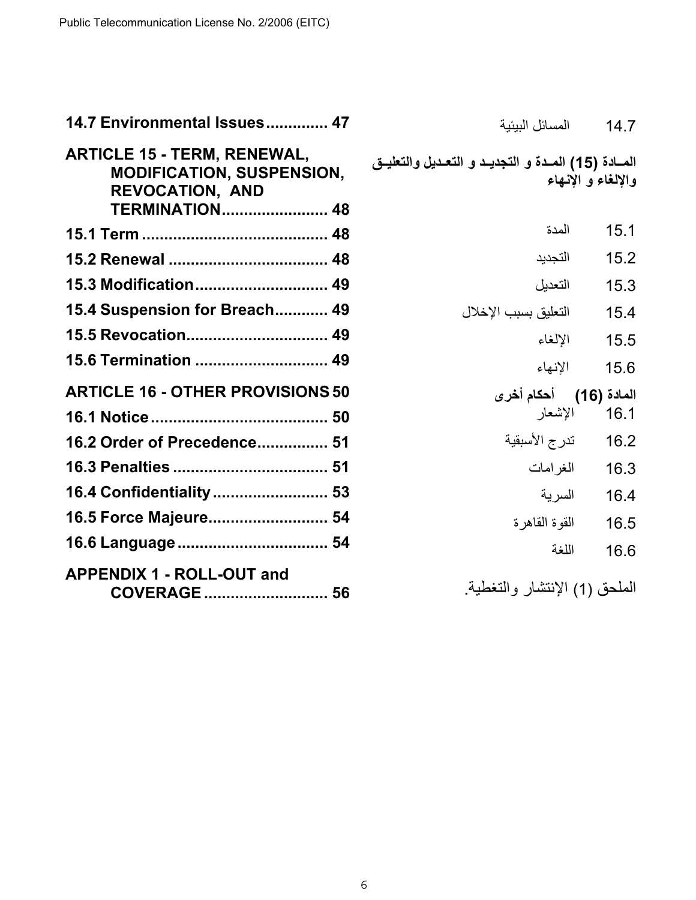| | |
|---|---|
| **14.7 Environmental Issues.............. 47** | المسائل البيئية 14.7 |
| **ARTICLE 15 - TERM, RENEWAL, MODIFICATION, SUSPENSION, REVOCATION, AND TERMINATION....................... 48** | **المــادة (15) المــدة و التجديـد و التعـديل والتعليـق والإلغاء و الإنـهاء** |
| **15.1 Term ......................................... 48** | المدة 15.1 |
| **15.2 Renewal ................................... 48** | التجديد 15.2 |
| **15.3 Modification............................. 49** | التعديل 15.3 |
| **15.4 Suspension for Breach............ 49** | التعليق بسبب الإخلال 15.4 |
| **15.5 Revocation................................ 49** | الإلغاء 15.5 |
| **15.6 Termination ............................. 49** | الإنهاء 15.6 |
| **ARTICLE 16 - OTHER PROVISIONS 50** | **المادة (16) أحكام أخرى** |
| **16.1 Notice........................................ 50** | الإشعار 16.1 |
| **16.2 Order of Precedence................ 51** | تدرج الأسبقية 16.2 |
| **16.3 Penalties ................................... 51** | الغرامات 16.3 |
| **16.4 Confidentiality .......................... 53** | السرية 16.4 |
| **16.5 Force Majeure........................... 54** | القوة القاهرة 16.5 |
| **16.6 Language .................................. 54** | اللغة 16.6 |
| **APPENDIX 1 - ROLL-OUT and COVERAGE ............................ 56** | الملحق (1) الإنتشار والتغطية. |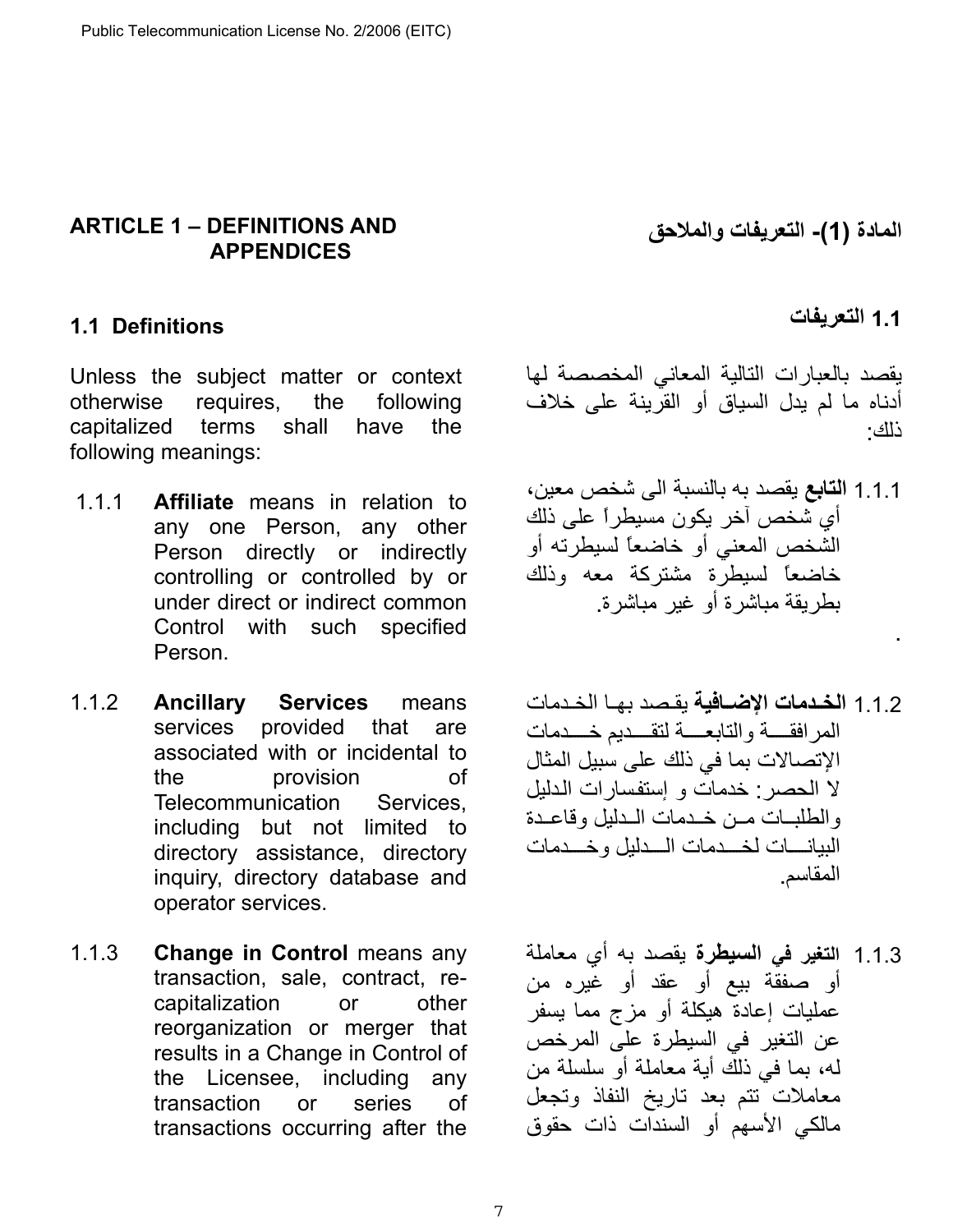## ARTICLE 1 – DEFINITIONS AND APPENDICES

## المادة (1)- التعريفات والملاحق

### 1.1 Definitions

### 1.1 التعريفات

Unless the subject matter or context otherwise requires, the following capitalized terms shall have the following meanings:

يقصد بالعبارات التالية المعاني المخصصة لها أدناه ما لم يدل السياق أو القرينة على خلاف ذلك:

1.1.1 **Affiliate** means in relation to any one Person, any other Person directly or indirectly controlling or controlled by or under direct or indirect common Control with such specified Person.

1.1.1 **التابع** يقصد به بالنسبة الى شخص معين، أي شخص آخر يكون مسيطراً على ذلك الشخص المعني أو خاضعاً لسيطرته أو خاضعاً لسيطرة مشتركة معه وذلك بطريقة مباشرة أو غير مباشرة.

1.1.2 **Ancillary Services** means services provided that are associated with or incidental to the provision of Telecommunication Services, including but not limited to directory assistance, directory inquiry, directory database and operator services.

1.1.2 **الخدمات الإضافية** يقصد بها الخدمات المرافقة والتابعة لتقديم خدمات الإتصالات بما في ذلك على سبيل المثال لا الحصر: خدمات و إستفسارات الدليل والطلبات من خدمات الدليل وقاعدة البيانات لخدمات الدليل وخدمات المقاسم.

1.1.3 **Change in Control** means any transaction, sale, contract, re-capitalization or other reorganization or merger that results in a Change in Control of the Licensee, including any transaction or series of transactions occurring after the

1.1.3 **التغير في السيطرة** يقصد به أي معاملة أو صفقة بيع أو عقد أو غيره من عمليات إعادة هيكلة أو مزج مما يسفر عن التغير في السيطرة على المرخص له، بما في ذلك أية معاملة أو سلسلة من معاملات تتم بعد تاريخ النفاذ وتجعل مالكي الأسهم أو السندات ذات حقوق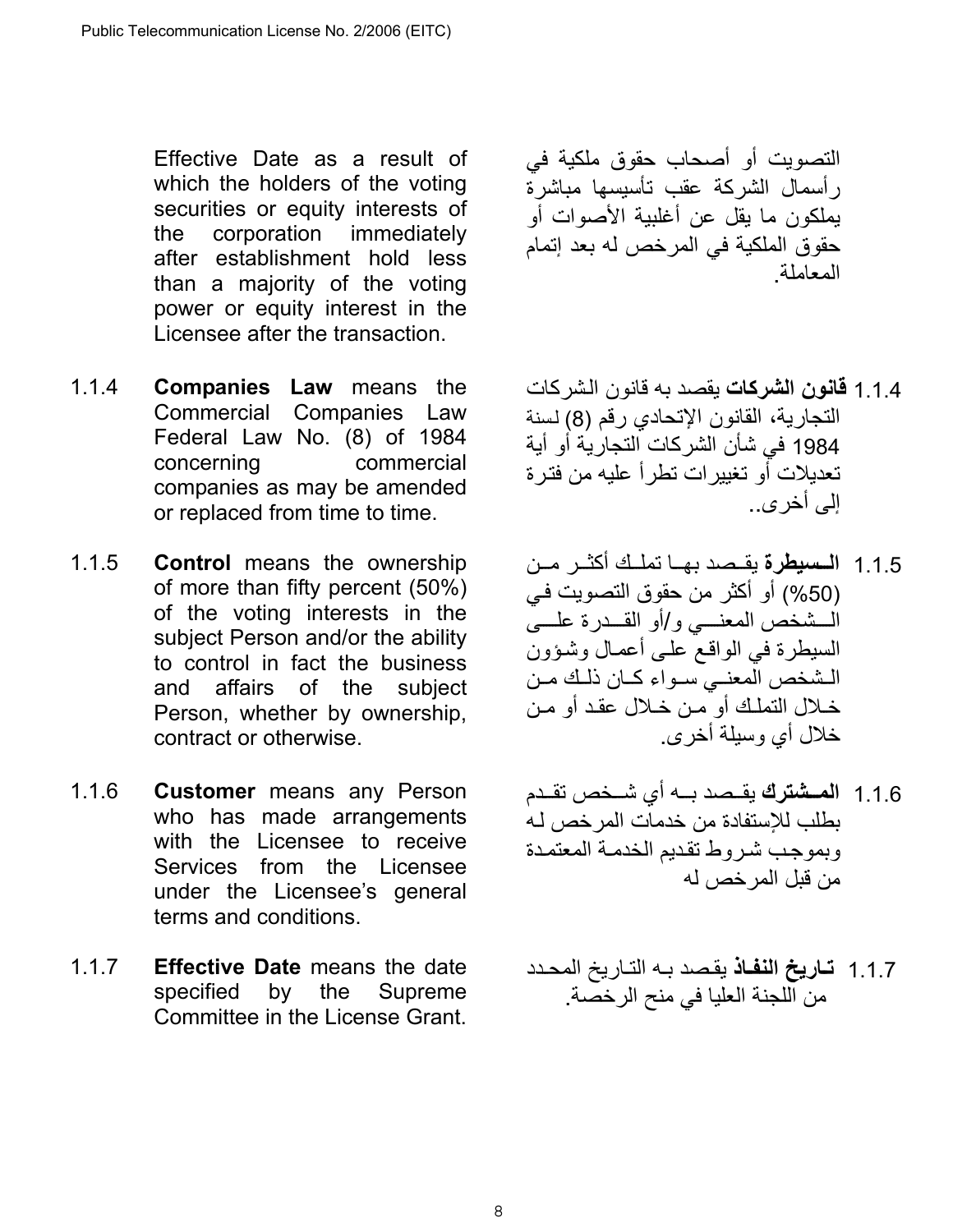Effective Date as a result of which the holders of the voting securities or equity interests of the corporation immediately after establishment hold less than a majority of the voting power or equity interest in the Licensee after the transaction.

التصويت أو أصحاب حقوق ملكية في رأسمال الشركة عقب تأسيسها مباشرة يملكون ما يقل عن أغلبية الأصوات أو حقوق الملكية في المرخص له بعد إتمام المعاملة.

1.1.4 **Companies Law** means the Commercial Companies Law Federal Law No. (8) of 1984 concerning commercial companies as may be amended or replaced from time to time.

1.1.4 **قانون الشركات** يقصد به قانون الشركات التجارية، القانون الإتحادي رقم (8) لسنة 1984 في شأن الشركات التجارية أو أية تعديلات أو تغييرات تطرأ عليه من فترة إلى أخرى..

1.1.5 **Control** means the ownership of more than fifty percent (50%) of the voting interests in the subject Person and/or the ability to control in fact the business and affairs of the subject Person, whether by ownership, contract or otherwise.

1.1.5 **السيطرة** يقصد بها تملك أكثر من (50%) أو أكثر من حقوق التصويت في الشخص المعني و/أو القدرة على السيطرة في الواقع على أعمال وشؤون الشخص المعني سواء كان ذلك من خلال التملك أو من خلال عقد أو من خلال أي وسيلة أخرى.

1.1.6 **Customer** means any Person who has made arrangements with the Licensee to receive Services from the Licensee under the Licensee's general terms and conditions.

1.1.6 **المشترك** يقصد به أي شخص تقدم بطلب للإستفادة من خدمات المرخص له وبموجب شروط تقديم الخدمة المعتمدة من قبل المرخص له

1.1.7 **Effective Date** means the date specified by the Supreme Committee in the License Grant.

1.1.7 **تاريخ النفاذ** يقصد به التاريخ المحدد من اللجنة العليا في منح الرخصة.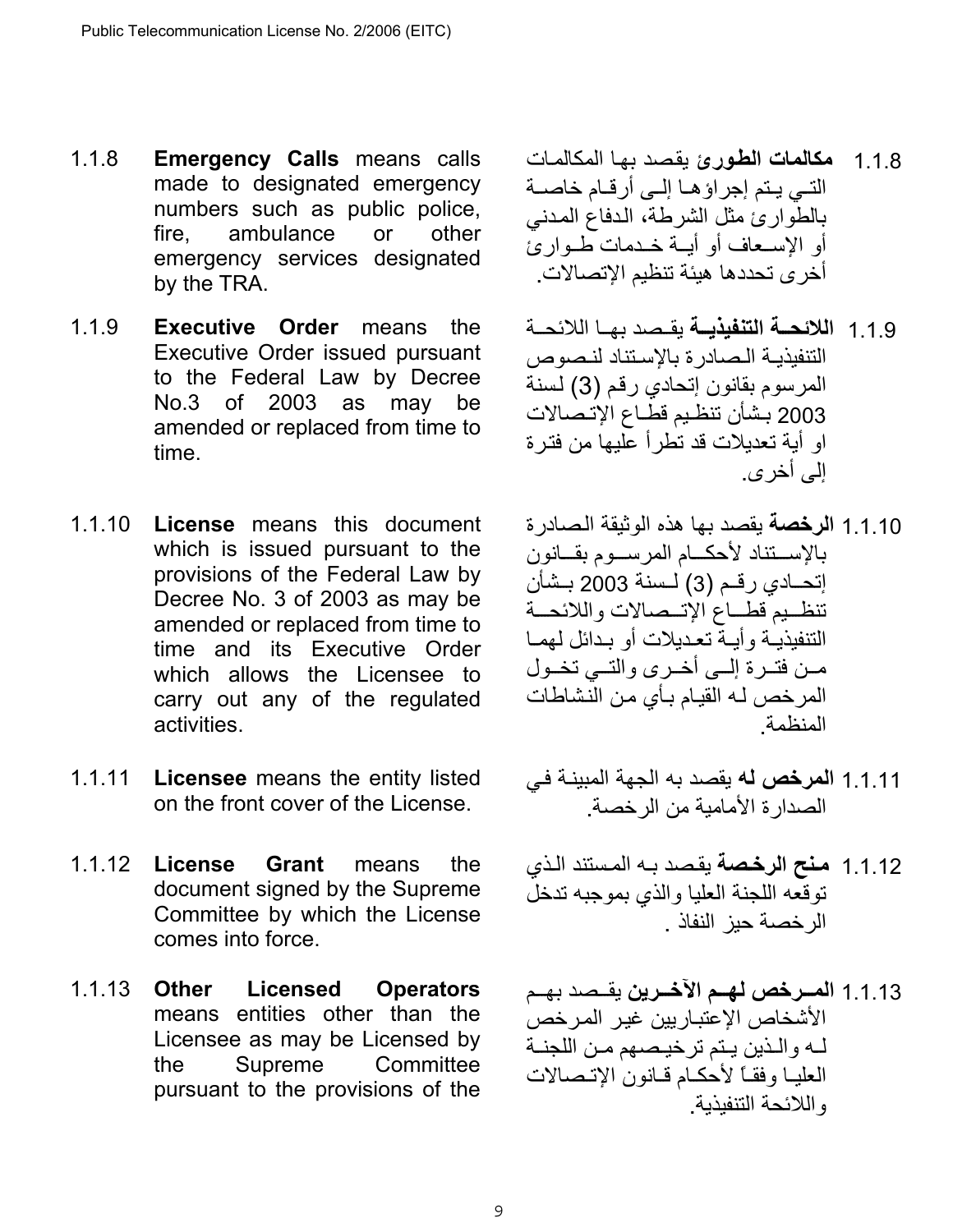1.1.8 **Emergency Calls** means calls made to designated emergency numbers such as public police, fire, ambulance or other emergency services designated by the TRA.

1.1.8 **مكالمات الطورئ** يقصد بها المكالمات التي يتم إجراؤها إلى أرقام خاصة بالطوارئ مثل الشرطة، الدفاع المدني أو الإسعاف أو أية خدمات طوارئ أخرى تحددها هيئة تنظيم الإتصالات.

1.1.9 **Executive Order** means the Executive Order issued pursuant to the Federal Law by Decree No.3 of 2003 as may be amended or replaced from time to time.

1.1.9 **اللائحة التنفيذية** يقصد بها اللائحة التنفيذية الصادرة بالإستناد لنصوص المرسوم بقانون إتحادي رقم (3) لسنة 2003 بشأن تنظيم قطاع الإتصالات او أية تعديلات قد تطرأ عليها من فترة إلى أخرى.

1.1.10 **License** means this document which is issued pursuant to the provisions of the Federal Law by Decree No. 3 of 2003 as may be amended or replaced from time to time and its Executive Order which allows the Licensee to carry out any of the regulated activities.

1.1.10 **الرخصة** يقصد بها هذه الوثيقة الصادرة بالإستناد لأحكام المرسوم بقانون إتحادي رقم (3) لسنة 2003 بشأن تنظيم قطاع الإتصالات واللائحة التنفيذية وأية تعديلات أو بدائل لهما من فترة إلى أخرى والتي تخول المرخص له القيام بأي من النشاطات المنظمة.

1.1.11 **Licensee** means the entity listed on the front cover of the License.

1.1.11 **المرخص له** يقصد به الجهة المبينة في الصدارة الأمامية من الرخصة.

1.1.12 **License Grant** means the document signed by the Supreme Committee by which the License comes into force.

1.1.12 **منح الرخصة** يقصد به المستند الذي توقعه اللجنة العليا والذي بموجبه تدخل الرخصة حيز النفاذ .

1.1.13 **Other Licensed Operators** means entities other than the Licensee as may be Licensed by the Supreme Committee pursuant to the provisions of the

1.1.13 **المرخص لهم الآخرين** يقصد بهم الأشخاص الإعتباريين غير المرخص له والذين يتم ترخيصهم من اللجنة العليا وفقاً لأحكام قانون الإتصالات واللائحة التنفيذية.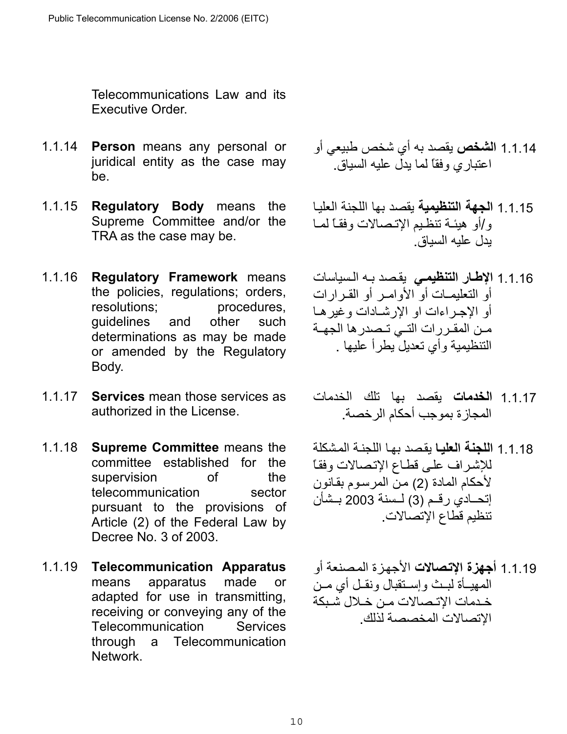Telecommunications Law and its Executive Order.

1.1.14 **Person** means any personal or juridical entity as the case may be.

1.1.14 **الشخص** يقصد به أي شخص طبيعي أو اعتباري وفقاً لما يدل عليه السياق.

1.1.15 **Regulatory Body** means the Supreme Committee and/or the TRA as the case may be.

1.1.15 **الجهة التنظيمية** يقصد بها اللجنة العليا و/أو هيئة تنظيم الإتصالات وفقاً لما يدل عليه السياق.

1.1.16 **Regulatory Framework** means the policies, regulations; orders, resolutions; procedures, guidelines and other such determinations as may be made or amended by the Regulatory Body.

1.1.16 **الإطار التنظيمي** يقصد به السياسات أو التعليمات أو الأوامر أو القرارات أو الإجراءات او الإرشادات وغيرها من المقررات التي تصدرها الجهة التنظيمية وأي تعديل يطرأ عليها .

1.1.17 **Services** mean those services as authorized in the License.

1.1.17 **الخدمات** يقصد بها تلك الخدمات المجازة بموجب أحكام الرخصة.

1.1.18 **Supreme Committee** means the committee established for the supervision of the telecommunication sector pursuant to the provisions of Article (2) of the Federal Law by Decree No. 3 of 2003.

1.1.18 **اللجنة العليا** يقصد بها اللجنة المشكلة للإشراف على قطاع الإتصالات وفقاً لأحكام المادة (2) من المرسوم بقانون إتحادي رقم (3) لسنة 2003 بشأن تنظيم قطاع الإتصالات.

1.1.19 **Telecommunication Apparatus** means apparatus made or adapted for use in transmitting, receiving or conveying any of the Telecommunication Services through a Telecommunication Network.

1.1.19 **أجهزة الإتصالات** الأجهزة المصنعة أو المهيأة لبث وإستقبال ونقل أي من خدمات الإتصالات من خلال شبكة الإتصالات المخصصة لذلك.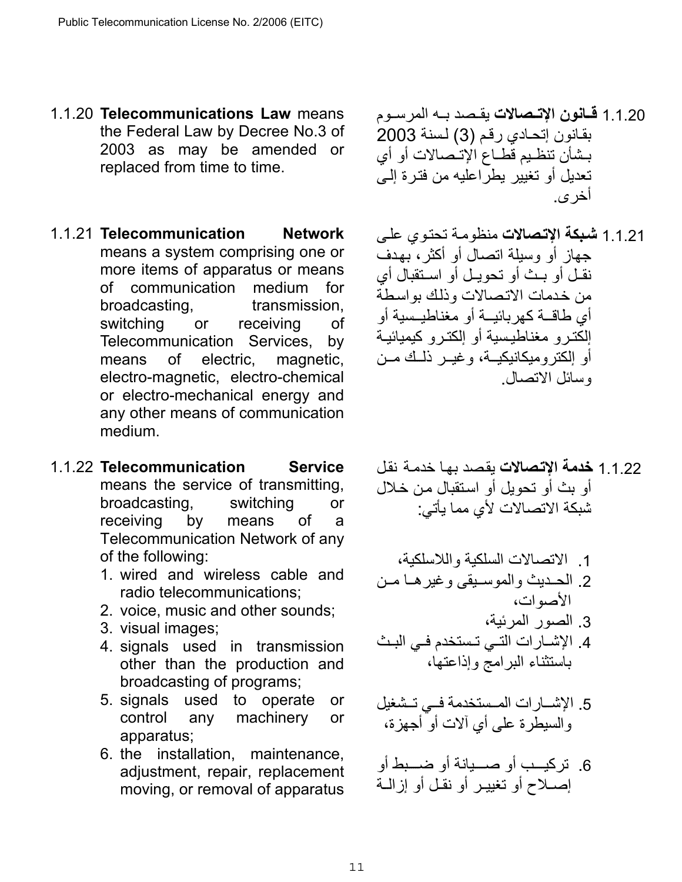1.1.20 **Telecommunications Law** means the Federal Law by Decree No.3 of 2003 as may be amended or replaced from time to time.

1.1.20 **قانون الإتصالات** يقصد به المرسوم بقانون إتحادي رقم (3) لسنة 2003 بشأن تنظيم قطاع الإتصالات أو أي تعديل أو تغيير يطراعليه من فترة إلى أخرى.

1.1.21 **Telecommunication Network** means a system comprising one or more items of apparatus or means of communication medium for broadcasting, transmission, switching or receiving of Telecommunication Services, by means of electric, magnetic, electro-magnetic, electro-chemical or electro-mechanical energy and any other means of communication medium.

1.1.21 **شبكة الإتصالات** منظومة تحتوي على جهاز أو وسيلة اتصال أو أكثر، بهدف نقل أو بث أو تحويل أو استقبال أي من خدمات الاتصالات وذلك بواسطة أي طاقة كهربائية أو مغناطيسية أو إلكترو مغناطيسية أو إلكترو كيميائية أو إلكتروميكانيكية، وغير ذلك من وسائل الاتصال.

1.1.22 **Telecommunication Service** means the service of transmitting, broadcasting, switching or receiving by means of a Telecommunication Network of any of the following:

1. wired and wireless cable and radio telecommunications;
2. voice, music and other sounds;
3. visual images;
4. signals used in transmission other than the production and broadcasting of programs;
5. signals used to operate or control any machinery or apparatus;
6. the installation, maintenance, adjustment, repair, replacement moving, or removal of apparatus

1.1.22 **خدمة الإتصالات** يقصد بها خدمة نقل أو بث أو تحويل أو استقبال من خلال شبكة الاتصالات لأي مما يأتي:

1. الاتصالات السلكية واللاسلكية،
2. الحديث والموسيقى وغيرها من الأصوات،
3. الصور المرئية،
4. الإشارات التي تستخدم في البث باستثناء البرامج وإذاعتها،
5. الإشارات المستخدمة في تشغيل والسيطرة على أي آلات أو أجهزة،
6. تركيب أو صيانة أو ضبط أو إصلاح أو تغيير أو نقل أو إزالة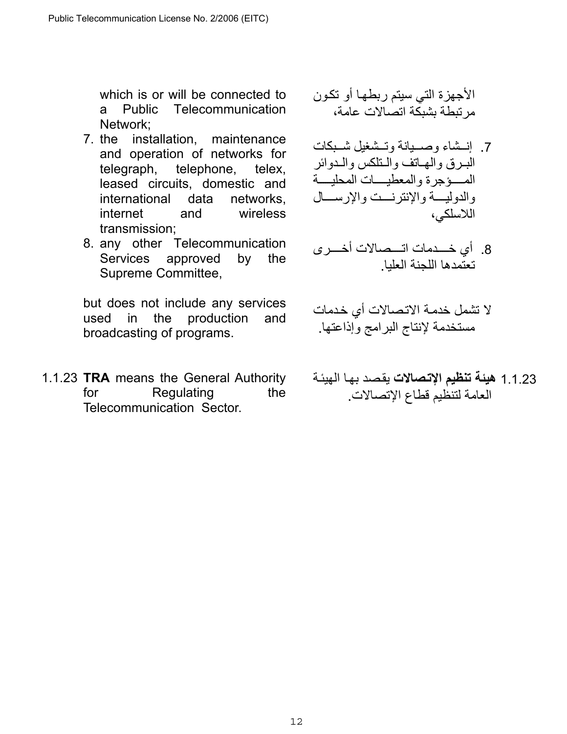which is or will be connected to a Public Telecommunication Network;

7. the installation, maintenance and operation of networks for telegraph, telephone, telex, leased circuits, domestic and international data networks, internet and wireless transmission;
8. any other Telecommunication Services approved by the Supreme Committee,

but does not include any services used in the production and broadcasting of programs.

الأجهزة التي سيتم ربطها أو تكون مرتبطة بشبكة اتصالات عامة،

7. إنشاء وصيانة وتشغيل شبكات البرق والهاتف والتلكس والدوائر المؤجرة والمعطيات المحلية والدولية والإنترنت والإرسال اللاسلكي،
8. أي خدمات اتصالات أخرى تعتمدها اللجنة العليا.

لا تشمل خدمة الاتصالات أي خدمات مستخدمة لإنتاج البرامج وإذاعتها.

1.1.23 **TRA** means the General Authority for Regulating the Telecommunication Sector.

1.1.23 **هيئة تنظيم الإتصالات** يقصد بها الهيئة العامة لتنظيم قطاع الإتصالات.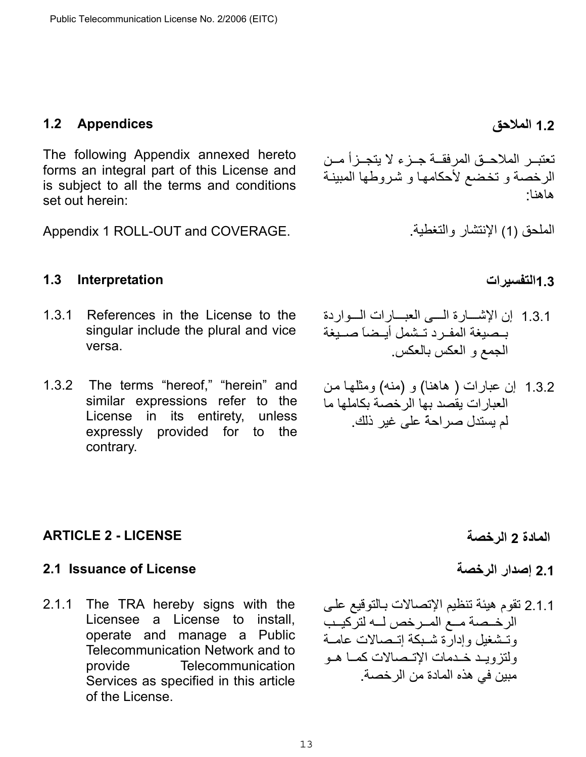## 1.2 Appendices

The following Appendix annexed hereto forms an integral part of this License and is subject to all the terms and conditions set out herein:

Appendix 1 ROLL-OUT and COVERAGE.

## 1.2 الملاحق

تعتبر الملاحق المرفقة جزء لا يتجزأ من الرخصة و تخضع لأحكامها و شروطها المبينة هاهنا:

الملحق (1) الإنتشار والتغطية.

## 1.3 Interpretation

1.3.1 References in the License to the singular include the plural and vice versa.

1.3.2 The terms "hereof," "herein" and similar expressions refer to the License in its entirety, unless expressly provided for to the contrary.

## 1.3 التفسيرات

1.3.1 إن الإشارة الى العبارات الواردة بصيغة المفرد تشمل أيضاً صيغة الجمع و العكس بالعكس.

1.3.2 إن عبارات ( هاهنا) و (منه) ومثلها من العبارات يقصد بها الرخصة بكاملها ما لم يستدل صراحة على غير ذلك.

# ARTICLE 2 - LICENSE

## 2.1 Issuance of License

2.1.1 The TRA hereby signs with the Licensee a License to install, operate and manage a Public Telecommunication Network and to provide Telecommunication Services as specified in this article of the License.

# المادة 2 الرخصة

## 2.1 إصدار الرخصة

2.1.1 تقوم هيئة تنظيم الإتصالات بالتوقيع على الرخصة مع المرخص له لتركيب وتشغيل وإدارة شبكة إتصالات عامة ولتزويد خدمات الإتصالات كما هو مبين في هذه المادة من الرخصة.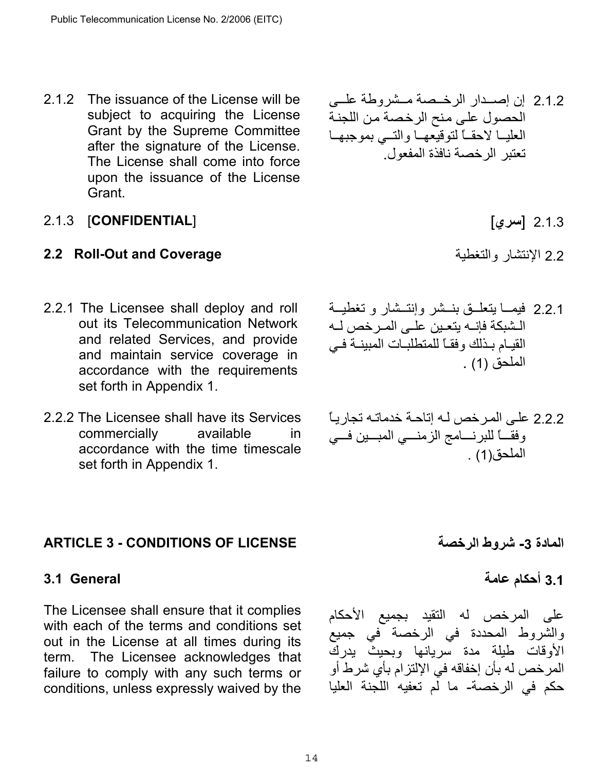2.1.2 The issuance of the License will be subject to acquiring the License Grant by the Supreme Committee after the signature of the License. The License shall come into force upon the issuance of the License Grant.

2.1.2 إن إصدار الرخصة مشروطة على الحصول على منح الرخصة من اللجنة العليا لاحقاً لتوقيعها والتي بموجبها تعتبر الرخصة نافذة المفعول.

2.1.3 [**CONFIDENTIAL**]

2.1.3 **[سري]**

**2.2 Roll-Out and Coverage**

2.2 الإنتشار والتغطية

2.2.1 The Licensee shall deploy and roll out its Telecommunication Network and related Services, and provide and maintain service coverage in accordance with the requirements set forth in Appendix 1.

2.2.1 فيما يتعلق بنشر وإنتشار و تغطية الشبكة فإنه يتعين على المرخص له القيام بذلك وفقاً للمتطلبات المبينة في الملحق (1) .

2.2.2 The Licensee shall have its Services commercially available in accordance with the time timescale set forth in Appendix 1.

2.2.2 على المرخص له إتاحة خدماته تجارياً وفقاً للبرنامج الزمني المبين في الملحق(1) .

## ARTICLE 3 - CONDITIONS OF LICENSE

## المادة 3- شروط الرخصة

### 3.1 General

### 3.1 أحكام عامة

The Licensee shall ensure that it complies with each of the terms and conditions set out in the License at all times during its term. The Licensee acknowledges that failure to comply with any such terms or conditions, unless expressly waived by the

على المرخص له التقيد بجميع الأحكام والشروط المحددة في الرخصة في جميع الأوقات طيلة مدة سريانها وبحيث يدرك المرخص له بأن إخفاقه في الإلتزام بأي شرط أو حكم في الرخصة- ما لم تعفيه اللجنة العليا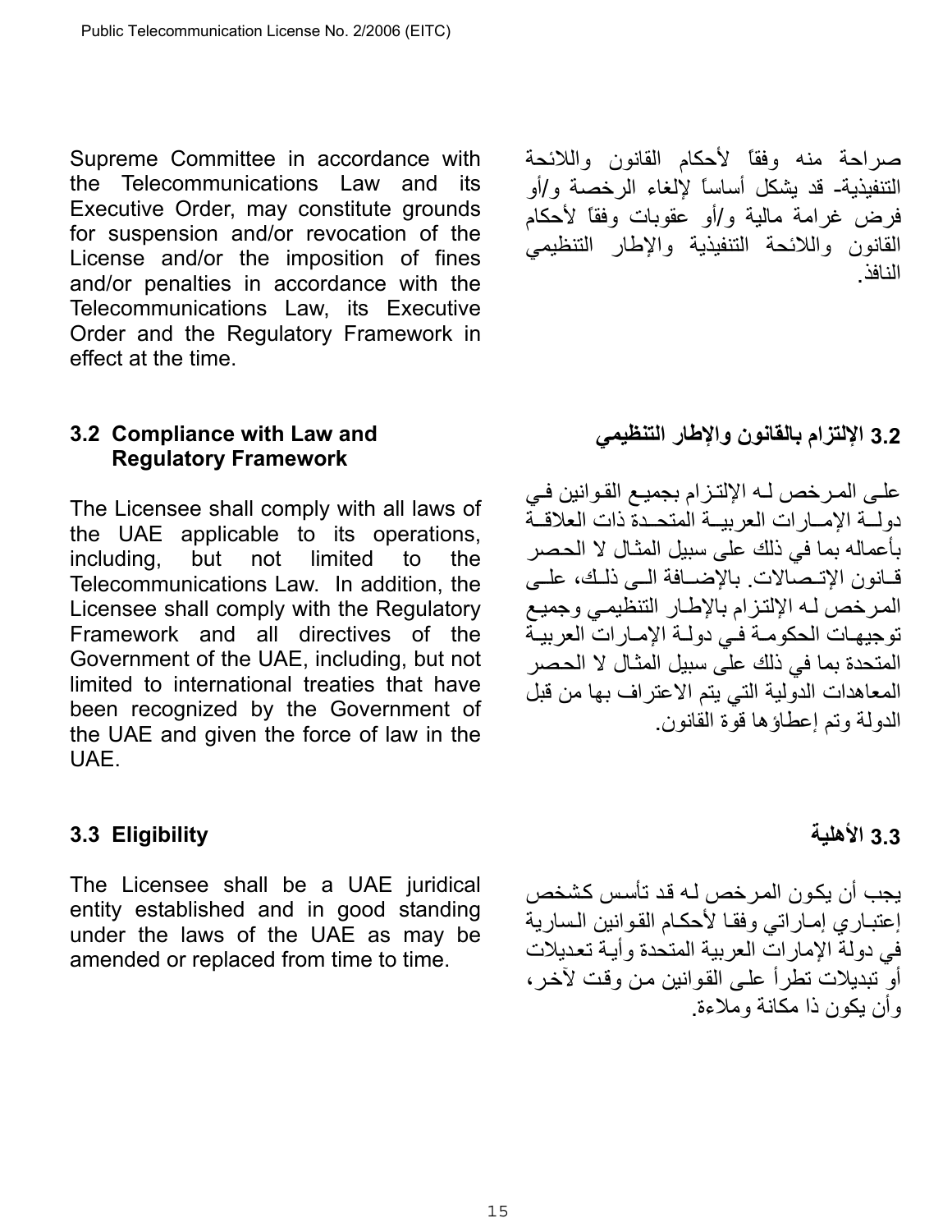Supreme Committee in accordance with the Telecommunications Law and its Executive Order, may constitute grounds for suspension and/or revocation of the License and/or the imposition of fines and/or penalties in accordance with the Telecommunications Law, its Executive Order and the Regulatory Framework in effect at the time.

صراحة منه وفقاً لأحكام القانون واللائحة التنفيذية- قد يشكل أساساً لإلغاء الرخصة و/أو فرض غرامة مالية و/أو عقوبات وفقاً لأحكام القانون واللائحة التنفيذية والإطار التنظيمي النافذ.

### 3.2 Compliance with Law and Regulatory Framework

The Licensee shall comply with all laws of the UAE applicable to its operations, including, but not limited to the Telecommunications Law. In addition, the Licensee shall comply with the Regulatory Framework and all directives of the Government of the UAE, including, but not limited to international treaties that have been recognized by the Government of the UAE and given the force of law in the UAE.

### 3.2 الإلتزام بالقانون والإطار التنظيمي

على المرخص له الإلتزام بجميع القوانين في دولة الإمارات العربية المتحدة ذات العلاقة بأعماله بما في ذلك على سبيل المثال لا الحصر قانون الإتصالات. بالإضافة الى ذلك، على المرخص له الإلتزام بالإطار التنظيمي وجميع توجيهات الحكومة في دولة الإمارات العربية المتحدة بما في ذلك على سبيل المثال لا الحصر المعاهدات الدولية التي يتم الاعتراف بها من قبل الدولة وتم إعطاؤها قوة القانون.

### 3.3 Eligibility

The Licensee shall be a UAE juridical entity established and in good standing under the laws of the UAE as may be amended or replaced from time to time.

### 3.3 الأهلية

يجب أن يكون المرخص له قد تأسس كشخص إعتباري إماراتي وفقا لأحكام القوانين السارية في دولة الإمارات العربية المتحدة وأية تعديلات أو تبديلات تطرأ على القوانين من وقت لآخر، وأن يكون ذا مكانة وملاءة.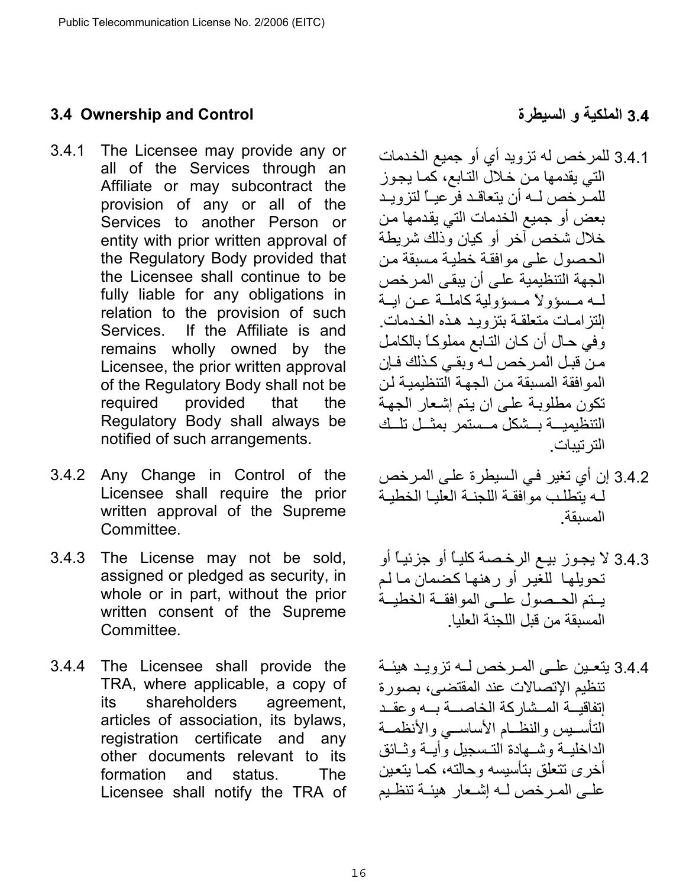## 3.4 Ownership and Control

3.4.1 The Licensee may provide any or all of the Services through an Affiliate or may subcontract the provision of any or all of the Services to another Person or entity with prior written approval of the Regulatory Body provided that the Licensee shall continue to be fully liable for any obligations in relation to the provision of such Services. If the Affiliate is and remains wholly owned by the Licensee, the prior written approval of the Regulatory Body shall not be required provided that the Regulatory Body shall always be notified of such arrangements.

3.4.2 Any Change in Control of the Licensee shall require the prior written approval of the Supreme Committee.

3.4.3 The License may not be sold, assigned or pledged as security, in whole or in part, without the prior written consent of the Supreme Committee.

3.4.4 The Licensee shall provide the TRA, where applicable, a copy of its shareholders agreement, articles of association, its bylaws, registration certificate and any other documents relevant to its formation and status. The Licensee shall notify the TRA of

## 3.4 الملكية و السيطرة

3.4.1 للمرخص له تزويد أي أو جميع الخدمات التي يقدمها من خلال التابع، كما يجوز للمرخص له أن يتعاقد فرعياً لتزويد بعض أو جميع الخدمات التي يقدمها من خلال شخص آخر أو كيان وذلك شريطة الحصول على موافقة خطية مسبقة من الجهة التنظيمية على أن يبقى المرخص له مسؤولاً مسؤولية كاملة عن اية إلتزامات متعلقة بتزويد هذه الخدمات. وفي حال أن كان التابع مملوكاً بالكامل من قبل المرخص له وبقي كذلك فإن الموافقة المسبقة من الجهة التنظيمية لن تكون مطلوبة على ان يتم إشعار الجهة التنظيمية بشكل مستمر بمثل تلك الترتيبات.

3.4.2 إن أي تغير في السيطرة على المرخص له يتطلب موافقة اللجنة العليا الخطية المسبقة.

3.4.3 لا يجوز بيع الرخصة كلياً أو جزئياً أو تحويلها للغير أو رهنها كضمان ما لم يتم الحصول على الموافقة الخطية المسبقة من قبل اللجنة العليا.

3.4.4 يتعين على المرخص له تزويد هيئة تنظيم الإتصالات عند المقتضى، بصورة إتفاقية المشاركة الخاصة به وعقد التأسيس والنظام الأساسي والأنظمة الداخلية وشهادة التسجيل وأية وثائق أخرى تتعلق بتأسيسه وحالته، كما يتعين على المرخص له إشعار هيئة تنظيم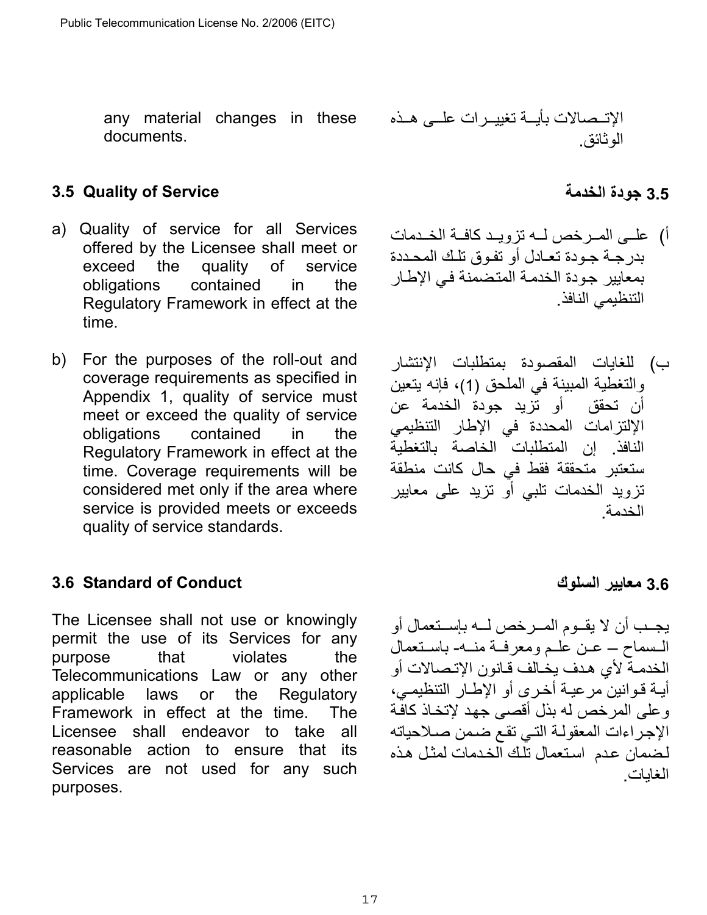any material changes in these documents.

الإتـصالات بأيـة تغييـرات علـى هـذه الوثائق.

### 3.5 Quality of Service

### 3.5 جودة الخدمة

a) Quality of service for all Services offered by the Licensee shall meet or exceed the quality of service obligations contained in the Regulatory Framework in effect at the time.

أ) علـى المـرخص لـه تزويـد كافـة الخـدمات بدرجـة جـودة تعـادل أو تفـوق تلـك المحـددة بمعايير جـودة الخدمـة المتضمنة فـي الإطـار التنظيمي النافذ.

b) For the purposes of the roll-out and coverage requirements as specified in Appendix 1, quality of service must meet or exceed the quality of service obligations contained in the Regulatory Framework in effect at the time. Coverage requirements will be considered met only if the area where service is provided meets or exceeds quality of service standards.

ب) للغايات المقصودة بمتطلبات الإنتشار والتغطية المبينة في الملحق (1)، فإنه يتعين أن تحقق أو تزيد جودة الخدمة عن الإلتزامات المحددة في الإطار التنظيمي النافذ. إن المتطلبات الخاصة بالتغطية ستعتبر متحققة فقط في حال كانت منطقة تزويد الخدمات تلبي أو تزيد على معايير الخدمة.

### 3.6 Standard of Conduct

### 3.6 معايير السلوك

The Licensee shall not use or knowingly permit the use of its Services for any purpose that violates the Telecommunications Law or any other applicable laws or the Regulatory Framework in effect at the time. The Licensee shall endeavor to take all reasonable action to ensure that its Services are not used for any such purposes.

يجـب أن لا يقـوم المـرخص لـه بإسـتعمال أو الـسماح – عـن علـم ومعرفـة منـه- باسـتعمال الخدمـة لأي هدف يخـالف قـانون الإتـصالات أو أيـة قـوانين مرعيـة أخرى أو الإطـار التنظيمـي، وعلى المرخص له بذل أقصى جهد لإتخـاذ كافـة الإجراءات المعقولـة التـي تقـع ضـمن صـلاحياته لـضمان عدم استعمال تلـك الخدمات لمثـل هذه الغايات.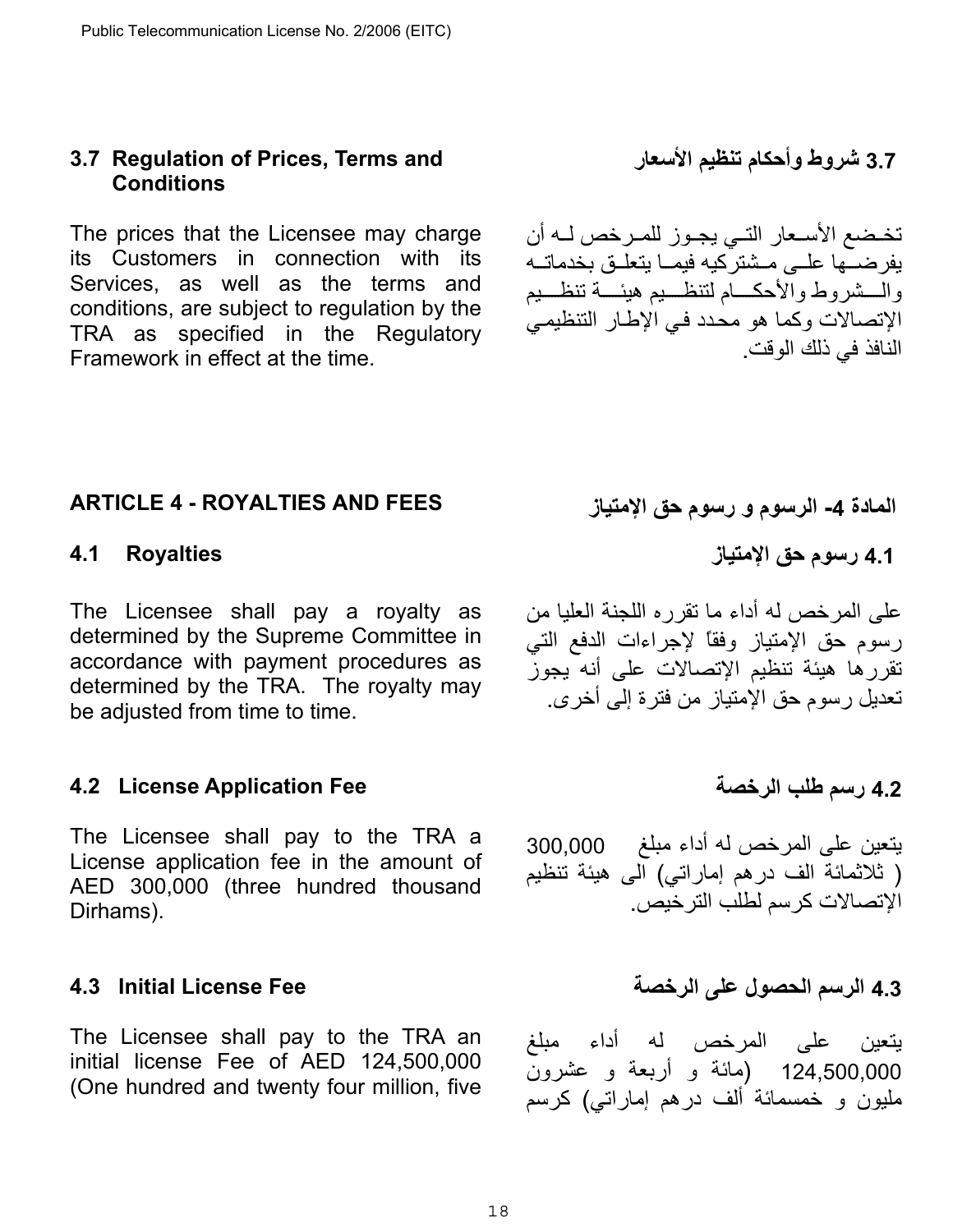### 3.7 Regulation of Prices, Terms and Conditions

The prices that the Licensee may charge its Customers in connection with its Services, as well as the terms and conditions, are subject to regulation by the TRA as specified in the Regulatory Framework in effect at the time.

### 3.7 شروط وأحكام تنظيم الأسعار

تخضع الأسعار التي يجوز للمرخص له أن يفرضها على مشتركيه فيما يتعلق بخدماته والشروط والأحكام لتنظيم هيئة تنظيم الإتصالات وكما هو محدد في الإطار التنظيمي النافذ في ذلك الوقت.

## ARTICLE 4 - ROYALTIES AND FEES

## المادة 4- الرسوم و رسوم حق الإمتياز

### 4.1 Royalties

The Licensee shall pay a royalty as determined by the Supreme Committee in accordance with payment procedures as determined by the TRA. The royalty may be adjusted from time to time.

### 4.1 رسوم حق الإمتياز

على المرخص له أداء ما تقرره اللجنة العليا من رسوم حق الإمتياز وفقاً لإجراءات الدفع التي تقررها هيئة تنظيم الإتصالات على أنه يجوز تعديل رسوم حق الإمتياز من فترة إلى أخرى.

### 4.2 License Application Fee

The Licensee shall pay to the TRA a License application fee in the amount of AED 300,000 (three hundred thousand Dirhams).

### 4.2 رسم طلب الرخصة

يتعين على المرخص له أداء مبلغ 300,000 ( ثلاثمائة الف درهم إماراتي) الى هيئة تنظيم الإتصالات كرسم لطلب الترخيص.

### 4.3 Initial License Fee

The Licensee shall pay to the TRA an initial license Fee of AED 124,500,000 (One hundred and twenty four million, five

### 4.3 الرسم الحصول على الرخصة

يتعين على المرخص له أداء مبلغ 124,500,000 (مائة و أربعة و عشرون مليون و خمسمائة ألف درهم إماراتي) كرسم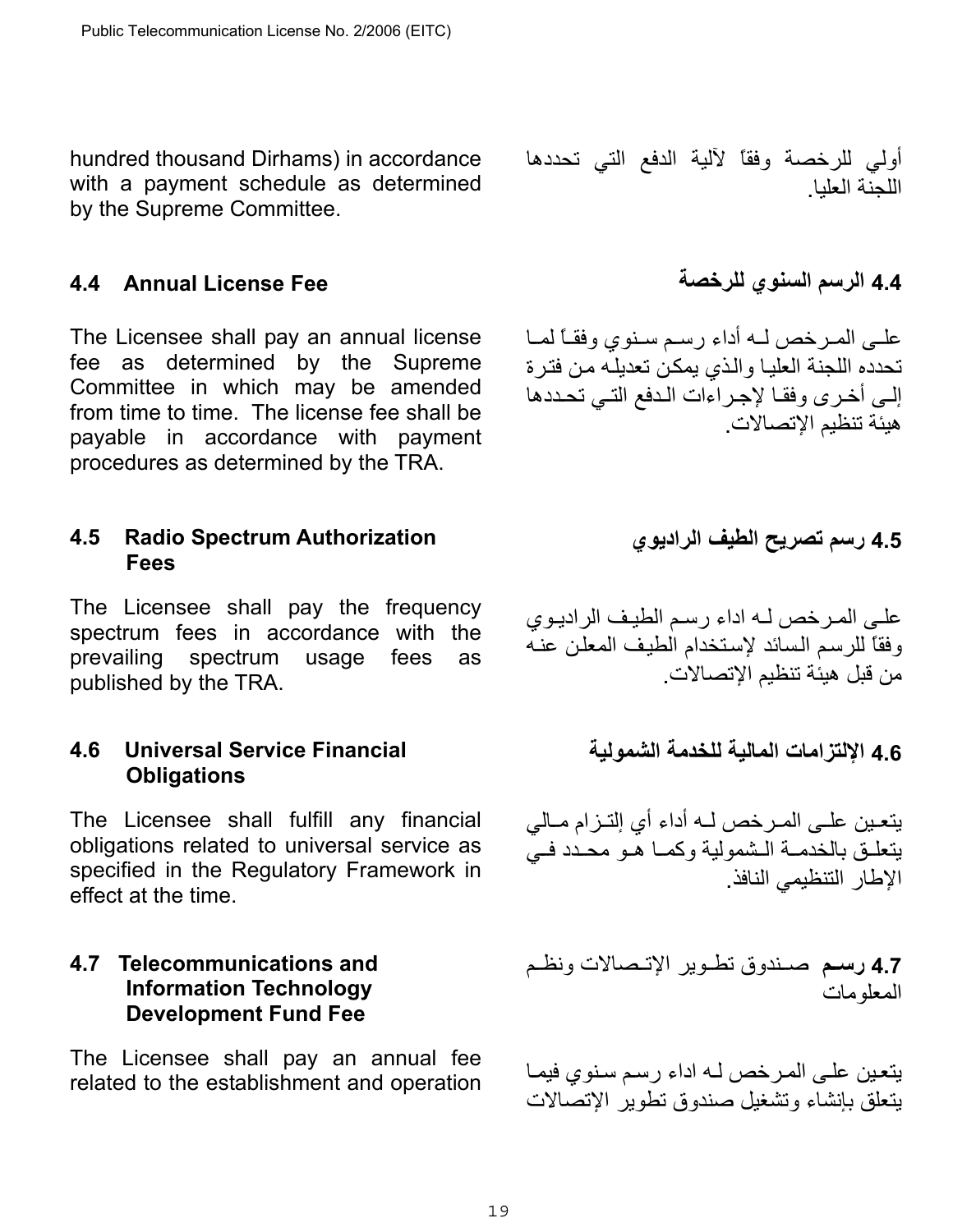hundred thousand Dirhams) in accordance with a payment schedule as determined by the Supreme Committee.

أولي للرخصة وفقاً لآلية الدفع التي تحددها اللجنة العليا.

## 4.4 Annual License Fee

## 4.4 الرسم السنوي للرخصة

The Licensee shall pay an annual license fee as determined by the Supreme Committee in which may be amended from time to time. The license fee shall be payable in accordance with payment procedures as determined by the TRA.

على المرخص له أداء رسم سنوي وفقاً لما تحدده اللجنة العليا والذي يمكن تعديله من فترة إلى أخرى وفقا لإجراءات الدفع التي تحددها هيئة تنظيم الإتصالات.

## 4.5 Radio Spectrum Authorization Fees

## 4.5 رسم تصريح الطيف الراديوي

The Licensee shall pay the frequency spectrum fees in accordance with the prevailing spectrum usage fees as published by the TRA.

على المرخص له اداء رسم الطيف الراديوي وفقاً للرسم السائد لإستخدام الطيف المعلن عنه من قبل هيئة تنظيم الإتصالات.

## 4.6 Universal Service Financial Obligations

## 4.6 الإلتزامات المالية للخدمة الشمولية

The Licensee shall fulfill any financial obligations related to universal service as specified in the Regulatory Framework in effect at the time.

يتعين على المرخص له أداء أي إلتزام مالي يتعلق بالخدمة الشمولية وكما هو محدد في الإطار التنظيمي النافذ.

## 4.7 Telecommunications and Information Technology Development Fund Fee

## 4.7 رسم صندوق تطوير الإتصالات ونظم المعلومات

The Licensee shall pay an annual fee related to the establishment and operation

يتعين على المرخص له اداء رسم سنوي فيما يتعلق بإنشاء وتشغيل صندوق تطوير الإتصالات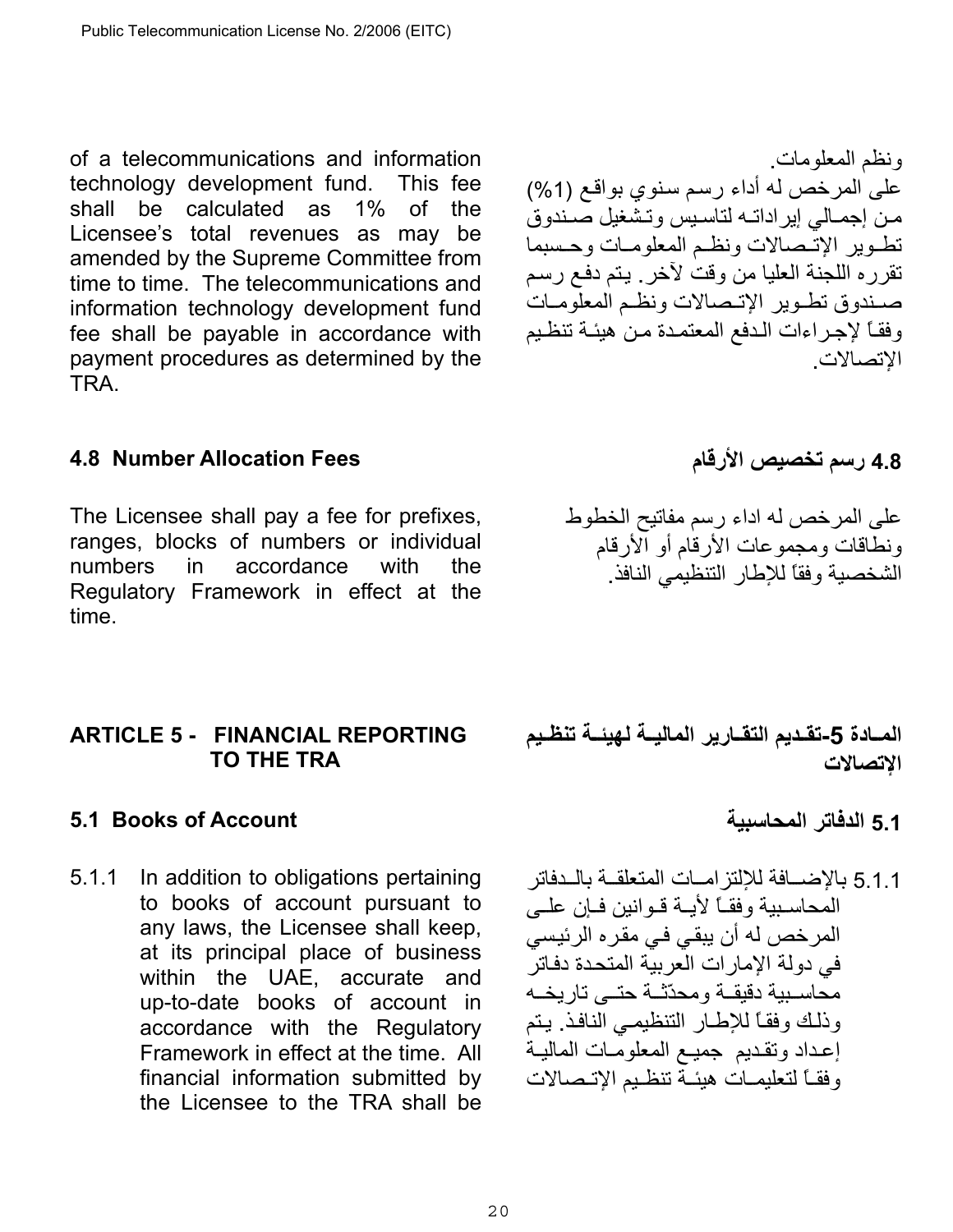of a telecommunications and information technology development fund. This fee shall be calculated as 1% of the Licensee's total revenues as may be amended by the Supreme Committee from time to time. The telecommunications and information technology development fund fee shall be payable in accordance with payment procedures as determined by the TRA.

ونظم المعلومات.
على المرخص له أداء رسم سنوي بواقع (1%) من إجمالي إيراداته لتاسيس وتشغيل صندوق تطوير الإتصالات ونظم المعلومات وحسبما تقرره اللجنة العليا من وقت لآخر. يتم دفع رسم صندوق تطوير الإتصالات ونظم المعلومات وفقاً لإجراءات الدفع المعتمدة من هيئة تنظيم الإتصالات.

### 4.8 Number Allocation Fees

### 4.8 رسم تخصيص الأرقام

The Licensee shall pay a fee for prefixes, ranges, blocks of numbers or individual numbers in accordance with the Regulatory Framework in effect at the time.

على المرخص له اداء رسم مفاتيح الخطوط ونطاقات ومجموعات الأرقام أو الأرقام الشخصية وفقاً للإطار التنظيمي النافذ.

## ARTICLE 5 - FINANCIAL REPORTING TO THE TRA

## المادة 5-تقديم التقارير المالية لهيئة تنظيم الإتصالات

### 5.1 Books of Account

### 5.1 الدفاتر المحاسبية

5.1.1 In addition to obligations pertaining to books of account pursuant to any laws, the Licensee shall keep, at its principal place of business within the UAE, accurate and up-to-date books of account in accordance with the Regulatory Framework in effect at the time. All financial information submitted by the Licensee to the TRA shall be

5.1.1 بالإضافة للإلتزامات المتعلقة بالدفاتر المحاسبية وفقاً لأية قوانين فإن على المرخص له أن يبقي في مقره الرئيسي في دولة الإمارات العربية المتحدة دفاتر محاسبية دقيقة ومحدّثة حتى تاريخه وذلك وفقاً للإطار التنظيمي النافذ. يتم إعداد وتقديم جميع المعلومات المالية وفقاً لتعليمات هيئة تنظيم الإتصالات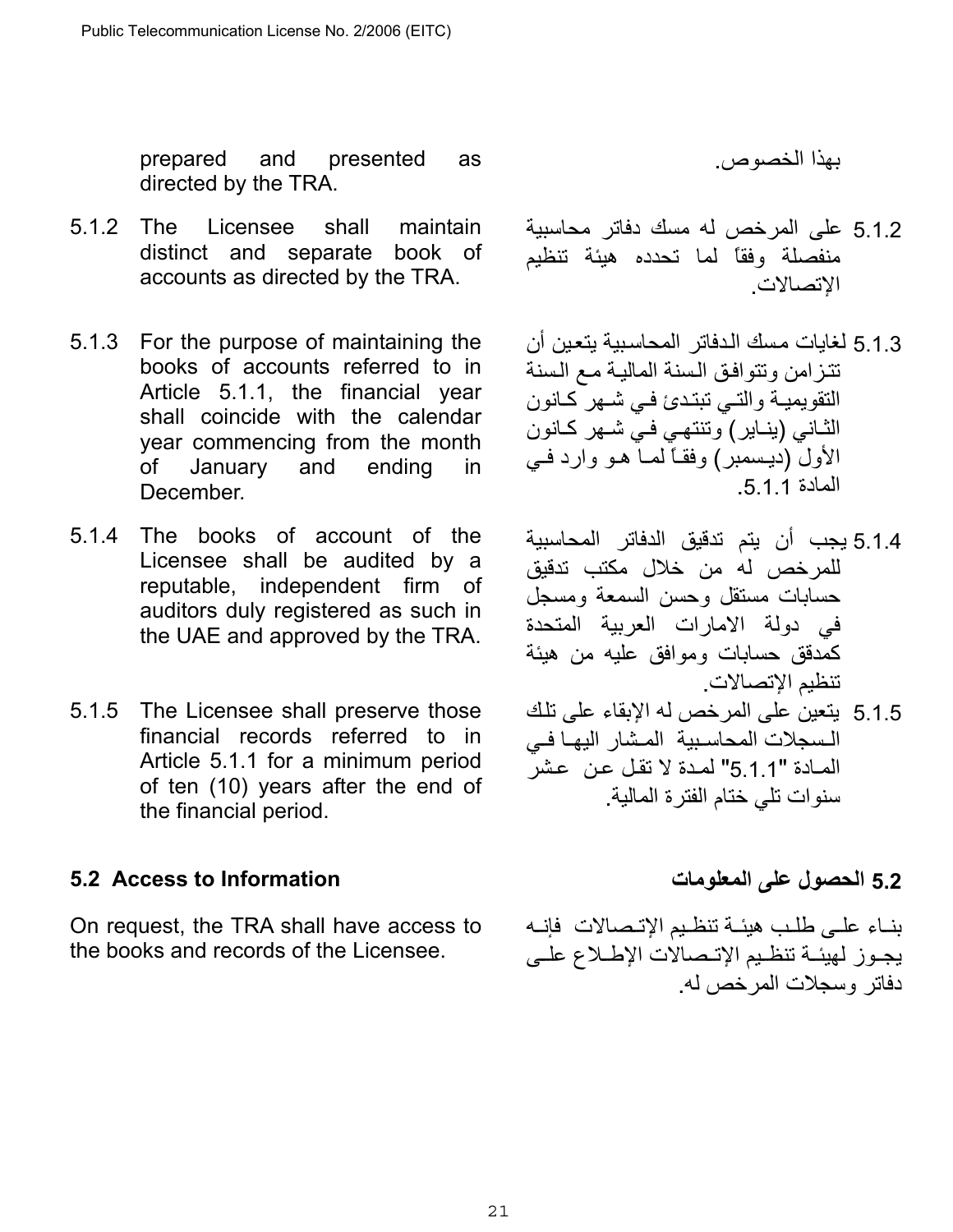prepared and presented as directed by the TRA.

بهذا الخصوص.

5.1.2 The Licensee shall maintain distinct and separate book of accounts as directed by the TRA.

5.1.2 على المرخص له مسك دفاتر محاسبية منفصلة وفقاً لما تحدده هيئة تنظيم الإتصالات.

5.1.3 For the purpose of maintaining the books of accounts referred to in Article 5.1.1, the financial year shall coincide with the calendar year commencing from the month of January and ending in December.

5.1.3 لغايات مسك الدفاتر المحاسبية يتعين أن تتزامن وتتوافق السنة المالية مع السنة التقويمية والتي تبتدئ في شهر كانون الثاني (يناير) وتنتهي في شهر كانون الأول (ديسمبر) وفقاً لما هو وارد في المادة 5.1.1.

5.1.4 The books of account of the Licensee shall be audited by a reputable, independent firm of auditors duly registered as such in the UAE and approved by the TRA.

5.1.4 يجب أن يتم تدقيق الدفاتر المحاسبية للمرخص له من خلال مكتب تدقيق حسابات مستقل وحسن السمعة ومسجل في دولة الامارات العربية المتحدة كمدقق حسابات وموافق عليه من هيئة تنظيم الإتصالات.

5.1.5 The Licensee shall preserve those financial records referred to in Article 5.1.1 for a minimum period of ten (10) years after the end of the financial period.

5.1.5 يتعين على المرخص له الإبقاء على تلك السجلات المحاسبية المشار اليها في المادة "5.1.1" لمدة لا تقل عن عشر سنوات تلي ختام الفترة المالية.

## 5.2 Access to Information

## 5.2 الحصول على المعلومات

On request, the TRA shall have access to the books and records of the Licensee.

بناء على طلب هيئة تنظيم الإتصالات فإنه يجوز لهيئة تنظيم الإتصالات الإطلاع على دفاتر وسجلات المرخص له.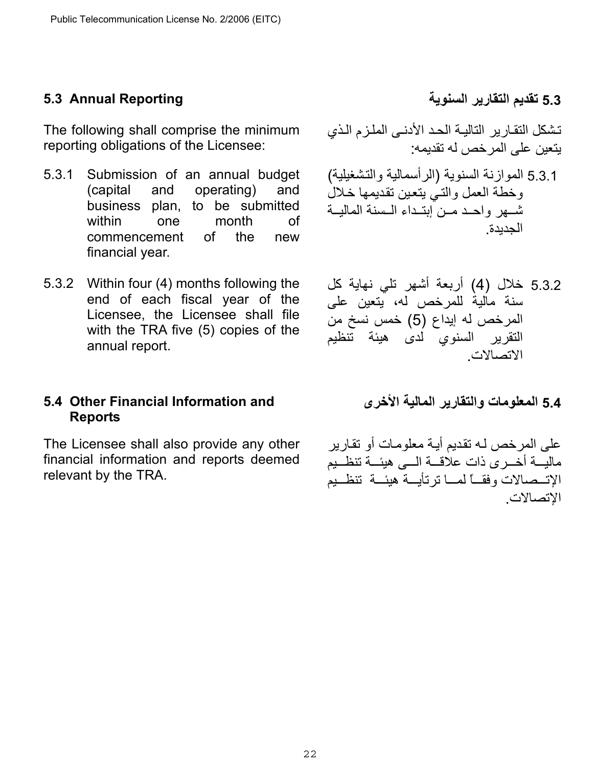## 5.3 Annual Reporting

The following shall comprise the minimum reporting obligations of the Licensee:

5.3.1 Submission of an annual budget (capital and operating) and business plan, to be submitted within one month of commencement of the new financial year.

5.3.2 Within four (4) months following the end of each fiscal year of the Licensee, the Licensee shall file with the TRA five (5) copies of the annual report.

## 5.3 تقديم التقارير السنوية

تشكل التقارير التالية الحد الأدنى الملزم الذي يتعين على المرخص له تقديمه:

5.3.1 الموازنة السنوية (الرأسمالية والتشغيلية) وخطة العمل والتي يتعين تقديمها خلال شهر واحد من إبتداء السنة المالية الجديدة.

5.3.2 خلال (4) أربعة أشهر تلي نهاية كل سنة مالية للمرخص له، يتعين على المرخص له إيداع (5) خمس نسخ من التقرير السنوي لدى هيئة تنظيم الاتصالات.

## 5.4 Other Financial Information and Reports

The Licensee shall also provide any other financial information and reports deemed relevant by the TRA.

## 5.4 المعلومات والتقارير المالية الأخرى

على المرخص له تقديم أية معلومات أو تقارير مالية أخرى ذات علاقة الى هيئة تنظيم الإتصالات وفقاً لما ترتأية هيئة تنظيم الإتصالات.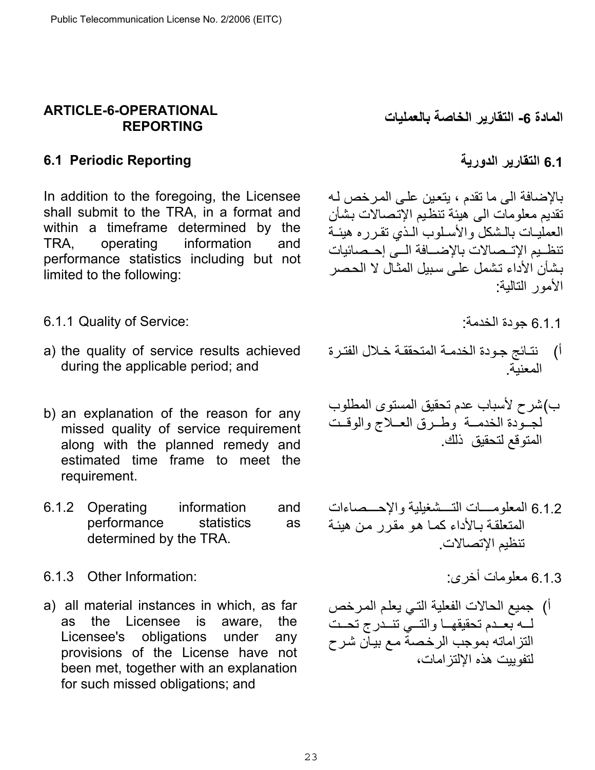## ARTICLE-6-OPERATIONAL REPORTING

## المادة 6- التقارير الخاصة بالعمليات

### 6.1 Periodic Reporting

### 6.1 التقارير الدورية

In addition to the foregoing, the Licensee shall submit to the TRA, in a format and within a timeframe determined by the TRA, operating information and performance statistics including but not limited to the following:

بالإضافة الى ما تقدم ، يتعين على المرخص له تقديم معلومات الى هيئة تنظيم الإتصالات بشأن العمليات بالشكل والأسلوب الذي تقرره هيئة تنظيم الإتصالات بالإضافة الى إحصائيات بشأن الأداء تشمل على سبيل المثال لا الحصر الأمور التالية:

6.1.1 Quality of Service:

6.1.1 جودة الخدمة:

a) the quality of service results achieved during the applicable period; and

أ) نتائج جودة الخدمة المتحققة خلال الفترة المعنية.

b) an explanation of the reason for any missed quality of service requirement along with the planned remedy and estimated time frame to meet the requirement.

ب)شرح لأسباب عدم تحقيق المستوى المطلوب لجودة الخدمة وطرق العلاج والوقت المتوقع لتحقيق ذلك.

6.1.2 Operating information and performance statistics as determined by the TRA.

6.1.2 المعلومات التشغيلية والإحصاءات المتعلقة بالأداء كما هو مقرر من هيئة تنظيم الإتصالات.

6.1.3 Other Information:

6.1.3 معلومات أخرى:

a) all material instances in which, as far as the Licensee is aware, the Licensee's obligations under any provisions of the License have not been met, together with an explanation for such missed obligations; and

أ) جميع الحالات الفعلية التي يعلم المرخص له بعدم تحقيقها والتي تندرج تحت التزاماته بموجب الرخصة مع بيان شرح لتفويت هذه الإلتزامات،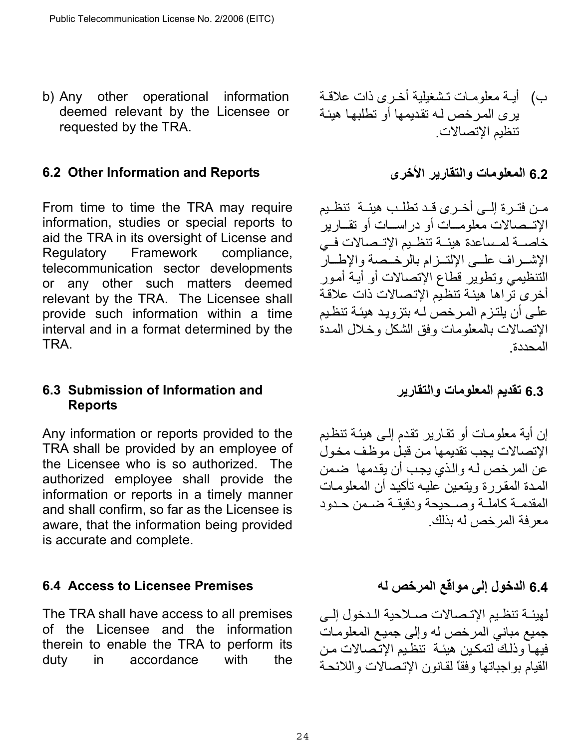b) Any other operational information deemed relevant by the Licensee or requested by the TRA.

ب) أية معلومات تشغيلية أخرى ذات علاقة يرى المرخص له تقديمها أو تطلبها هيئة تنظيم الإتصالات.

### 6.2 Other Information and Reports

### 6.2 المعلومات والتقارير الأخرى

From time to time the TRA may require information, studies or special reports to aid the TRA in its oversight of License and Regulatory Framework compliance, telecommunication sector developments or any other such matters deemed relevant by the TRA. The Licensee shall provide such information within a time interval and in a format determined by the TRA.

من فترة إلى أخرى قد تطلب هيئة تنظيم الإتصالات معلومات أو دراسات أو تقارير خاصة لمساعدة هيئة تنظيم الإتصالات في الإشراف على الإلتزام بالرخصة والإطار التنظيمي وتطوير قطاع الإتصالات أو أية أمور أخرى تراها هيئة تنظيم الإتصالات ذات علاقة على أن يلتزم المرخص له بتزويد هيئة تنظيم الإتصالات بالمعلومات وفق الشكل وخلال المدة المحددة.

### 6.3 Submission of Information and Reports

### 6.3 تقديم المعلومات والتقارير

Any information or reports provided to the TRA shall be provided by an employee of the Licensee who is so authorized. The authorized employee shall provide the information or reports in a timely manner and shall confirm, so far as the Licensee is aware, that the information being provided is accurate and complete.

إن أية معلومات أو تقارير تقدم إلى هيئة تنظيم الإتصالات يجب تقديمها من قبل موظف مخول عن المرخص له والذي يجب أن يقدمها ضمن المدة المقررة ويتعين عليه تأكيد أن المعلومات المقدمة كاملة وصحيحة ودقيقة ضمن حدود معرفة المرخص له بذلك.

### 6.4 Access to Licensee Premises

### 6.4 الدخول إلى مواقع المرخص له

The TRA shall have access to all premises of the Licensee and the information therein to enable the TRA to perform its duty in accordance with the

لهيئة تنظيم الإتصالات صلاحية الدخول إلى جميع مباني المرخص له وإلى جميع المعلومات فيها وذلك لتمكين هيئة تنظيم الإتصالات من القيام بواجباتها وفقاً لقانون الإتصالات واللائحة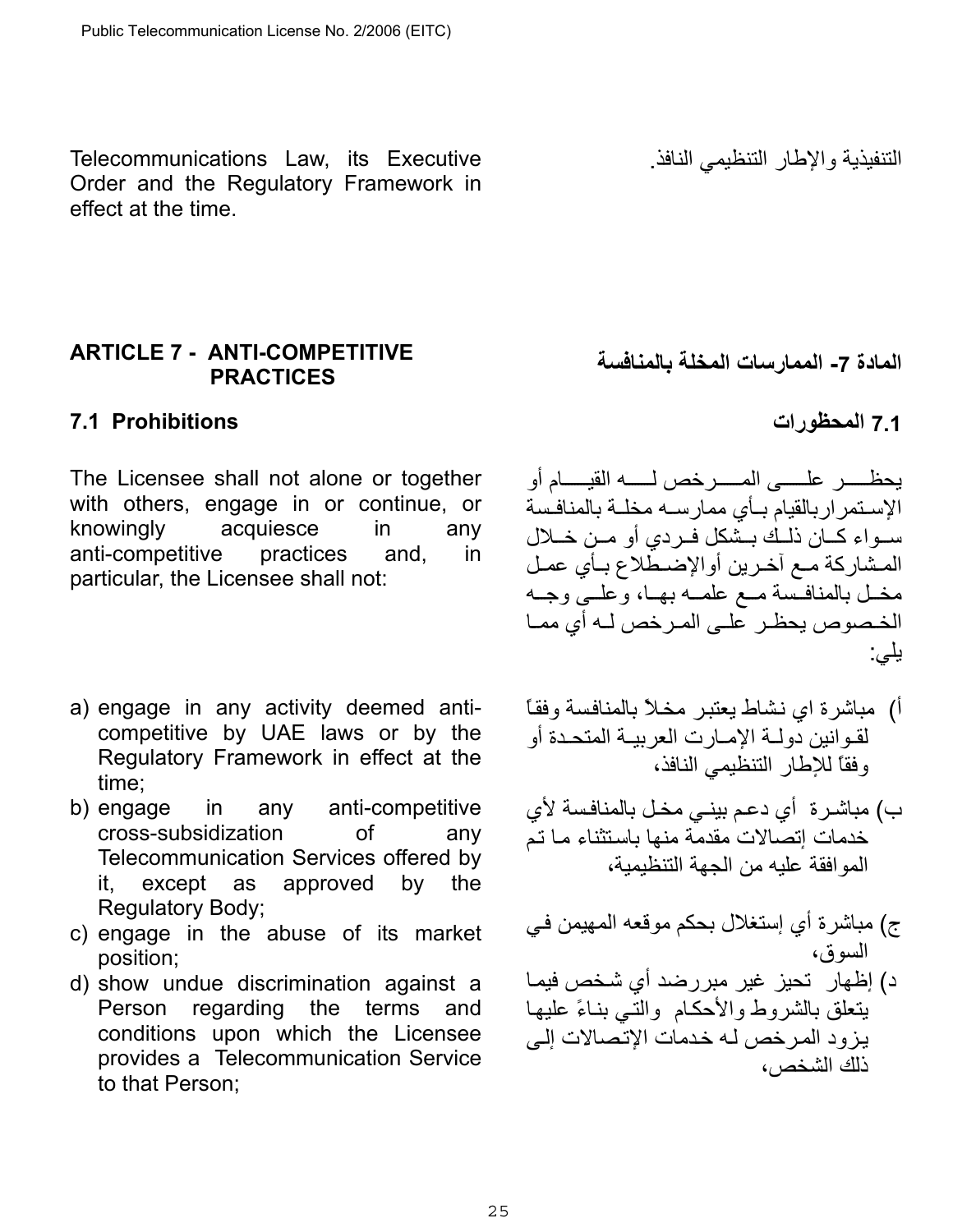Telecommunications Law, its Executive Order and the Regulatory Framework in effect at the time.

التنفيذية والإطار التنظيمي النافذ.

## ARTICLE 7 - ANTI-COMPETITIVE PRACTICES

## المادة 7- الممارسات المخلة بالمنافسة

### 7.1 Prohibitions

### 7.1 المحظورات

The Licensee shall not alone or together with others, engage in or continue, or knowingly acquiesce in any anti-competitive practices and, in particular, the Licensee shall not:

يحظر على المرخص له القيام أو الإستمرار بالقيام بأي ممارسه مخلة بالمنافسة سواء كان ذلك بشكل فردي أو من خلال المشاركة مع آخرين أو الإضطلاع بأي عمل مخل بالمنافسة مع علمه بها، وعلى وجه الخصوص يحظر على المرخص له أي مما يلي:

a) engage in any activity deemed anti-competitive by UAE laws or by the Regulatory Framework in effect at the time;

b) engage in any anti-competitive cross-subsidization of any Telecommunication Services offered by it, except as approved by the Regulatory Body;

c) engage in the abuse of its market position;

d) show undue discrimination against a Person regarding the terms and conditions upon which the Licensee provides a Telecommunication Service to that Person;

أ) مباشرة اي نشاط يعتبر مخلاً بالمنافسة وفقاً لقوانين دولة الإمارت العربية المتحدة أو وفقاً للإطار التنظيمي النافذ،

ب) مباشرة أي دعم بيني مخل بالمنافسة لأي خدمات إتصالات مقدمة منها باستثناء ما تم الموافقة عليه من الجهة التنظيمية،

ج) مباشرة أي إستغلال بحكم موقعه المهيمن في السوق،

د) إظهار تحيز غير مبررضد أي شخص فيما يتعلق بالشروط والأحكام والتي بناءً عليها يزود المرخص له خدمات الإتصالات إلى ذلك الشخص،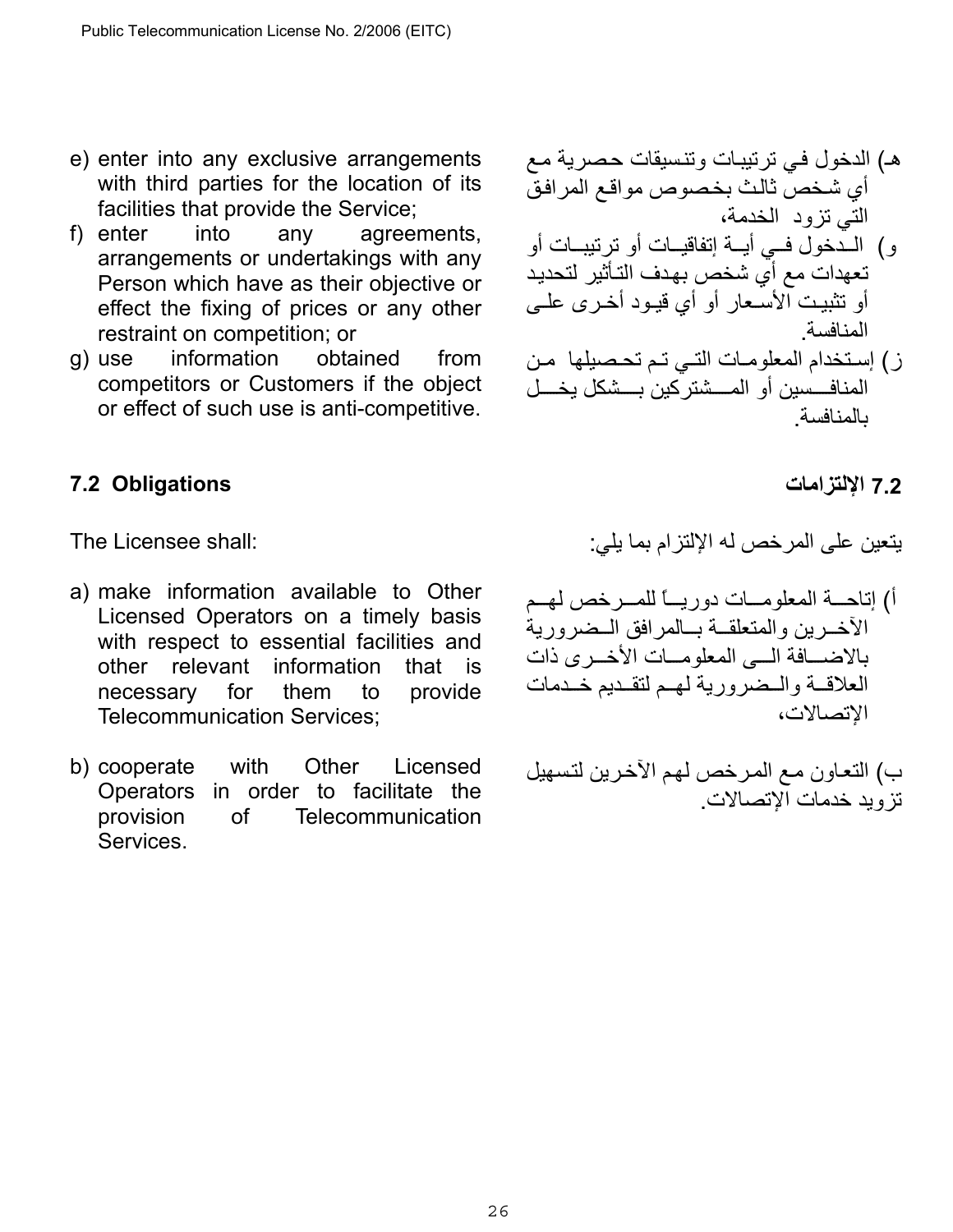e) enter into any exclusive arrangements with third parties for the location of its facilities that provide the Service;

f) enter into any agreements, arrangements or undertakings with any Person which have as their objective or effect the fixing of prices or any other restraint on competition; or

g) use information obtained from competitors or Customers if the object or effect of such use is anti-competitive.

هـ) الدخول في ترتيبات وتنسيقات حصرية مع أي شخص ثالث بخصوص مواقع المرافق التي تزود الخدمة،

و) الدخول في أية إتفاقيات أو ترتيبات أو تعهدات مع أي شخص بهدف التأثير لتحديد أو تثبيت الأسعار أو أي قيود أخرى على المنافسة.

ز) إستخدام المعلومات التي تم تحصيلها من المنافسين أو المشتركين بشكل يخل بالمنافسة.

## 7.2 Obligations

## 7.2 الإلتزامات

The Licensee shall:

يتعين على المرخص له الإلتزام بما يلي:

a) make information available to Other Licensed Operators on a timely basis with respect to essential facilities and other relevant information that is necessary for them to provide Telecommunication Services;

b) cooperate with Other Licensed Operators in order to facilitate the provision of Telecommunication Services.

أ) إتاحة المعلومات دورياً للمرخص لهم الآخرين والمتعلقة بالمرافق الضرورية بالاضافة الى المعلومات الأخرى ذات العلاقة والضرورية لهم لتقديم خدمات الإتصالات،

ب) التعاون مع المرخص لهم الآخرين لتسهيل تزويد خدمات الإتصالات.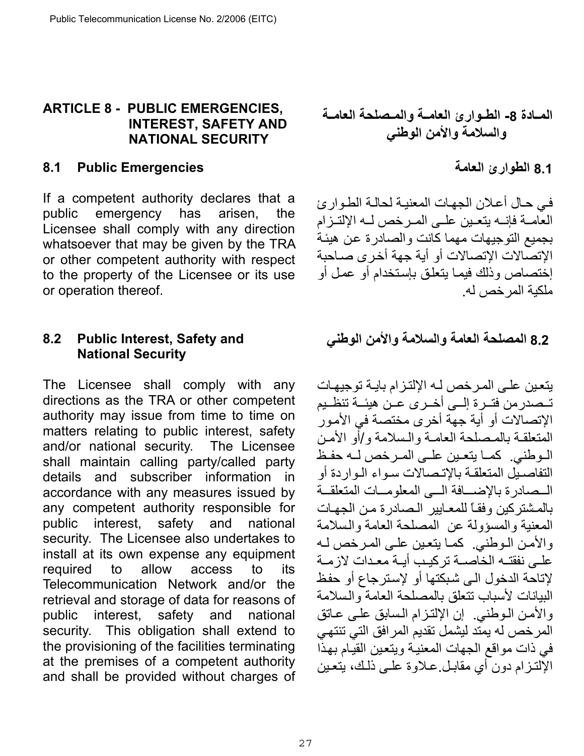## ARTICLE 8 - PUBLIC EMERGENCIES, INTEREST, SAFETY AND NATIONAL SECURITY

## المـادة 8- الطـوارئ العامـة والمـصلحة العامـة والسلامة والأمن الوطني

### 8.1 Public Emergencies

If a competent authority declares that a public emergency has arisen, the Licensee shall comply with any direction whatsoever that may be given by the TRA or other competent authority with respect to the property of the Licensee or its use or operation thereof.

### 8.1 الطوارئ العامة

فـي حـال أعـلان الجهـات المعنيـة لحالـة الطـوارئ العامـة فإنـه يتعـين علـى المـرخص لـه الإلتـزام بجميع التوجيهات مهما كانت والصادرة عن هيئة الإتصالات الإتصالات أو أية جهة أخرى صاحبة إختصاص وذلك فيما يتعلق بإستخدام أو عمل أو ملكية المرخص له.

### 8.2 Public Interest, Safety and National Security

The Licensee shall comply with any directions as the TRA or other competent authority may issue from time to time on matters relating to public interest, safety and/or national security. The Licensee shall maintain calling party/called party details and subscriber information in accordance with any measures issued by any competent authority responsible for public interest, safety and national security. The Licensee also undertakes to install at its own expense any equipment required to allow access to its Telecommunication Network and/or the retrieval and storage of data for reasons of public interest, safety and national security. This obligation shall extend to the provisioning of the facilities terminating at the premises of a competent authority and shall be provided without charges of

### 8.2 المصلحة العامة والسلامة والأمن الوطني

يتعين علـى المـرخص لـه الإلتـزام بايـة توجيهـات تـصدرمن فتـرة إلـى أخـرى عـن هيئـة تنظـيم الإتصالات أو أية جهة أخرى مختصة في الأمور المتعلقـة بالمـصلحة العامـة والـسلامة و/أو الأمـن الـوطني. كمـا يتعـين علـى المـرخص لـه حفـظ التفاصـيل المتعلقـة بالإتـصالات سـواء الـواردة أو الـصادرة بالإضـافة الـى المعلومـات المتعلقـة بالمشتركين وفقاً للمعـايير الـصادرة مـن الجهـات المعنية والمسؤولة عن المصلحة العامة والسلامة والأمـن الـوطني. كمـا يتعـين علـى المـرخص لـه علـى نفقتـه الخاصـة تركيـب أيـة معـدات لازمـة لإتاحة الدخول الى شبكتها أو لإسترجاع أو حفظ البيانات لأسباب تتعلق بالمصلحة العامة والسلامة والأمـن الـوطني. إن الإلتـزام الـسابق علـى عـاتق المرخص له يمتد ليشمل تقديم المرافق التي تنتهـي في ذات مواقع الجهات المعنيـة ويتعين القيـام بهذا الإلتـزام دون أي مقابـل.عـلاوة علـى ذلـك، يتعـين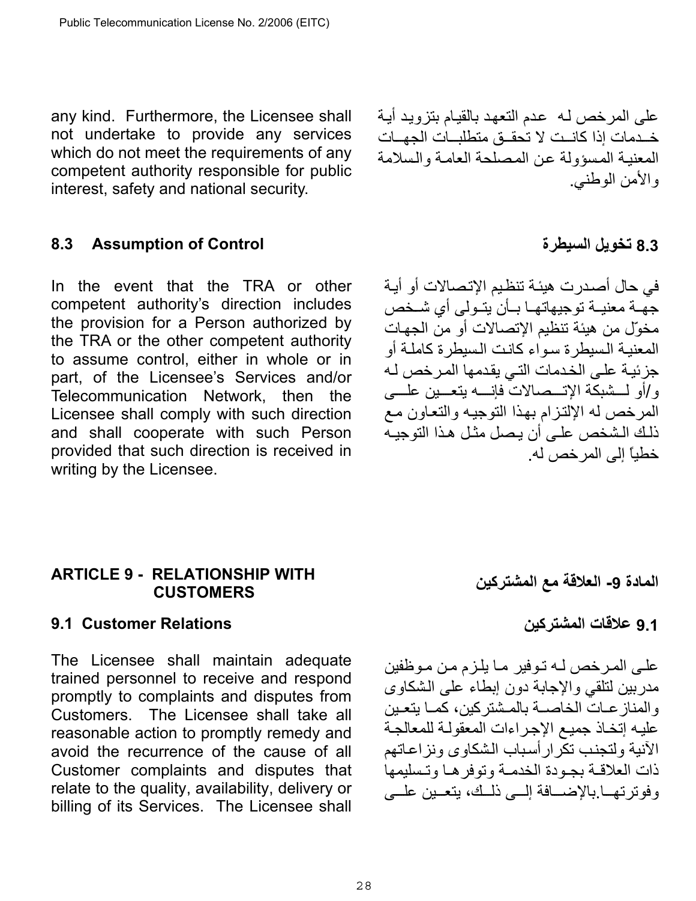any kind. Furthermore, the Licensee shall not undertake to provide any services which do not meet the requirements of any competent authority responsible for public interest, safety and national security.

على المرخص لـه عدم التعهد بالقيام بتزويد أية خـدمات إذا كانـت لا تحقـق متطلبـات الجهـات المعنيـة المسؤولة عن المصلحة العامـة والسلامة والأمن الوطني.

### 8.3 Assumption of Control

### 8.3 تخويل السيطرة

In the event that the TRA or other competent authority's direction includes the provision for a Person authorized by the TRA or the other competent authority to assume control, either in whole or in part, of the Licensee's Services and/or Telecommunication Network, then the Licensee shall comply with such direction and shall cooperate with such Person provided that such direction is received in writing by the Licensee.

في حال أصدرت هيئة تنظيم الإتصالات أو أيـة جهـة معنيـة توجيهاتهـا بـأن يتـولى أي شـخص مخوّل من هيئة تنظيم الإتصالات أو من الجهات المعنيـة السيطرة سـواء كانـت السيطرة كاملـة أو جزئيـة علـى الخدمات التـي يقدمها المـرخص لـه و/أو لـشبكة الإتـصالات فإنـه يتعـين علـى المرخص له الإلتزام بهذا التوجيه والتعاون مـع ذلك الشخص علـى أن يـصل مثـل هـذا التوجيـه خطياً إلى المرخص له.

## ARTICLE 9 - RELATIONSHIP WITH CUSTOMERS

## المادة 9- العلاقة مع المشتركين

### 9.1 Customer Relations

### 9.1 علاقات المشتركين

The Licensee shall maintain adequate trained personnel to receive and respond promptly to complaints and disputes from Customers. The Licensee shall take all reasonable action to promptly remedy and avoid the recurrence of the cause of all Customer complaints and disputes that relate to the quality, availability, delivery or billing of its Services. The Licensee shall

علـى المـرخص لـه تـوفير مـا يلـزم مـن مـوظفين مدربين لتلقي والإجابة دون إبطاء على الشكاوى والمنازعـات الخاصـة بالمـشتركين، كمـا يتعـين عليـه إتخـاذ جميـع الإجـراءات المعقولـة للمعالجـة الآنية ولتجنب تكرار أسباب الشكاوى ونزاعـاتهم ذات العلاقـة بجـودة الخدمـة وتوفرهـا وتـسليمها وفوترتهـا.بالإضـافة إلـى ذلـك، يتعـين علـى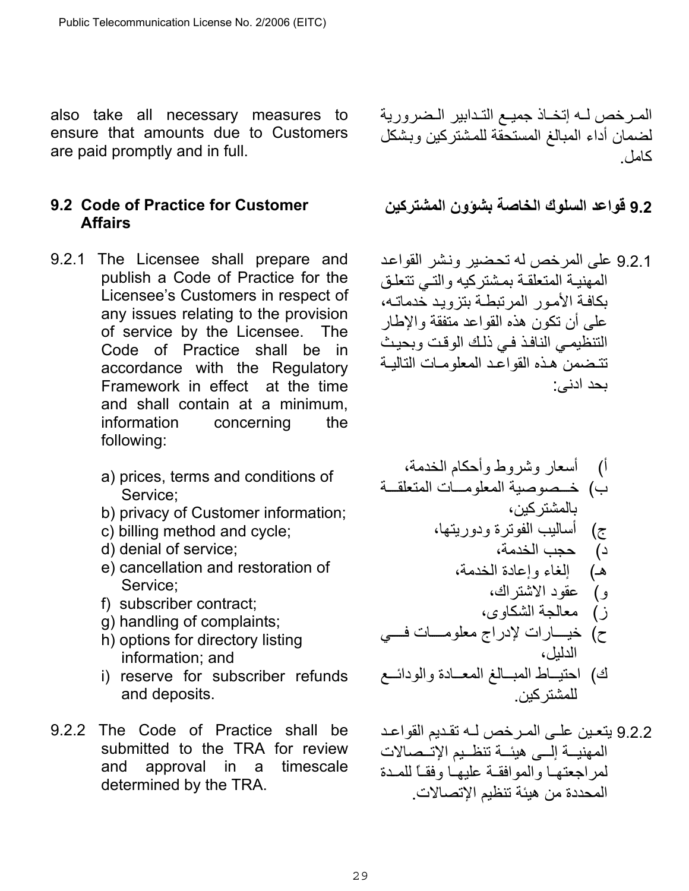also take all necessary measures to ensure that amounts due to Customers are paid promptly and in full.

المرخص له إتخاذ جميع التدابير الضرورية لضمان أداء المبالغ المستحقة للمشتركين وبشكل كامل.

## 9.2 Code of Practice for Customer Affairs

## 9.2 قواعد السلوك الخاصة بشؤون المشتركين

9.2.1 The Licensee shall prepare and publish a Code of Practice for the Licensee's Customers in respect of any issues relating to the provision of service by the Licensee. The Code of Practice shall be in accordance with the Regulatory Framework in effect at the time and shall contain at a minimum, information concerning the following:

a) prices, terms and conditions of Service;
b) privacy of Customer information;
c) billing method and cycle;
d) denial of service;
e) cancellation and restoration of Service;
f) subscriber contract;
g) handling of complaints;
h) options for directory listing information; and
i) reserve for subscriber refunds and deposits.

9.2.1 على المرخص له تحضير ونشر القواعد المهنية المتعلقة بمشتركيه والتي تتعلق بكافة الأمور المرتبطة بتزويد خدماته، على أن تكون هذه القواعد متفقة والإطار التنظيمي النافذ في ذلك الوقت وبحيث تتضمن هذه القواعد المعلومات التالية بحد ادنى:

أ) أسعار وشروط وأحكام الخدمة،
ب) خصوصية المعلومات المتعلقة بالمشتركين،
ج) أساليب الفوترة ودوريتها،
د) حجب الخدمة،
هـ) إلغاء وإعادة الخدمة،
و) عقود الاشتراك،
ز) معالجة الشكاوى،
ح) خيارات لإدراج معلومات في الدليل،
ك) احتياط المبالغ المعادة والودائع للمشتركين.

9.2.2 The Code of Practice shall be submitted to the TRA for review and approval in a timescale determined by the TRA.

9.2.2 يتعين على المرخص له تقديم القواعد المهنية إلى هيئة تنظيم الإتصالات لمراجعتها والموافقة عليها وفقاً للمدة المحددة من هيئة تنظيم الإتصالات.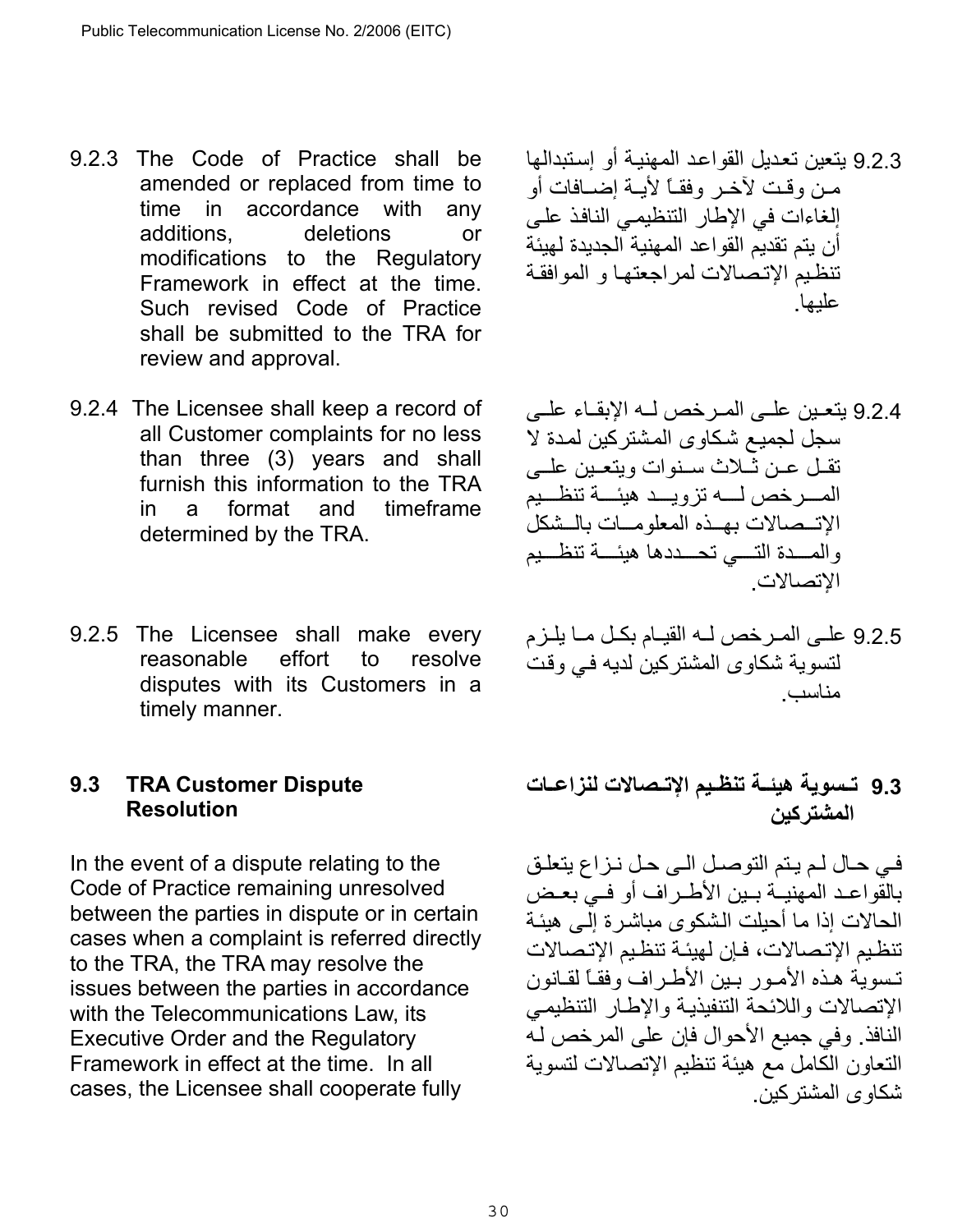9.2.3 The Code of Practice shall be amended or replaced from time to time in accordance with any additions, deletions or modifications to the Regulatory Framework in effect at the time. Such revised Code of Practice shall be submitted to the TRA for review and approval.

9.2.3 يتعين تعديل القواعد المهنية أو إستبدالها من وقت لآخر وفقاً لأية إضافات أو إلغاءات في الإطار التنظيمي النافذ على أن يتم تقديم القواعد المهنية الجديدة لهيئة تنظيم الإتصالات لمراجعتها و الموافقة عليها.

9.2.4 The Licensee shall keep a record of all Customer complaints for no less than three (3) years and shall furnish this information to the TRA in a format and timeframe determined by the TRA.

9.2.4 يتعين على المرخص له الإبقاء على سجل لجميع شكاوى المشتركين لمدة لا تقل عن ثلاث سنوات ويتعين على المرخص له تزويد هيئة تنظيم الإتصالات بهذه المعلومات بالشكل والمدة التي تحددها هيئة تنظيم الإتصالات.

9.2.5 The Licensee shall make every reasonable effort to resolve disputes with its Customers in a timely manner.

9.2.5 على المرخص له القيام بكل ما يلزم لتسوية شكاوى المشتركين لديه في وقت مناسب.

## 9.3 TRA Customer Dispute Resolution

## 9.3 تسوية هيئة تنظيم الإتصالات لنزاعات المشتركين

In the event of a dispute relating to the Code of Practice remaining unresolved between the parties in dispute or in certain cases when a complaint is referred directly to the TRA, the TRA may resolve the issues between the parties in accordance with the Telecommunications Law, its Executive Order and the Regulatory Framework in effect at the time. In all cases, the Licensee shall cooperate fully

في حال لم يتم التوصل الى حل نزاع يتعلق بالقواعد المهنية بين الأطراف أو في بعض الحالات إذا ما أحيلت الشكوى مباشرة إلى هيئة تنظيم الإتصالات، فإن لهيئة تنظيم الإتصالات تسوية هذه الأمور بين الأطراف وفقاً لقانون الإتصالات واللائحة التنفيذية والإطار التنظيمي النافذ. وفي جميع الأحوال فإن على المرخص له التعاون الكامل مع هيئة تنظيم الإتصالات لتسوية شكاوى المشتركين.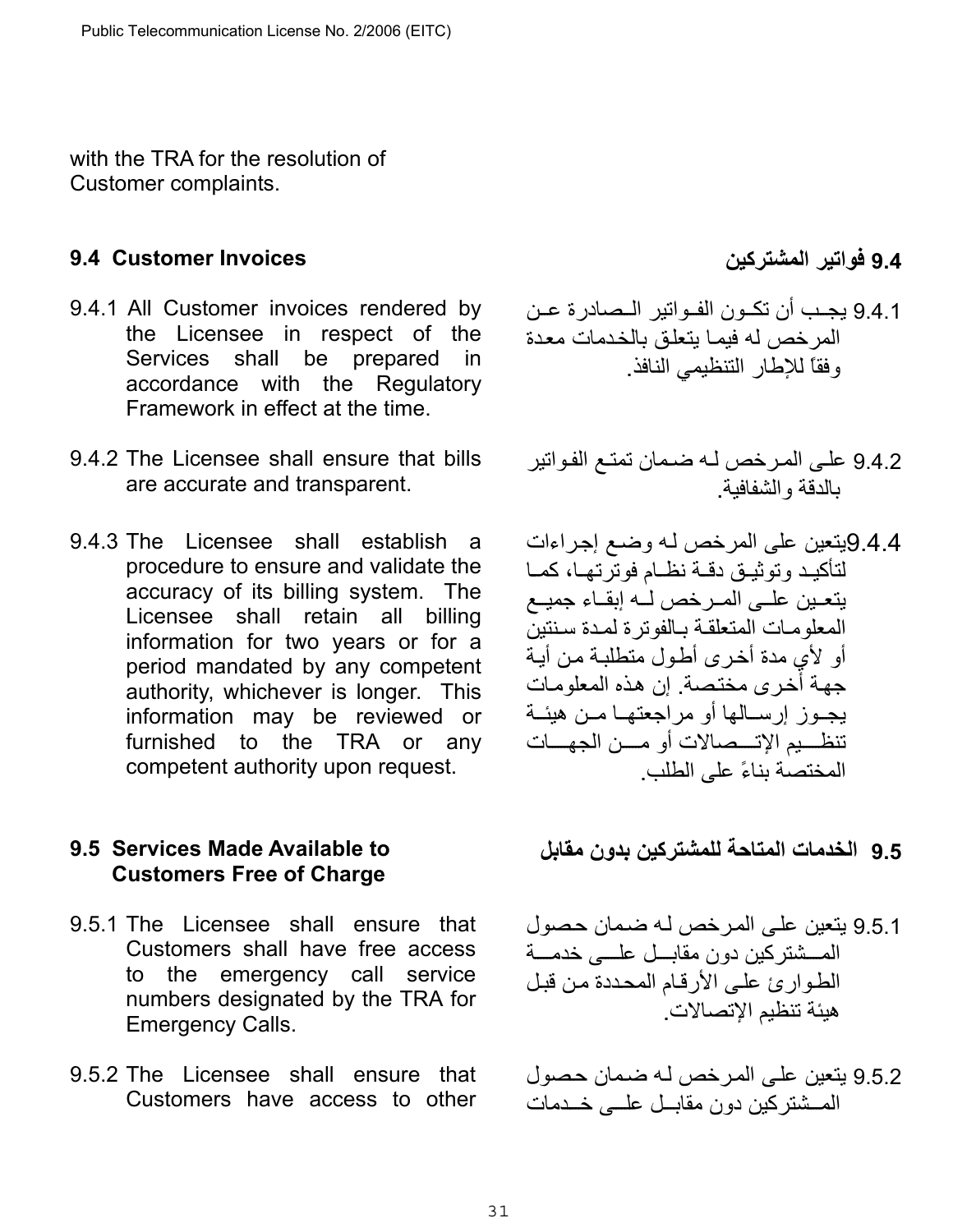with the TRA for the resolution of Customer complaints.

## 9.4 Customer Invoices

9.4.1 All Customer invoices rendered by the Licensee in respect of the Services shall be prepared in accordance with the Regulatory Framework in effect at the time.

9.4.2 The Licensee shall ensure that bills are accurate and transparent.

9.4.3 The Licensee shall establish a procedure to ensure and validate the accuracy of its billing system. The Licensee shall retain all billing information for two years or for a period mandated by any competent authority, whichever is longer. This information may be reviewed or furnished to the TRA or any competent authority upon request.

## 9.5 Services Made Available to Customers Free of Charge

9.5.1 The Licensee shall ensure that Customers shall have free access to the emergency call service numbers designated by the TRA for Emergency Calls.

9.5.2 The Licensee shall ensure that Customers have access to other

## 9.4 فواتير المشتركين

9.4.1 يجب أن تكون الفواتير الصادرة عن المرخص له فيما يتعلق بالخدمات معدة وفقاً للإطار التنظيمي النافذ.

9.4.2 على المرخص له ضمان تمتع الفواتير بالدقة والشفافية.

9.4.4 يتعين على المرخص له وضع إجراءات لتأكيد وتوثيق دقة نظام فوترتها، كما يتعين على المرخص له إبقاء جميع المعلومات المتعلقة بالفوترة لمدة سنتين أو لأي مدة أخرى أطول متطلبة من أية جهة أخرى مختصة. إن هذه المعلومات يجوز إرسالها أو مراجعتها من هيئة تنظيم الإتصالات أو من الجهات المختصة بناءً على الطلب.

## 9.5 الخدمات المتاحة للمشتركين بدون مقابل

9.5.1 يتعين على المرخص له ضمان حصول المشتركين دون مقابل على خدمة الطوارئ على الأرقام المحددة من قبل هيئة تنظيم الإتصالات.

9.5.2 يتعين على المرخص له ضمان حصول المشتركين دون مقابل على خدمات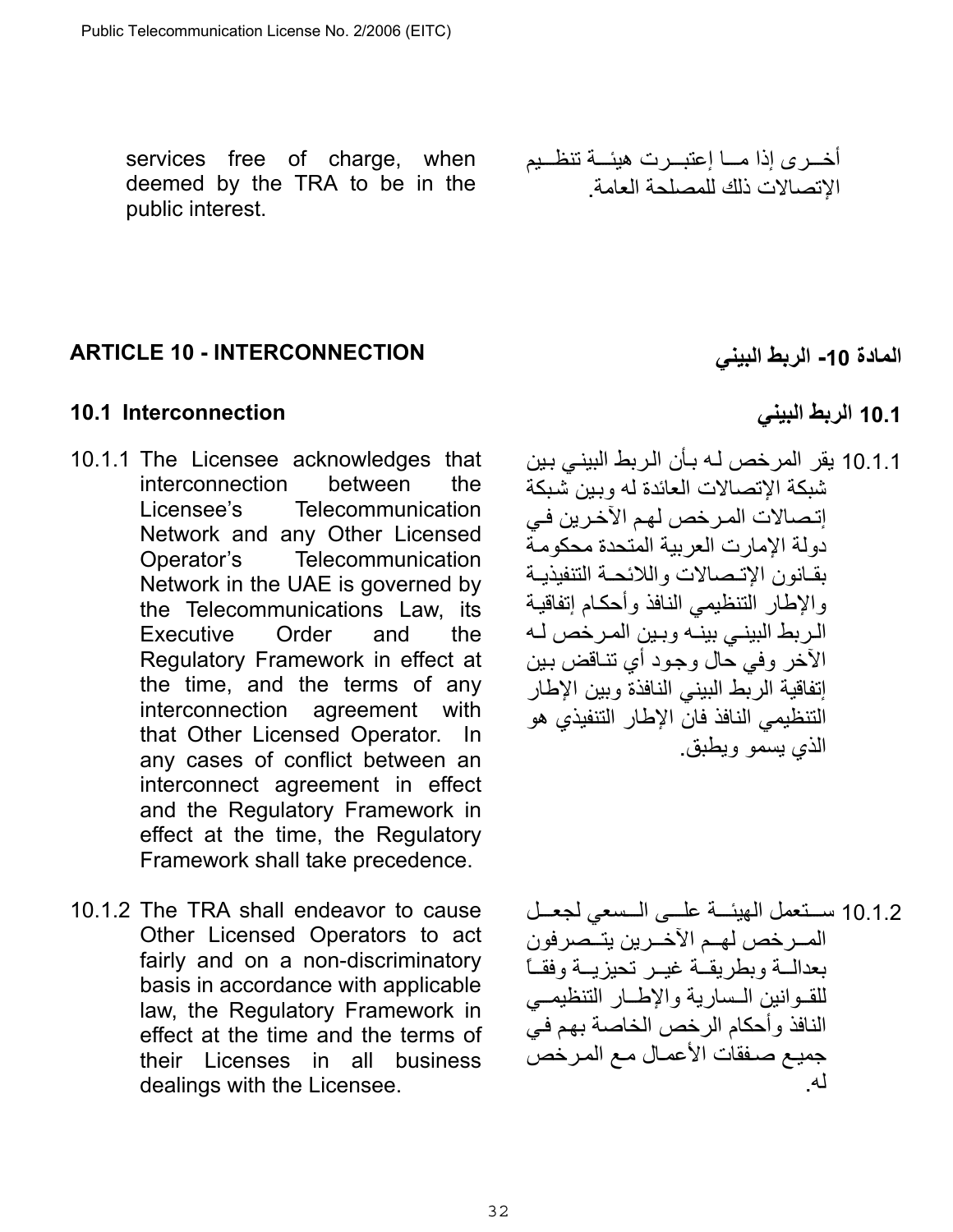services free of charge, when deemed by the TRA to be in the public interest.

أخـرى إذا مـا إعتبـرت هيئـة تنظـيم الإتصالات ذلك للمصلحة العامة.

## ARTICLE 10 - INTERCONNECTION

## المادة 10- الربط البيني

### 10.1 Interconnection

### 10.1 الربط البيني

10.1.1 The Licensee acknowledges that interconnection between the Licensee's Telecommunication Network and any Other Licensed Operator's Telecommunication Network in the UAE is governed by the Telecommunications Law, its Executive Order and the Regulatory Framework in effect at the time, and the terms of any interconnection agreement with that Other Licensed Operator. In any cases of conflict between an interconnect agreement in effect and the Regulatory Framework in effect at the time, the Regulatory Framework shall take precedence.

10.1.1 يقر المرخص لـه بـأن الـربط البينـي بـين شبكة الإتصالات العائدة له وبين شبكة إتصالات المـرخص لهـم الآخـرين فـي دولة الإمارت العربية المتحدة محكومـة بقـانون الإتـصالات واللائحـة التنفيذيـة والإطار التنظيمي النافذ وأحكام إتفاقيـة الـربط البينـي بينـه وبـين المـرخص لـه الآخر وفي حال وجـود أي تنـاقض بـين إتفاقية الربط البيني النافذة وبين الإطار التنظيمي النافذ فان الإطار التنفيذي هو الذي يسمو ويطبق.

10.1.2 The TRA shall endeavor to cause Other Licensed Operators to act fairly and on a non-discriminatory basis in accordance with applicable law, the Regulatory Framework in effect at the time and the terms of their Licenses in all business dealings with the Licensee.

10.1.2 سـتعمل الهيئـة علـى الـسعي لجعـل المـرخص لهـم الآخـرين يتـصرفون بعدالـة وبطريقـة غيـر تحيزيـة وفقـاً للقـوانين الـسارية والإطـار التنظيمـي النافذ وأحكام الرخص الخاصة بهم في جميـع صـفقات الأعمـال مـع المـرخص لـه.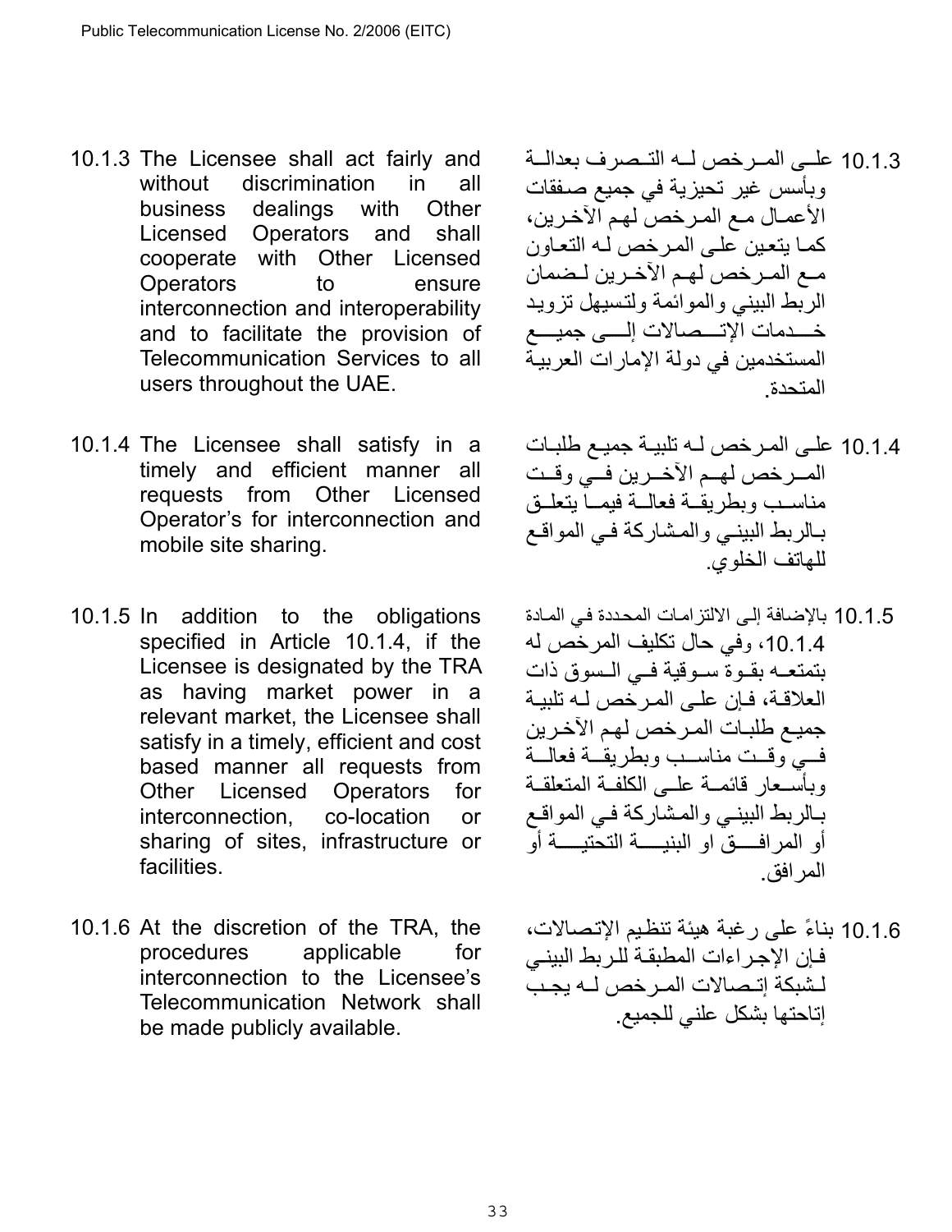10.1.3 The Licensee shall act fairly and without discrimination in all business dealings with Other Licensed Operators and shall cooperate with Other Licensed Operators to ensure interconnection and interoperability and to facilitate the provision of Telecommunication Services to all users throughout the UAE.

10.1.3 على المرخص له التصرف بعدالة وبأسس غير تحيزية في جميع صفقات الأعمال مع المرخص لهم الآخرين، كما يتعين على المرخص له التعاون مع المرخص لهم الآخرين لضمان الربط البيني والموائمة ولتسيهل تزويد خدمات الإتصالات إلى جميع المستخدمين في دولة الإمارات العربية المتحدة.

10.1.4 The Licensee shall satisfy in a timely and efficient manner all requests from Other Licensed Operator's for interconnection and mobile site sharing.

10.1.4 على المرخص له تلبية جميع طلبات المرخص لهم الآخرين في وقت مناسب وبطريقة فعالة فيما يتعلق بالربط البيني والمشاركة في المواقع للهاتف الخلوي.

10.1.5 In addition to the obligations specified in Article 10.1.4, if the Licensee is designated by the TRA as having market power in a relevant market, the Licensee shall satisfy in a timely, efficient and cost based manner all requests from Other Licensed Operators for interconnection, co-location or sharing of sites, infrastructure or facilities.

10.1.5 بالإضافة إلى الالتزامات المحددة في المادة 10.1.4، وفي حال تكليف المرخص له بتمتعه بقوة سوقية في السوق ذات العلاقة، فإن على المرخص له تلبية جميع طلبات المرخص لهم الآخرين في وقت مناسب وبطريقة فعالة وبأسعار قائمة على الكلفة المتعلقة بالربط البيني والمشاركة في المواقع أو المرافق او البنية التحتية أو المرافق.

10.1.6 At the discretion of the TRA, the procedures applicable for interconnection to the Licensee's Telecommunication Network shall be made publicly available.

10.1.6 بناءً على رغبة هيئة تنظيم الإتصالات، فإن الإجراءات المطبقة للربط البيني لشبكة إتصالات المرخص له يجب إتاحتها بشكل علني للجميع.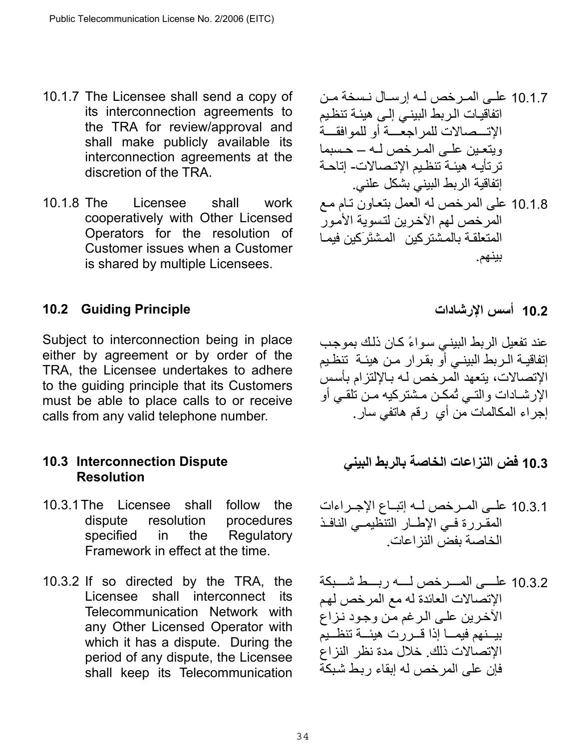10.1.7 The Licensee shall send a copy of its interconnection agreements to the TRA for review/approval and shall make publicly available its interconnection agreements at the discretion of the TRA.

10.1.7 على المرخص له إرسال نسخة من اتفاقيات الربط البيني إلى هيئة تنظيم الإتصالات للمراجعة أو للموافقة ويتعين على المرخص له – حسبما ترتأيه هيئة تنظيم الإتصالات- إتاحة إتفاقية الربط البيني بشكل علني.

10.1.8 The Licensee shall work cooperatively with Other Licensed Operators for the resolution of Customer issues when a Customer is shared by multiple Licensees.

10.1.8 على المرخص له العمل بتعاون تام مع المرخص لهم الآخرين لتسوية الأمور المتعلقة بالمشتركين المشتَركين فيما بينهم.

## 10.2 Guiding Principle

## 10.2 أسس الإرشادات

Subject to interconnection being in place either by agreement or by order of the TRA, the Licensee undertakes to adhere to the guiding principle that its Customers must be able to place calls to or receive calls from any valid telephone number.

عند تفعيل الربط البيني سواءً كان ذلك بموجب إتفاقية الربط البيني أو بقرار من هيئة تنظيم الإتصالات، يتعهد المرخص له بالإلتزام بأسس الإرشادات والتي تُمكن مشتركيه من تلقي أو إجراء المكالمات من أي رقم هاتفي سار.

## 10.3 Interconnection Dispute Resolution

## 10.3 فض النزاعات الخاصة بالربط البيني

10.3.1 The Licensee shall follow the dispute resolution procedures specified in the Regulatory Framework in effect at the time.

10.3.1 على المرخص له إتباع الإجراءات المقررة في الإطار التنظيمي النافذ الخاصة بفض النزاعات.

10.3.2 If so directed by the TRA, the Licensee shall interconnect its Telecommunication Network with any Other Licensed Operator with which it has a dispute. During the period of any dispute, the Licensee shall keep its Telecommunication

10.3.2 على المرخص له ربط شبكة الإتصالات العائدة له مع المرخص لهم الآخرين على الرغم من وجود نزاع بينهم فيما إذا قررت هيئة تنظيم الإتصالات ذلك. خلال مدة نظر النزاع فإن على المرخص له إبقاء ربط شبكة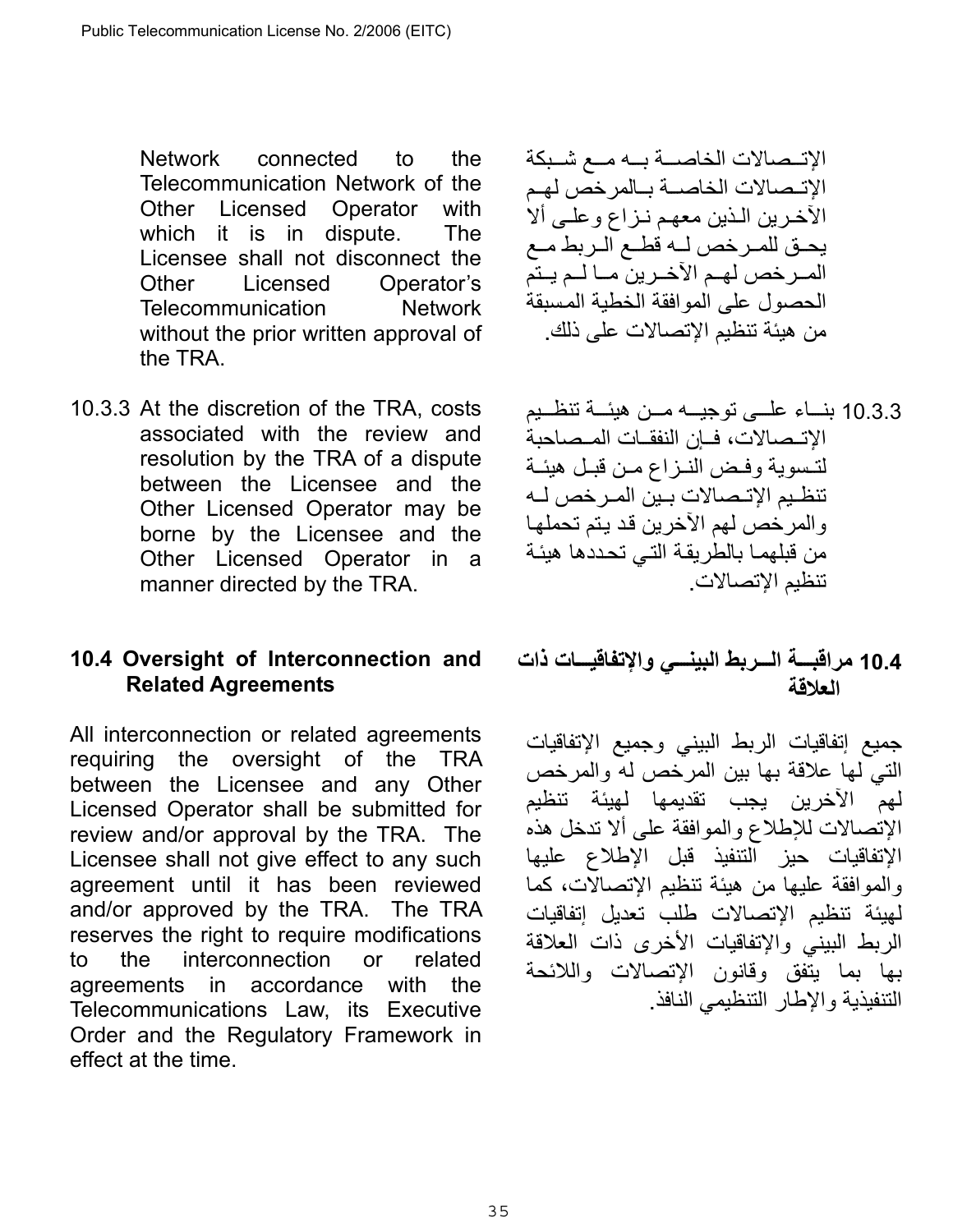Network connected to the Telecommunication Network of the Other Licensed Operator with which it is in dispute. The Licensee shall not disconnect the Other Licensed Operator's Telecommunication Network without the prior written approval of the TRA.

الإتصالات الخاصة به مع شبكة الإتصالات الخاصة بالمرخص لهم الآخرين الذين معهم نزاع وعلى ألا يحق للمرخص له قطع الربط مع المرخص لهم الآخرين ما لم يتم الحصول على الموافقة الخطية المسبقة من هيئة تنظيم الإتصالات على ذلك.

10.3.3 At the discretion of the TRA, costs associated with the review and resolution by the TRA of a dispute between the Licensee and the Other Licensed Operator may be borne by the Licensee and the Other Licensed Operator in a manner directed by the TRA.

10.3.3 بناء على توجيه من هيئة تنظيم الإتصالات، فإن النفقات المصاحبة لتسوية وفض النزاع من قبل هيئة تنظيم الإتصالات بين المرخص له والمرخص لهم الآخرين قد يتم تحملها من قبلهما بالطريقة التي تحددها هيئة تنظيم الإتصالات.

## 10.4 Oversight of Interconnection and Related Agreements

## 10.4 مراقبة الربط البيني والإتفاقيات ذات العلاقة

All interconnection or related agreements requiring the oversight of the TRA between the Licensee and any Other Licensed Operator shall be submitted for review and/or approval by the TRA. The Licensee shall not give effect to any such agreement until it has been reviewed and/or approved by the TRA. The TRA reserves the right to require modifications to the interconnection or related agreements in accordance with the Telecommunications Law, its Executive Order and the Regulatory Framework in effect at the time.

جميع إتفاقيات الربط البيني وجميع الإتفاقيات التي لها علاقة بها بين المرخص له والمرخص لهم الآخرين يجب تقديمها لهيئة تنظيم الإتصالات للإطلاع والموافقة على ألا تدخل هذه الإتفاقيات حيز التنفيذ قبل الإطلاع عليها والموافقة عليها من هيئة تنظيم الإتصالات، كما لهيئة تنظيم الإتصالات طلب تعديل إتفاقيات الربط البيني والإتفاقيات الأخرى ذات العلاقة بها بما يتفق وقانون الإتصالات واللائحة التنفيذية والإطار التنظيمي النافذ.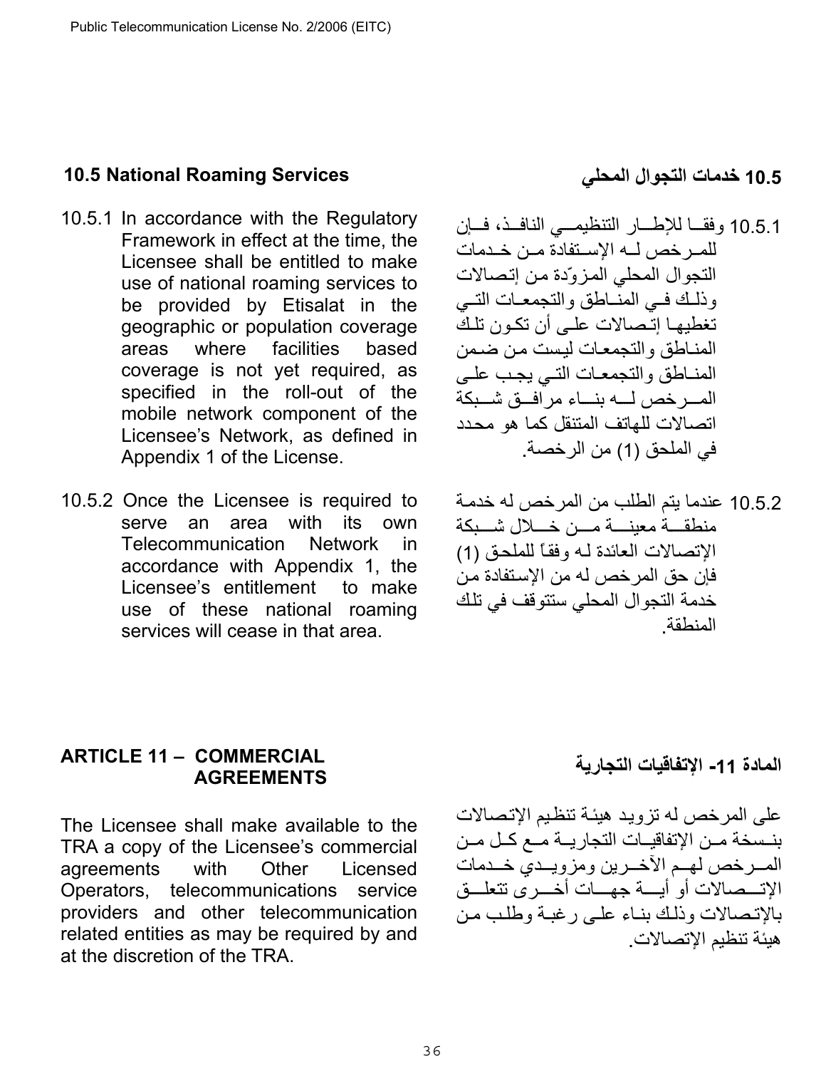### 10.5 National Roaming Services

10.5.1 In accordance with the Regulatory Framework in effect at the time, the Licensee shall be entitled to make use of national roaming services to be provided by Etisalat in the geographic or population coverage areas where facilities based coverage is not yet required, as specified in the roll-out of the mobile network component of the Licensee's Network, as defined in Appendix 1 of the License.

10.5.2 Once the Licensee is required to serve an area with its own Telecommunication Network in accordance with Appendix 1, the Licensee's entitlement to make use of these national roaming services will cease in that area.

### 10.5 خدمات التجوال المحلي

10.5.1 وفقا للإطار التنظيمي النافذ، فإن للمرخص له الإستفادة من خدمات التجوال المحلي المزوّدة من إتصالات وذلك في المناطق والتجمعات التي تغطيها إتصالات على أن تكون تلك المناطق والتجمعات ليست من ضمن المناطق والتجمعات التي يجب على المرخص له بناء مرافق شبكة اتصالات للهاتف المتنقل كما هو محدد في الملحق (1) من الرخصة.

10.5.2 عندما يتم الطلب من المرخص له خدمة منطقة معينة من خلال شبكة الإتصالات العائدة له وفقاً للملحق (1) فإن حق المرخص له من الإستفادة من خدمة التجوال المحلي ستتوقف في تلك المنطقة.

## ARTICLE 11 – COMMERCIAL AGREEMENTS

The Licensee shall make available to the TRA a copy of the Licensee's commercial agreements with Other Licensed Operators, telecommunications service providers and other telecommunication related entities as may be required by and at the discretion of the TRA.

## المادة 11- الإتفاقيات التجارية

على المرخص له تزويد هيئة تنظيم الإتصالات بنسخة من الإتفاقيات التجارية مع كل من المرخص لهم الآخرين ومزويدي خدمات الإتصالات أو أية جهات أخرى تتعلق بالإتصالات وذلك بناء على رغبة وطلب من هيئة تنظيم الإتصالات.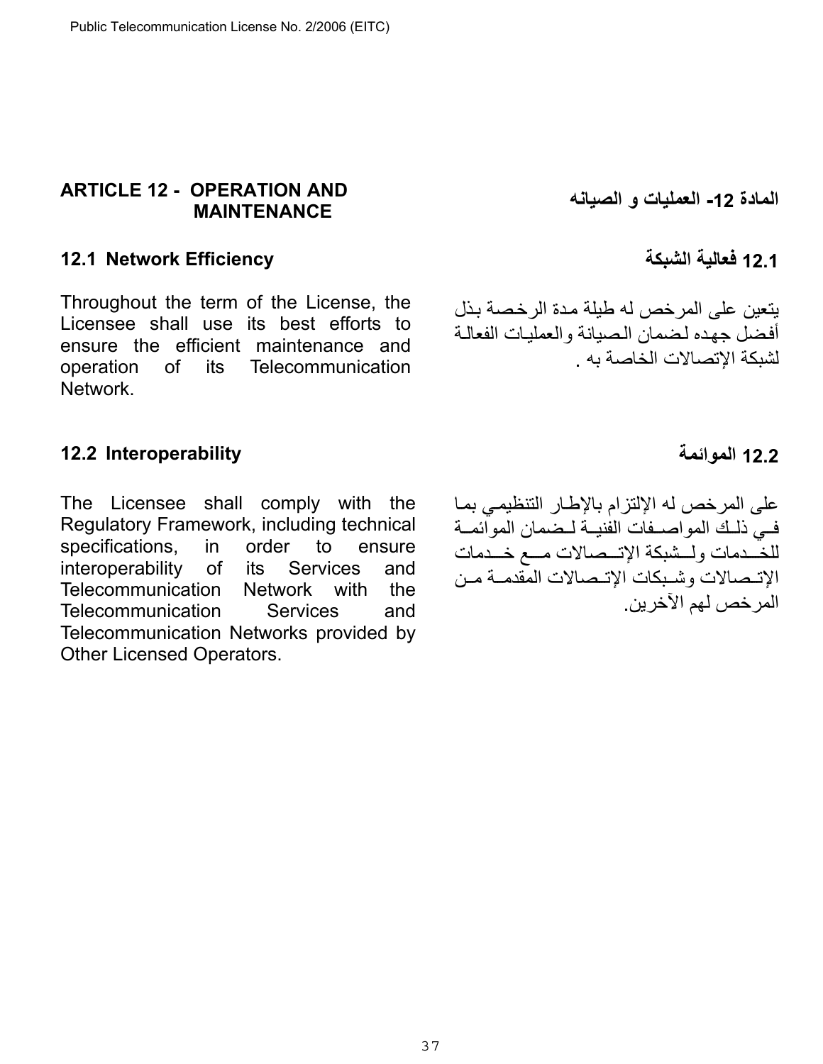## ARTICLE 12 - OPERATION AND MAINTENANCE

## المادة 12- العمليات و الصيانه

### 12.1 Network Efficiency

Throughout the term of the License, the Licensee shall use its best efforts to ensure the efficient maintenance and operation of its Telecommunication Network.

### 12.1 فعالية الشبكة

يتعين على المرخص له طيلة مدة الرخصة بذل أفضل جهده لضمان الصيانة والعمليات الفعالة لشبكة الإتصالات الخاصة به .

### 12.2 Interoperability

The Licensee shall comply with the Regulatory Framework, including technical specifications, in order to ensure interoperability of its Services and Telecommunication Network with the Telecommunication Services and Telecommunication Networks provided by Other Licensed Operators.

### 12.2 الموائمة

على المرخص له الإلتزام بالإطار التنظيمي بما في ذلك المواصفات الفنية لضمان الموائمة للخدمات ولشبكة الإتصالات مع خدمات الإتصالات وشبكات الإتصالات المقدمة من المرخص لهم الآخرين.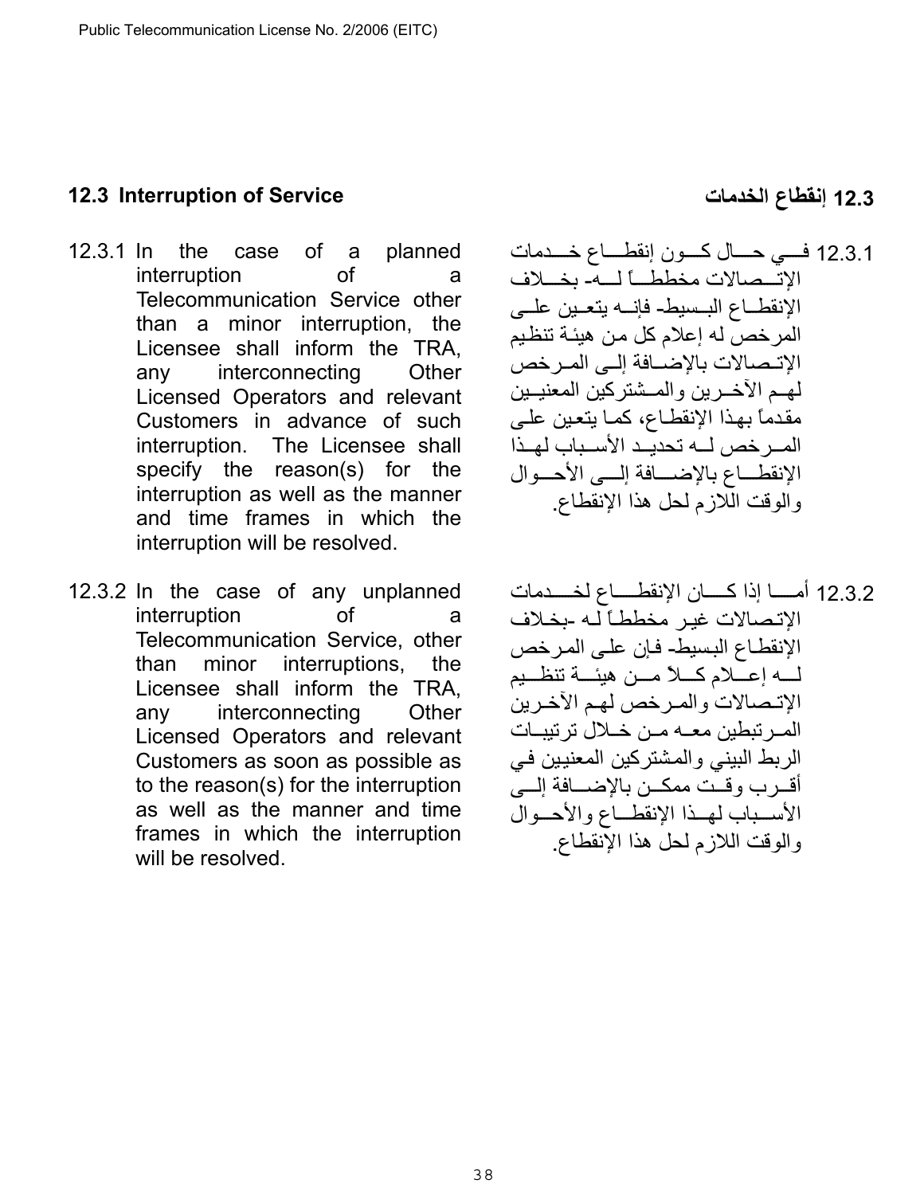## 12.3 Interruption of Service

12.3.1 In the case of a planned interruption of a Telecommunication Service other than a minor interruption, the Licensee shall inform the TRA, any interconnecting Other Licensed Operators and relevant Customers in advance of such interruption. The Licensee shall specify the reason(s) for the interruption as well as the manner and time frames in which the interruption will be resolved.

12.3.2 In the case of any unplanned interruption of a Telecommunication Service, other than minor interruptions, the Licensee shall inform the TRA, any interconnecting Other Licensed Operators and relevant Customers as soon as possible as to the reason(s) for the interruption as well as the manner and time frames in which the interruption will be resolved.

## 12.3 إنقطاع الخدمات

12.3.1 في حال كون إنقطاع خدمات الإتصالات مخططاً له- بخلاف الإنقطاع البسيط- فإنه يتعين على المرخص له إعلام كل من هيئة تنظيم الإتصالات بالإضافة إلى المرخص لهم الآخرين والمشتركين المعنيين مقدماً بهذا الإنقطاع، كما يتعين على المرخص له تحديد الأسباب لهذا الإنقطاع بالإضافة إلى الأحوال والوقت اللازم لحل هذا الإنقطاع.

12.3.2 أما إذا كان الإنقطاع لخدمات الإتصالات غير مخططاً له -بخلاف الإنقطاع البسيط- فإن على المرخص له إعلام كلاً من هيئة تنظيم الإتصالات والمرخص لهم الآخرين المرتبطين معه من خلال ترتيبات الربط البيني والمشتركين المعنيين في أقرب وقت ممكن بالإضافة إلى الأسباب لهذا الإنقطاع والأحوال والوقت اللازم لحل هذا الإنقطاع.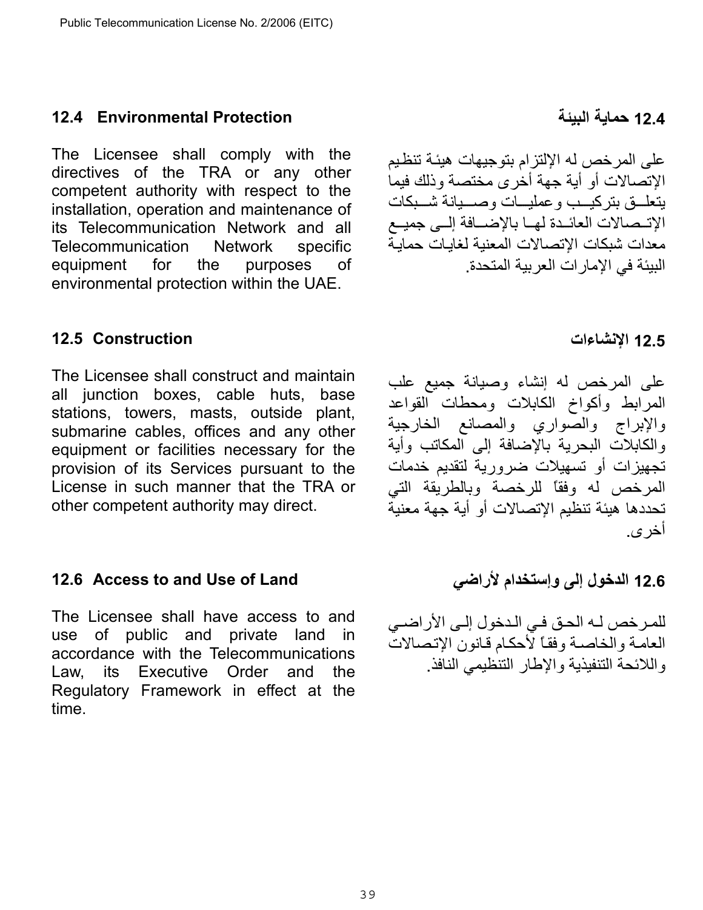### 12.4 Environmental Protection

The Licensee shall comply with the directives of the TRA or any other competent authority with respect to the installation, operation and maintenance of its Telecommunication Network and all Telecommunication Network specific equipment for the purposes of environmental protection within the UAE.

### 12.4 حماية البيئة

على المرخص له الإلتزام بتوجيهات هيئة تنظيم الإتصالات أو أية جهة أخرى مختصة وذلك فيما يتعلق بتركيب وعمليات وصيانة شبكات الإتصالات العائدة لها بالإضافة إلى جميع معدات شبكات الإتصالات المعنية لغايات حماية البيئة في الإمارات العربية المتحدة.

### 12.5 Construction

The Licensee shall construct and maintain all junction boxes, cable huts, base stations, towers, masts, outside plant, submarine cables, offices and any other equipment or facilities necessary for the provision of its Services pursuant to the License in such manner that the TRA or other competent authority may direct.

### 12.5 الإنشاءات

على المرخص له إنشاء وصيانة جميع علب المرابط وأكواخ الكابلات ومحطات القواعد والإبراج والصواري والمصانع الخارجية والكابلات البحرية بالإضافة إلى المكاتب وأية تجهيزات أو تسهيلات ضرورية لتقديم خدمات المرخص له وفقاً للرخصة وبالطريقة التي تحددها هيئة تنظيم الإتصالات أو أية جهة معنية أخرى.

### 12.6 Access to and Use of Land

The Licensee shall have access to and use of public and private land in accordance with the Telecommunications Law, its Executive Order and the Regulatory Framework in effect at the time.

### 12.6 الدخول إلى وإستخدام لأراضي

للمرخص له الحق في الدخول إلى الأراضي العامة والخاصة وفقاً لأحكام قانون الإتصالات واللائحة التنفيذية والإطار التنظيمي النافذ.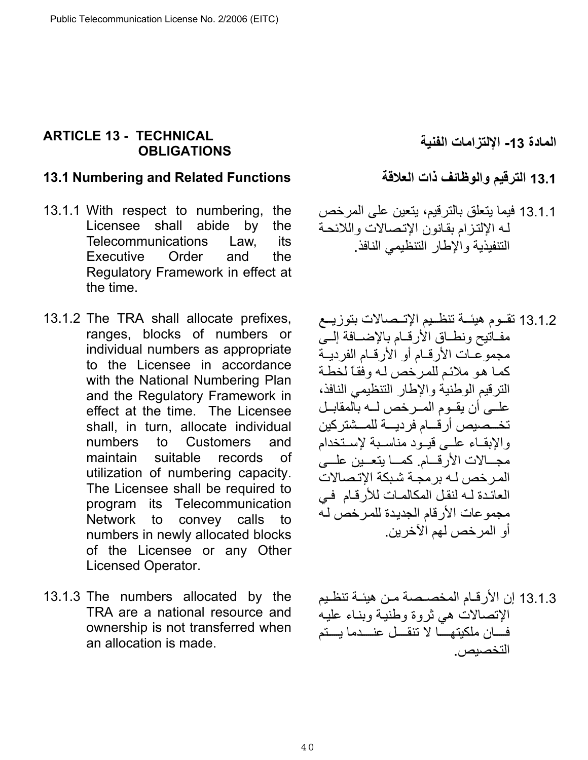## ARTICLE 13 - TECHNICAL OBLIGATIONS

## المادة 13- الإلتزامات الفنية

### 13.1 Numbering and Related Functions

### 13.1 الترقيم والوظائف ذات العلاقة

13.1.1 With respect to numbering, the Licensee shall abide by the Telecommunications Law, its Executive Order and the Regulatory Framework in effect at the time.

13.1.1 فيما يتعلق بالترقيم، يتعين على المرخص له الإلتزام بقانون الإتصالات واللائحة التنفيذية والإطار التنظيمي النافذ.

13.1.2 The TRA shall allocate prefixes, ranges, blocks of numbers or individual numbers as appropriate to the Licensee in accordance with the National Numbering Plan and the Regulatory Framework in effect at the time. The Licensee shall, in turn, allocate individual numbers to Customers and maintain suitable records of utilization of numbering capacity. The Licensee shall be required to program its Telecommunication Network to convey calls to numbers in newly allocated blocks of the Licensee or any Other Licensed Operator.

13.1.2 تقوم هيئة تنظيم الإتصالات بتوزيع مفاتيح ونطاق الأرقام بالإضافة إلى مجموعات الأرقام أو الأرقام الفردية كما هو ملائم للمرخص له وفقاً لخطة الترقيم الوطنية والإطار التنظيمي النافذ، على أن يقوم المرخص له بالمقابل تخصيص أرقام فردية للمشتركين والإبقاء على قيود مناسبة لإستخدام مجالات الأرقام. كما يتعين على المرخص له برمجة شبكة الإتصالات العائدة له لنقل المكالمات للأرقام في مجموعات الأرقام الجديدة للمرخص له أو المرخص لهم الآخرين.

13.1.3 The numbers allocated by the TRA are a national resource and ownership is not transferred when an allocation is made.

13.1.3 إن الأرقام المخصصة من هيئة تنظيم الإتصالات هي ثروة وطنية وبناء عليه فإن ملكيتها لا تنقل عندما يتم التخصيص.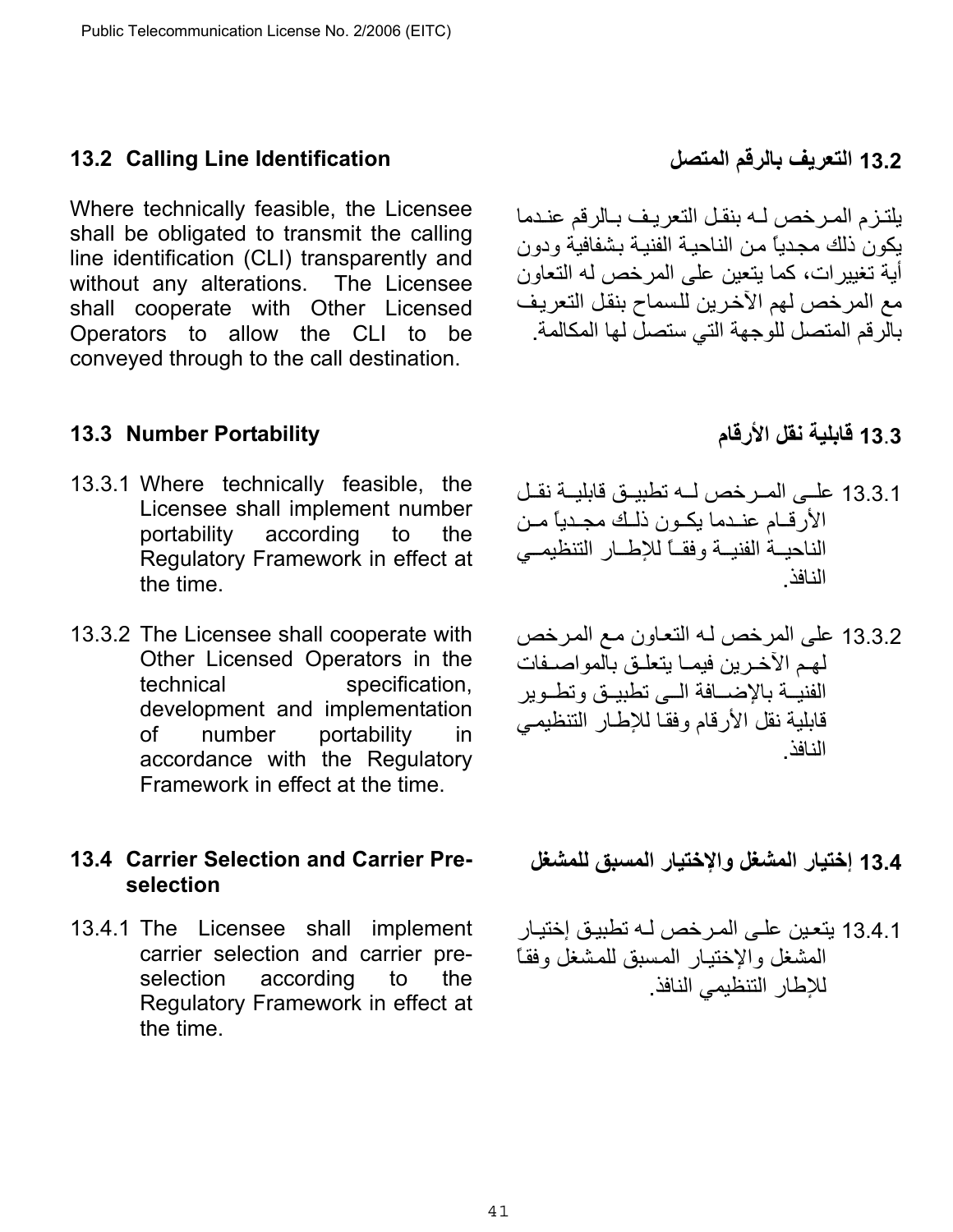## 13.2 Calling Line Identification

Where technically feasible, the Licensee shall be obligated to transmit the calling line identification (CLI) transparently and without any alterations. The Licensee shall cooperate with Other Licensed Operators to allow the CLI to be conveyed through to the call destination.

## 13.2 التعريف بالرقم المتصل

يلتزم المرخص لـه بنقل التعريف بالرقم عندما يكون ذلك مجدياً من الناحية الفنية بشفافية ودون أية تغييرات، كما يتعين على المرخص له التعاون مع المرخص لهم الآخرين للسماح بنقل التعريف بالرقم المتصل للوجهة التي ستصل لها المكالمة.

## 13.3 Number Portability

13.3.1 Where technically feasible, the Licensee shall implement number portability according to the Regulatory Framework in effect at the time.

13.3.2 The Licensee shall cooperate with Other Licensed Operators in the technical specification, development and implementation of number portability in accordance with the Regulatory Framework in effect at the time.

## 13.3 قابلية نقل الأرقام

13.3.1 على المرخص لـه تطبيق قابلية نقل الأرقام عندما يكون ذلك مجدياً من الناحية الفنية وفقاً للإطار التنظيمي النافذ.

13.3.2 على المرخص لـه التعاون مع المرخص لهم الآخرين فيما يتعلق بالمواصفات الفنية بالإضافة الى تطبيق وتطوير قابلية نقل الأرقام وفقا للإطار التنظيمي النافذ.

## 13.4 Carrier Selection and Carrier Pre-selection

13.4.1 The Licensee shall implement carrier selection and carrier pre-selection according to the Regulatory Framework in effect at the time.

## 13.4 إختيار المشغل والإختيار المسبق للمشغل

13.4.1 يتعين على المرخص لـه تطبيق إختيار المشغل والإختيار المسبق للمشغل وفقاً للإطار التنظيمي النافذ.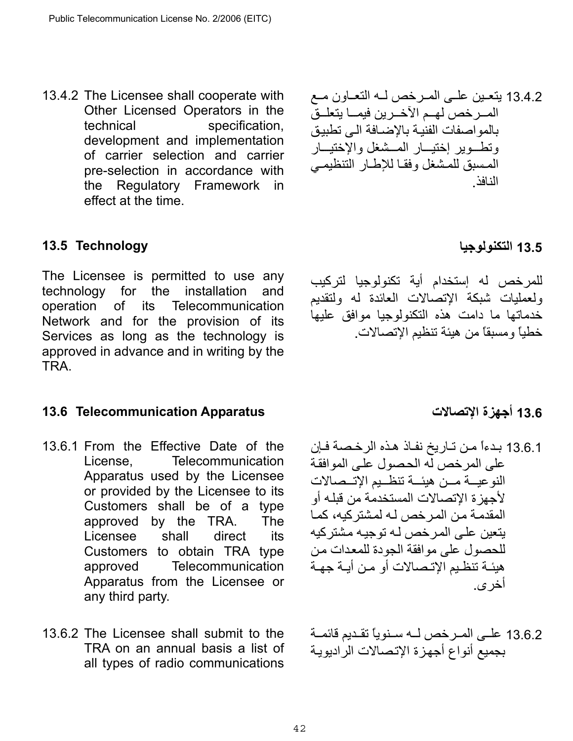13.4.2 The Licensee shall cooperate with Other Licensed Operators in the technical specification, development and implementation of carrier selection and carrier pre-selection in accordance with the Regulatory Framework in effect at the time.

13.4.2 يتعين على المرخص له التعاون مع المرخص لهم الآخرين فيما يتعلق بالمواصفات الفنية بالإضافة الى تطبيق وتطوير إختيار المشغل والإختيار المسبق للمشغل وفقا للإطار التنظيمي النافذ.

### 13.5 Technology

### 13.5 التكنولوجيا

The Licensee is permitted to use any technology for the installation and operation of its Telecommunication Network and for the provision of its Services as long as the technology is approved in advance and in writing by the TRA.

للمرخص له إستخدام أية تكنولوجيا لتركيب ولعمليات شبكة الإتصالات العائدة له ولتقديم خدماتها ما دامت هذه التكنولوجيا موافق عليها خطياً ومسبقاً من هيئة تنظيم الإتصالات.

### 13.6 Telecommunication Apparatus

### 13.6 أجهزة الإتصالات

13.6.1 From the Effective Date of the License, Telecommunication Apparatus used by the Licensee or provided by the Licensee to its Customers shall be of a type approved by the TRA. The Licensee shall direct its Customers to obtain TRA type approved Telecommunication Apparatus from the Licensee or any third party.

13.6.1 بدءاً من تاريخ نفاذ هذه الرخصة فإن على المرخص له الحصول على الموافقة النوعية من هيئة تنظيم الإتصالات لأجهزة الإتصالات المستخدمة من قبله أو المقدمة من المرخص له لمشتركيه، كما يتعين على المرخص له توجيه مشتركيه للحصول على موافقة الجودة للمعدات من هيئة تنظيم الإتصالات أو من أية جهة أخرى.

13.6.2 The Licensee shall submit to the TRA on an annual basis a list of all types of radio communications

13.6.2 على المرخص له سنوياً تقديم قائمة بجميع أنواع أجهزة الإتصالات الراديوية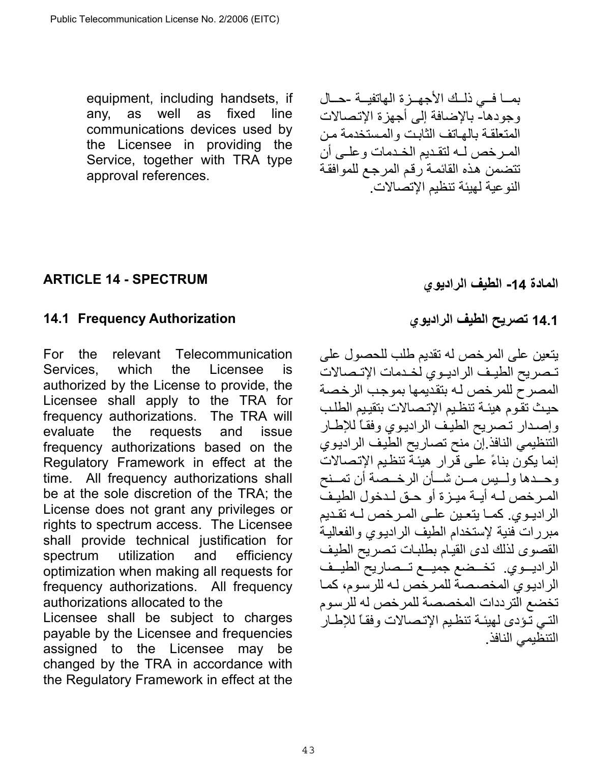equipment, including handsets, if any, as well as fixed line communications devices used by the Licensee in providing the Service, together with TRA type approval references.

بمـا فـي ذلـك الأجهـزة الهاتفيـة -حـال وجودها- بالإضافة إلى أجهزة الإتصالات المتعلقة بالهاتف الثابت والمستخدمة من المرخص لـه لتقديم الخدمات وعلـى أن تتضمن هذه القائمة رقم المرجع للموافقة النوعية لهيئة تنظيم الإتصالات.

## ARTICLE 14 - SPECTRUM

## المادة 14- الطيف الراديوي

### 14.1 Frequency Authorization

For the relevant Telecommunication Services, which the Licensee is authorized by the License to provide, the Licensee shall apply to the TRA for frequency authorizations. The TRA will evaluate the requests and issue frequency authorizations based on the Regulatory Framework in effect at the time. All frequency authorizations shall be at the sole discretion of the TRA; the License does not grant any privileges or rights to spectrum access. The Licensee shall provide technical justification for spectrum utilization and efficiency optimization when making all requests for frequency authorizations. All frequency authorizations allocated to the Licensee shall be subject to charges payable by the Licensee and frequencies assigned to the Licensee may be changed by the TRA in accordance with the Regulatory Framework in effect at the

### 14.1 تصريح الطيف الراديوي

يتعين على المرخص له تقديم طلب للحصول على تصريح الطيف الراديوي لخدمات الإتصالات المصرح للمرخص له بتقديمها بموجب الرخصة حيث تقوم هيئة تنظيم الإتصالات بتقييم الطلب وإصدار تصريح الطيف الراديوي وفقاً للإطار التنظيمي النافذ. إن منح تصاريح الطيف الراديوي إنما يكون بناءً على قرار هيئة تنظيم الإتصالات وحدها وليس من شأن الرخصة أن تمنح المرخص له أية ميزة أو حق لدخول الطيف الراديوي. كما يتعين على المرخص له تقديم مبررات فنية لإستخدام الطيف الراديوي والفعالية القصوى لذلك لدى القيام بطلبات تصريح الطيف الراديوي. تخضع جميع تصاريح الطيف الراديوي المخصصة للمرخص له للرسوم، كما تخضع الترددات المخصصة للمرخص له للرسوم التي تؤدى لهيئة تنظيم الإتصالات وفقاً للإطار التنظيمي النافذ.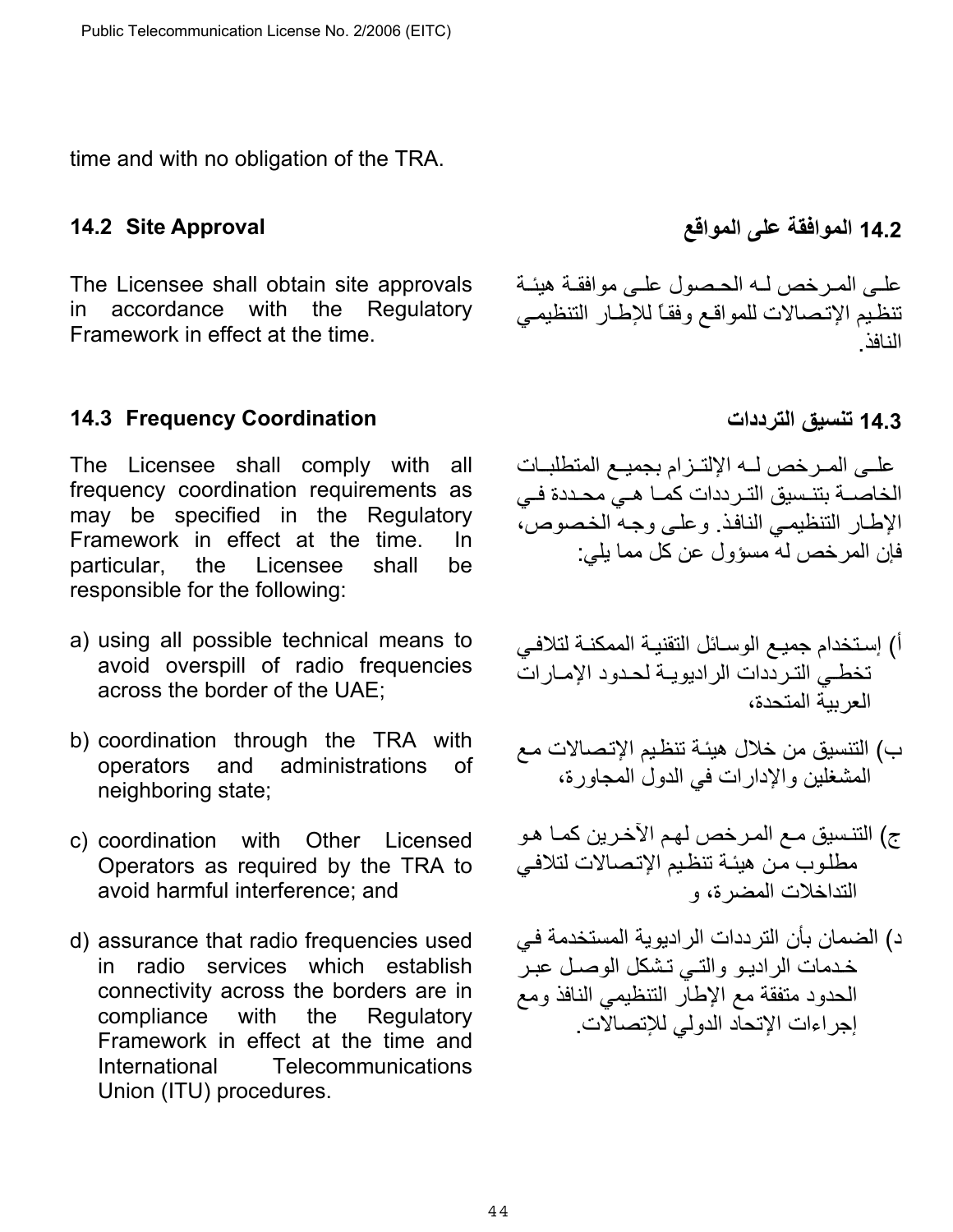time and with no obligation of the TRA.

### 14.2 Site Approval

The Licensee shall obtain site approvals in accordance with the Regulatory Framework in effect at the time.

### 14.2 الموافقة على المواقع

على المرخص له الحصول على موافقة هيئة تنظيم الإتصالات للمواقع وفقاً للإطار التنظيمي النافذ.

### 14.3 Frequency Coordination

The Licensee shall comply with all frequency coordination requirements as may be specified in the Regulatory Framework in effect at the time. In particular, the Licensee shall be responsible for the following:

a) using all possible technical means to avoid overspill of radio frequencies across the border of the UAE;

b) coordination through the TRA with operators and administrations of neighboring state;

c) coordination with Other Licensed Operators as required by the TRA to avoid harmful interference; and

d) assurance that radio frequencies used in radio services which establish connectivity across the borders are in compliance with the Regulatory Framework in effect at the time and International Telecommunications Union (ITU) procedures.

### 14.3 تنسيق الترددات

على المرخص له الإلتزام بجميع المتطلبات الخاصة بتنسيق الترددات كما هي محددة في الإطار التنظيمي النافذ. وعلى وجه الخصوص، فإن المرخص له مسؤول عن كل مما يلي:

أ) إستخدام جميع الوسائل التقنية الممكنة لتلافي تخطي الترددات الراديوية لحدود الإمارات العربية المتحدة،

ب) التنسيق من خلال هيئة تنظيم الإتصالات مع المشغلين والإدارات في الدول المجاورة،

ج) التنسيق مع المرخص لهم الآخرين كما هو مطلوب من هيئة تنظيم الإتصالات لتلافي التداخلات المضرة، و

د) الضمان بأن الترددات الراديوية المستخدمة في خدمات الراديو والتي تشكل الوصل عبر الحدود متفقة مع الإطار التنظيمي النافذ ومع إجراءات الإتحاد الدولي للإتصالات.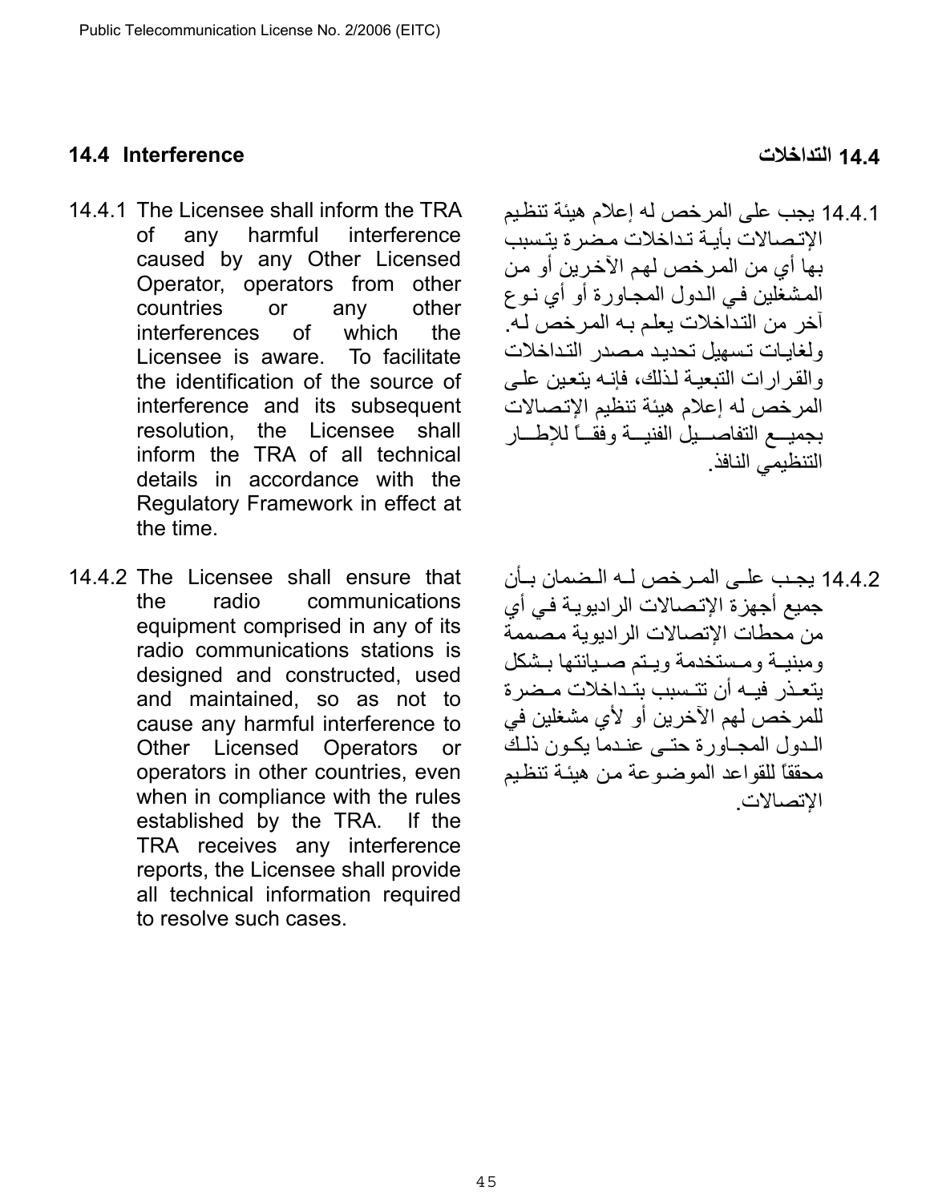## 14.4 Interference

14.4.1 The Licensee shall inform the TRA of any harmful interference caused by any Other Licensed Operator, operators from other countries or any other interferences of which the Licensee is aware. To facilitate the identification of the source of interference and its subsequent resolution, the Licensee shall inform the TRA of all technical details in accordance with the Regulatory Framework in effect at the time.

14.4.2 The Licensee shall ensure that the radio communications equipment comprised in any of its radio communications stations is designed and constructed, used and maintained, so as not to cause any harmful interference to Other Licensed Operators or operators in other countries, even when in compliance with the rules established by the TRA. If the TRA receives any interference reports, the Licensee shall provide all technical information required to resolve such cases.

## 14.4 التداخلات

14.4.1 يجب على المرخص له إعلام هيئة تنظيم الإتصالات بأية تداخلات مضرة يتسبب بها أي من المرخص لهم الآخرين أو من المشغلين في الدول المجاورة أو أي نوع آخر من التداخلات يعلم به المرخص له. ولغايات تسهيل تحديد مصدر التداخلات والقرارات التبعية لذلك، فإنه يتعين على المرخص له إعلام هيئة تنظيم الإتصالات بجميع التفاصيل الفنية وفقاً للإطار التنظيمي النافذ.

14.4.2 يجب على المرخص له الضمان بأن جميع أجهزة الإتصالات الراديوية في أي من محطات الإتصالات الراديوية مصممة ومبنية ومستخدمة ويتم صيانتها بشكل يتعذر فيه أن تتسبب بتداخلات مضرة للمرخص لهم الآخرين أو لأي مشغلين في الدول المجاورة حتى عندما يكون ذلك محققاً للقواعد الموضوعة من هيئة تنظيم الإتصالات.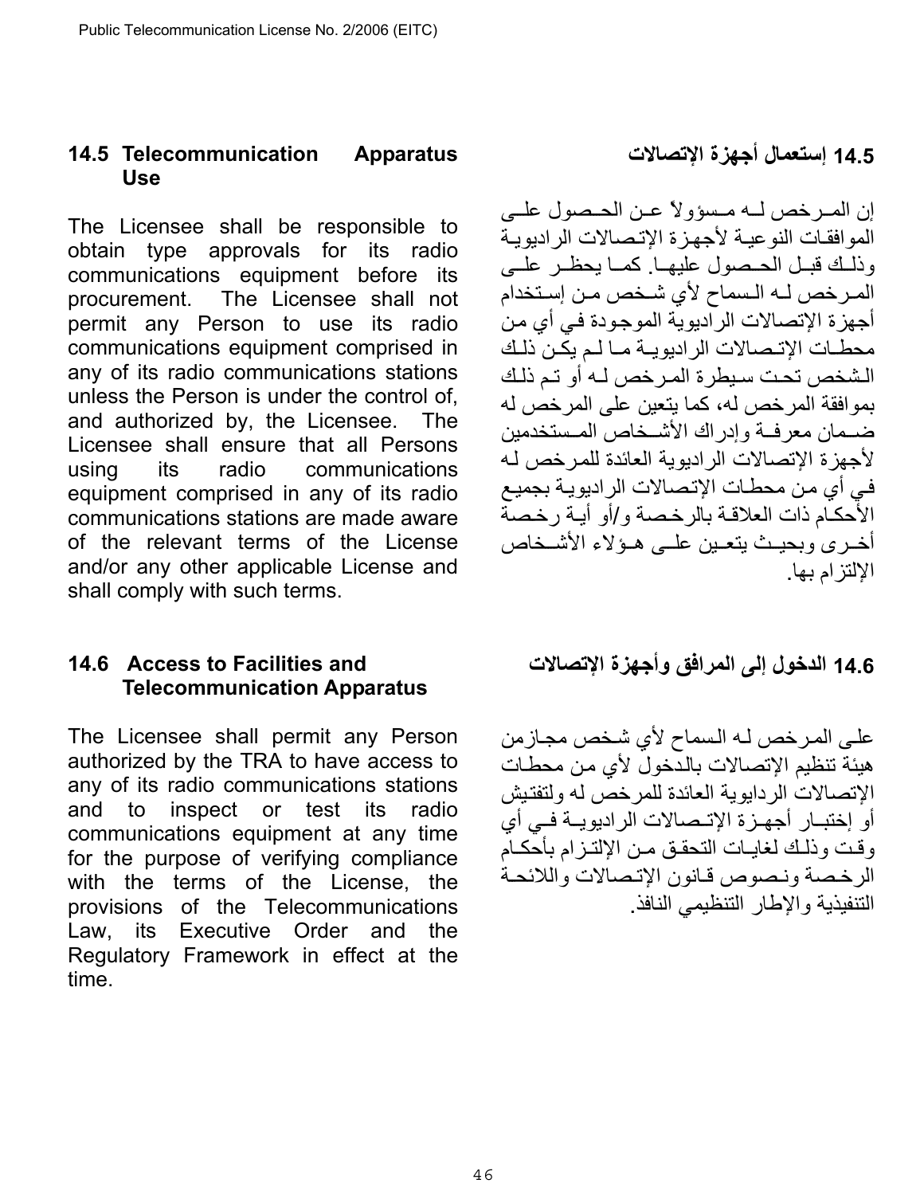### 14.5 Telecommunication Apparatus Use

The Licensee shall be responsible to obtain type approvals for its radio communications equipment before its procurement. The Licensee shall not permit any Person to use its radio communications equipment comprised in any of its radio communications stations unless the Person is under the control of, and authorized by, the Licensee. The Licensee shall ensure that all Persons using its radio communications equipment comprised in any of its radio communications stations are made aware of the relevant terms of the License and/or any other applicable License and shall comply with such terms.

### 14.5 إستعمال أجهزة الإتصالات

إن المرخص لـه مسؤولاً عن الحصول على الموافقات النوعية لأجهزة الإتصالات الراديوية وذلك قبل الحصول عليها. كما يحظر على المرخص لـه السماح لأي شخص من إستخدام أجهزة الإتصالات الراديوية الموجودة في أي من محطات الإتصالات الراديوية ما لم يكن ذلك الشخص تحت سيطرة المرخص لـه أو تم ذلك بموافقة المرخص له، كما يتعين على المرخص له ضمان معرفة وإدراك الأشخاص المستخدمين لأجهزة الإتصالات الراديوية العائدة للمرخص لـه في أي من محطات الإتصالات الراديوية بجميع الأحكام ذات العلاقة بالرخصة و/أو أية رخصة أخرى وبحيث يتعين على هؤلاء الأشخاص الإلتزام بها.

### 14.6 Access to Facilities and Telecommunication Apparatus

The Licensee shall permit any Person authorized by the TRA to have access to any of its radio communications stations and to inspect or test its radio communications equipment at any time for the purpose of verifying compliance with the terms of the License, the provisions of the Telecommunications Law, its Executive Order and the Regulatory Framework in effect at the time.

### 14.6 الدخول إلى المرافق وأجهزة الإتصالات

على المرخص لـه السماح لأي شخص مجازمن هيئة تنظيم الإتصالات بالدخول لأي من محطات الإتصالات الردايوية العائدة للمرخص له ولتفتيش أو إختبار أجهزة الإتصالات الراديوية في أي وقت وذلك لغايات التحقق من الإلتزام بأحكام الرخصة ونصوص قانون الإتصالات واللائحة التنفيذية والإطار التنظيمي النافذ.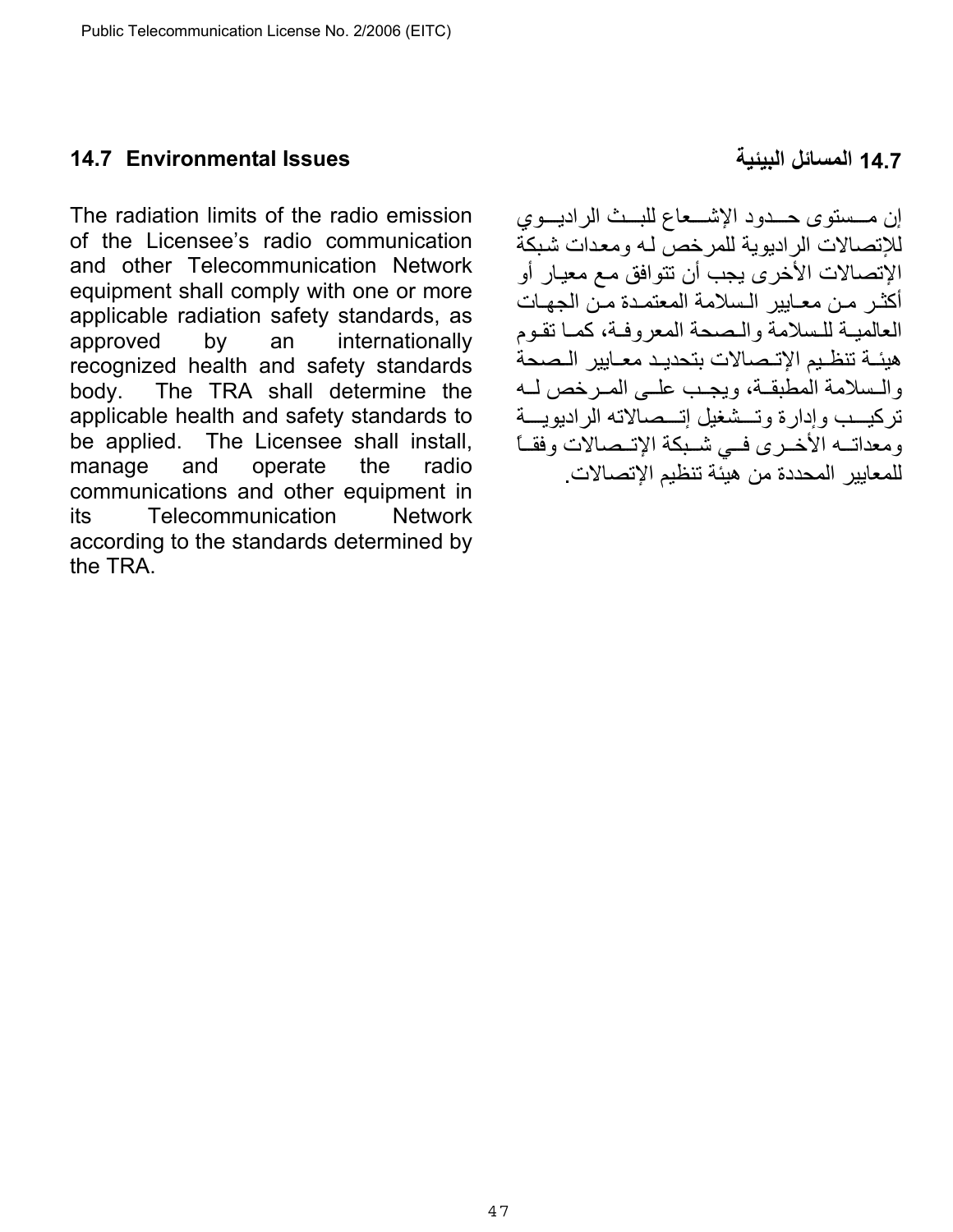## 14.7 Environmental Issues

The radiation limits of the radio emission of the Licensee's radio communication and other Telecommunication Network equipment shall comply with one or more applicable radiation safety standards, as approved by an internationally recognized health and safety standards body. The TRA shall determine the applicable health and safety standards to be applied. The Licensee shall install, manage and operate the radio communications and other equipment in its Telecommunication Network according to the standards determined by the TRA.

## 14.7 المسائل البيئية

إن مستوى حدود الإشعاع للبث الراديوي للإتصالات الراديوية للمرخص له ومعدات شبكة الإتصالات الأخرى يجب أن تتوافق مع معيار أو أكثر من معايير السلامة المعتمدة من الجهات العالمية للسلامة والصحة المعروفة، كما تقوم هيئة تنظيم الإتصالات بتحديد معايير الصحة والسلامة المطبقة، ويجب على المرخص له تركيب وإدارة وتشغيل إتصالاته الراديوية ومعداته الأخرى في شبكة الإتصالات وفقاً للمعايير المحددة من هيئة تنظيم الإتصالات.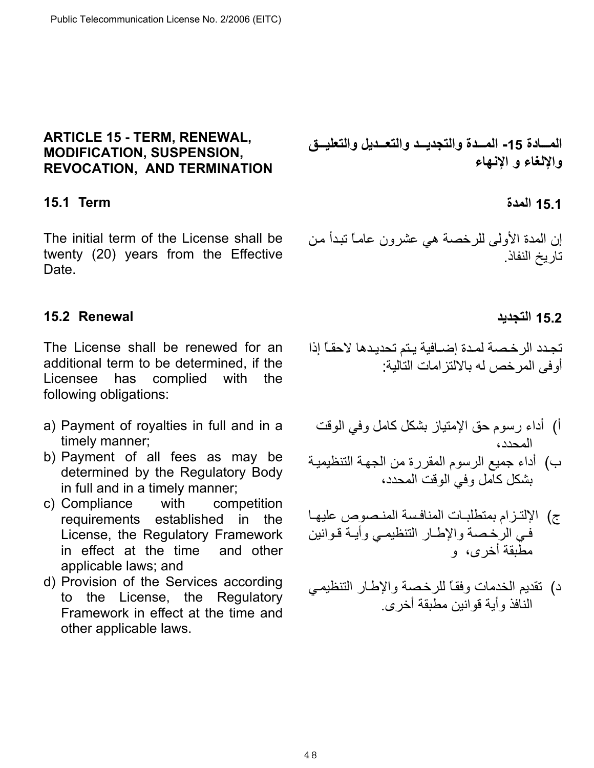## ARTICLE 15 - TERM, RENEWAL, MODIFICATION, SUSPENSION, REVOCATION, AND TERMINATION

## المـادة 15- المـدة والتجديـد والتعـديل والتعليـق والإلغاء و الإنهاء

### 15.1 Term

The initial term of the License shall be twenty (20) years from the Effective Date.

### 15.1 المدة

إن المدة الأولى للرخصة هي عشرون عاماً تبدأ من تاريخ النفاذ.

### 15.2 Renewal

The License shall be renewed for an additional term to be determined, if the Licensee has complied with the following obligations:

a) Payment of royalties in full and in a timely manner;
b) Payment of all fees as may be determined by the Regulatory Body in full and in a timely manner;
c) Compliance with competition requirements established in the License, the Regulatory Framework in effect at the time and other applicable laws; and
d) Provision of the Services according to the License, the Regulatory Framework in effect at the time and other applicable laws.

### 15.2 التجديد

تجدد الرخصة لمدة إضافية يتم تحديدها لاحقاً إذا أوفى المرخص له بالالتزامات التالية:

أ) أداء رسوم حق الإمتياز بشكل كامل وفي الوقت المحدد،
ب) أداء جميع الرسوم المقررة من الجهة التنظيمية بشكل كامل وفي الوقت المحدد،
ج) الإلتزام بمتطلبات المنافسة المنصوص عليها في الرخصة والإطار التنظيمي وأية قوانين مطبقة أخرى، و
د) تقديم الخدمات وفقاً للرخصة والإطار التنظيمي النافذ وأية قوانين مطبقة أخرى.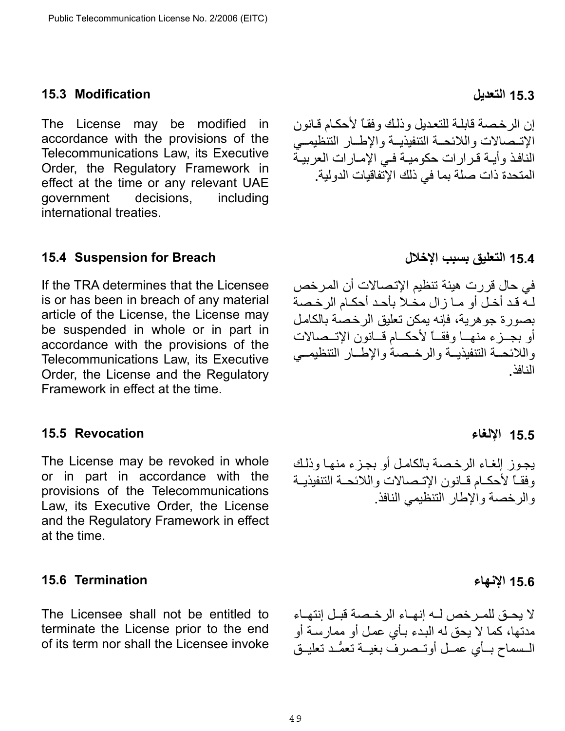### 15.3 Modification

The License may be modified in accordance with the provisions of the Telecommunications Law, its Executive Order, the Regulatory Framework in effect at the time or any relevant UAE government decisions, including international treaties.

### 15.3 التعديل

إن الرخصة قابلة للتعديل وذلك وفقاً لأحكام قانون الإتصالات واللائحة التنفيذية والإطار التنظيمي النافذ وأية قرارات حكومية في الإمارات العربية المتحدة ذات صلة بما في ذلك الإتفاقيات الدولية.

### 15.4 Suspension for Breach

If the TRA determines that the Licensee is or has been in breach of any material article of the License, the License may be suspended in whole or in part in accordance with the provisions of the Telecommunications Law, its Executive Order, the License and the Regulatory Framework in effect at the time.

### 15.4 التعليق بسبب الإخلال

في حال قررت هيئة تنظيم الإتصالات أن المرخص لـه قد أخل أو ما زال مخلاً بأحد أحكام الرخصة بصورة جوهرية، فإنه يمكن تعليق الرخصة بالكامل أو بجزء منها وفقاً لأحكام قانون الإتصالات واللائحة التنفيذية والرخصة والإطار التنظيمي النافذ.

### 15.5 Revocation

The License may be revoked in whole or in part in accordance with the provisions of the Telecommunications Law, its Executive Order, the License and the Regulatory Framework in effect at the time.

### 15.5 الإلغاء

يجوز إلغاء الرخصة بالكامل أو بجزء منها وذلك وفقاً لأحكام قانون الإتصالات واللائحة التنفيذية والرخصة والإطار التنظيمي النافذ.

### 15.6 Termination

The Licensee shall not be entitled to terminate the License prior to the end of its term nor shall the Licensee invoke

### 15.6 الإنهاء

لا يحق للمرخص لـه إنهاء الرخصة قبل إنتهاء مدتها، كما لا يحق له البدء بأي عمل أو ممارسة أو السماح بأي عمل أوتصرف بغية تعمُّد تعليق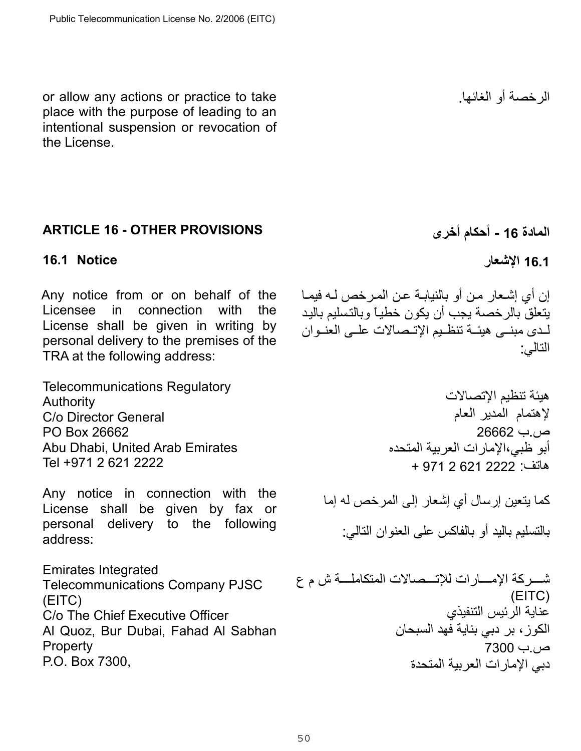or allow any actions or practice to take place with the purpose of leading to an intentional suspension or revocation of the License.

الرخصة أو الغائها.

## ARTICLE 16 - OTHER PROVISIONS

## المادة 16 - أحكام أخرى

### 16.1 Notice

### 16.1 الإشعار

Any notice from or on behalf of the Licensee in connection with the License shall be given in writing by personal delivery to the premises of the TRA at the following address:

إن أي إشعار من أو بالنيابة عن المرخص له فيما يتعلق بالرخصة يجب أن يكون خطياً وبالتسليم باليد لدى مبنى هيئة تنظيم الإتصالات على العنوان التالي:

Telecommunications Regulatory Authority
C/o Director General
PO Box 26662
Abu Dhabi, United Arab Emirates
Tel +971 2 621 2222

هيئة تنظيم الإتصالات
لإهتمام المدير العام
ص.ب 26662
أبو ظبي،الإمارات العربية المتحده
هاتف: 2222 621 2 971 +

Any notice in connection with the License shall be given by fax or personal delivery to the following address:

كما يتعين إرسال أي إشعار إلى المرخص له إما بالتسليم باليد أو بالفاكس على العنوان التالي:

Emirates Integrated Telecommunications Company PJSC (EITC)
C/o The Chief Executive Officer
Al Quoz, Bur Dubai, Fahad Al Sabhan Property
P.O. Box 7300,

شركة الإمارات للإتصالات المتكاملة ش م ع (EITC)
عناية الرئيس التنفيذي
الكوز، بر دبي بناية فهد السبحان
ص.ب 7300
دبي الإمارات العربية المتحدة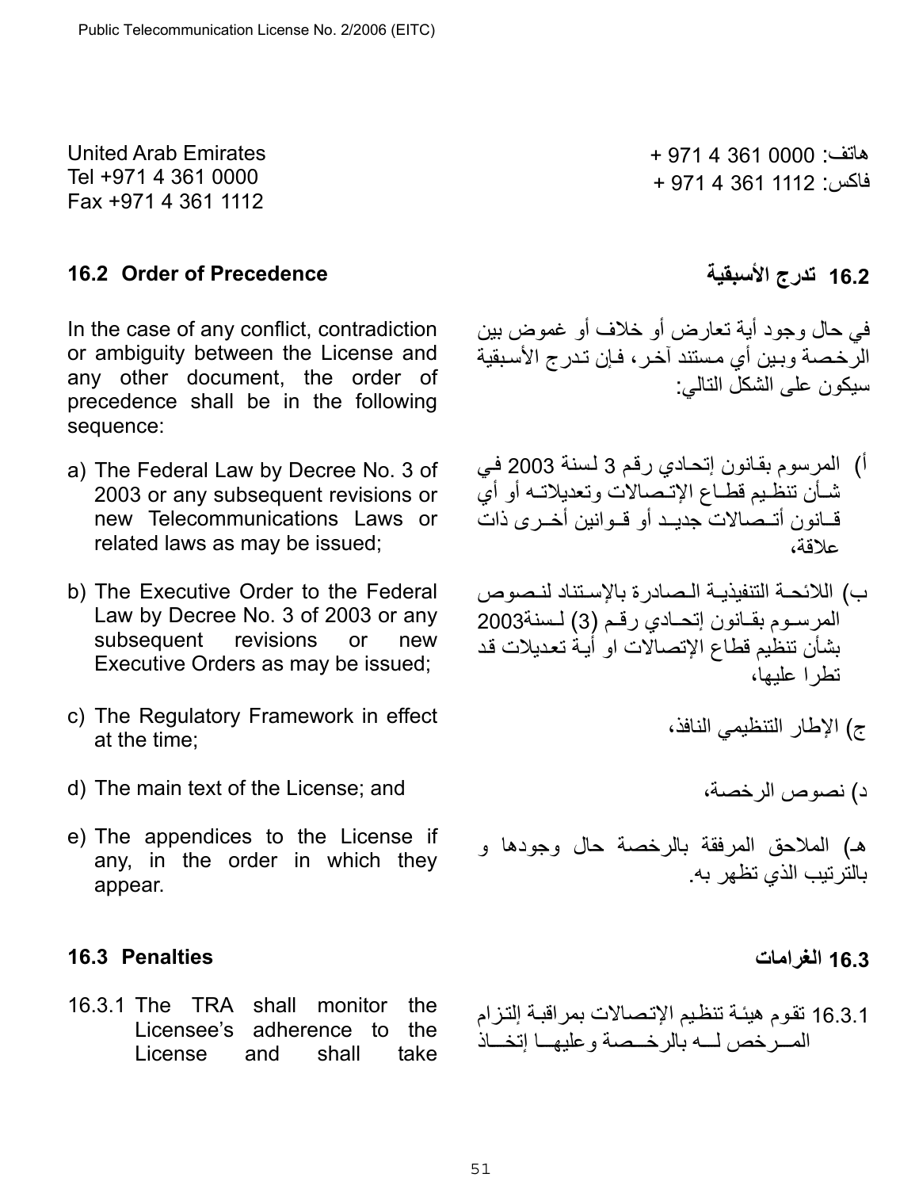United Arab Emirates
Tel +971 4 361 0000
Fax +971 4 361 1112

هاتف: 0000 361 4 971 +
فاكس: 1112 361 4 971 +

### 16.2 Order of Precedence

In the case of any conflict, contradiction or ambiguity between the License and any other document, the order of precedence shall be in the following sequence:

a) The Federal Law by Decree No. 3 of 2003 or any subsequent revisions or new Telecommunications Laws or related laws as may be issued;

b) The Executive Order to the Federal Law by Decree No. 3 of 2003 or any subsequent revisions or new Executive Orders as may be issued;

c) The Regulatory Framework in effect at the time;

d) The main text of the License; and

e) The appendices to the License if any, in the order in which they appear.

### 16.2 تدرج الأسبقية

في حال وجود أية تعارض أو خلاف أو غموض بين الرخصة وبين أي مستند آخر، فإن تدرج الأسبقية سيكون على الشكل التالي:

أ) المرسوم بقانون إتحادي رقم 3 لسنة 2003 في شأن تنظيم قطاع الإتصالات وتعديلاته أو أي قانون أتصالات جديد أو قوانين أخرى ذات علاقة،

ب) اللائحة التنفيذية الصادرة بالإستناد لنصوص المرسوم بقانون إتحادي رقم (3) لسنة2003 بشأن تنظيم قطاع الإتصالات او أية تعديلات قد تطرا عليها،

ج) الإطار التنظيمي النافذ،

د) نصوص الرخصة،

هـ) الملاحق المرفقة بالرخصة حال وجودها و بالترتيب الذي تظهر به.

### 16.3 Penalties

16.3.1 The TRA shall monitor the Licensee's adherence to the License and shall take

### 16.3 الغرامات

16.3.1 تقوم هيئة تنظيم الإتصالات بمراقبة إلتزام المرخص لـه بالرخصة وعليها إتخاذ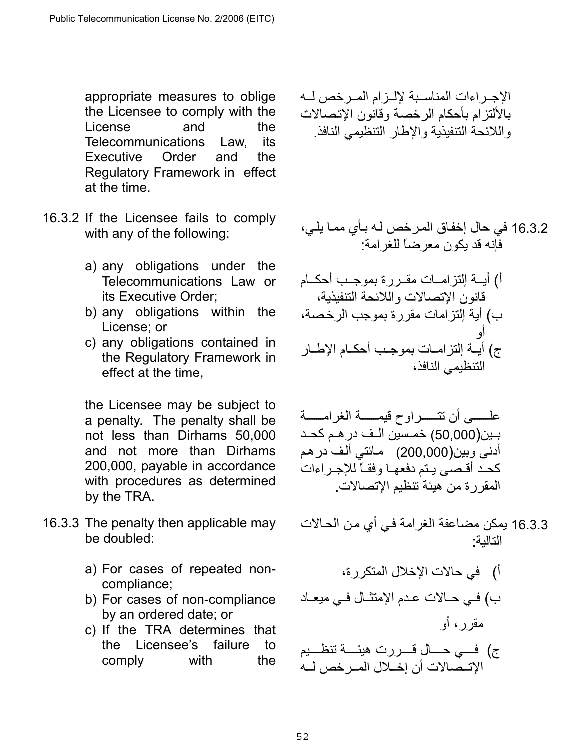appropriate measures to oblige the Licensee to comply with the License and the Telecommunications Law, its Executive Order and the Regulatory Framework in effect at the time.

الإجـراءات المناسـبة لإلـزام المـرخص لـه بالألتزام بأحكام الرخصة وقانون الإتصالات واللائحة التنفيذية والإطار التنظيمي النافذ.

16.3.2 If the Licensee fails to comply with any of the following:

a) any obligations under the Telecommunications Law or its Executive Order;
b) any obligations within the License; or
c) any obligations contained in the Regulatory Framework in effect at the time,

the Licensee may be subject to a penalty. The penalty shall be not less than Dirhams 50,000 and not more than Dirhams 200,000, payable in accordance with procedures as determined by the TRA.

16.3.2 في حال إخفاق المرخص له بأي مما يلي، فإنه قد يكون معرضاً للغرامة:

أ) أيـة إلتزامـات مقـررة بموجـب أحكـام قانون الإتصالات واللائحة التنفيذية،
ب) أية إلتزامات مقررة بموجب الرخصة، أو
ج) أيـة إلتزامـات بموجـب أحكـام الإطـار التنظيمي النافذ،

علـى أن تتـراوح قيمـة الغرامـة بـين(50,000) خمسين الـف درهـم كحـد أدنى وبين(200,000) مائتي ألف درهم كحـد أقصى يـتم دفعهـا وفقـاً للإجـراءات المقررة من هيئة تنظيم الإتصالات.

16.3.3 The penalty then applicable may be doubled:

a) For cases of repeated non-compliance;
b) For cases of non-compliance by an ordered date; or
c) If the TRA determines that the Licensee's failure to comply with the

16.3.3 يمكن مضاعفة الغرامة في أي من الحـالات التالية:

أ) في حالات الإخلال المتكررة،
ب) فـي حـالات عـدم الإمتثـال فـي ميعـاد مقرر، أو
ج) فـي حـال قـررت هيئـة تنظـيم الإتـصالات أن إخـلال المـرخص لـه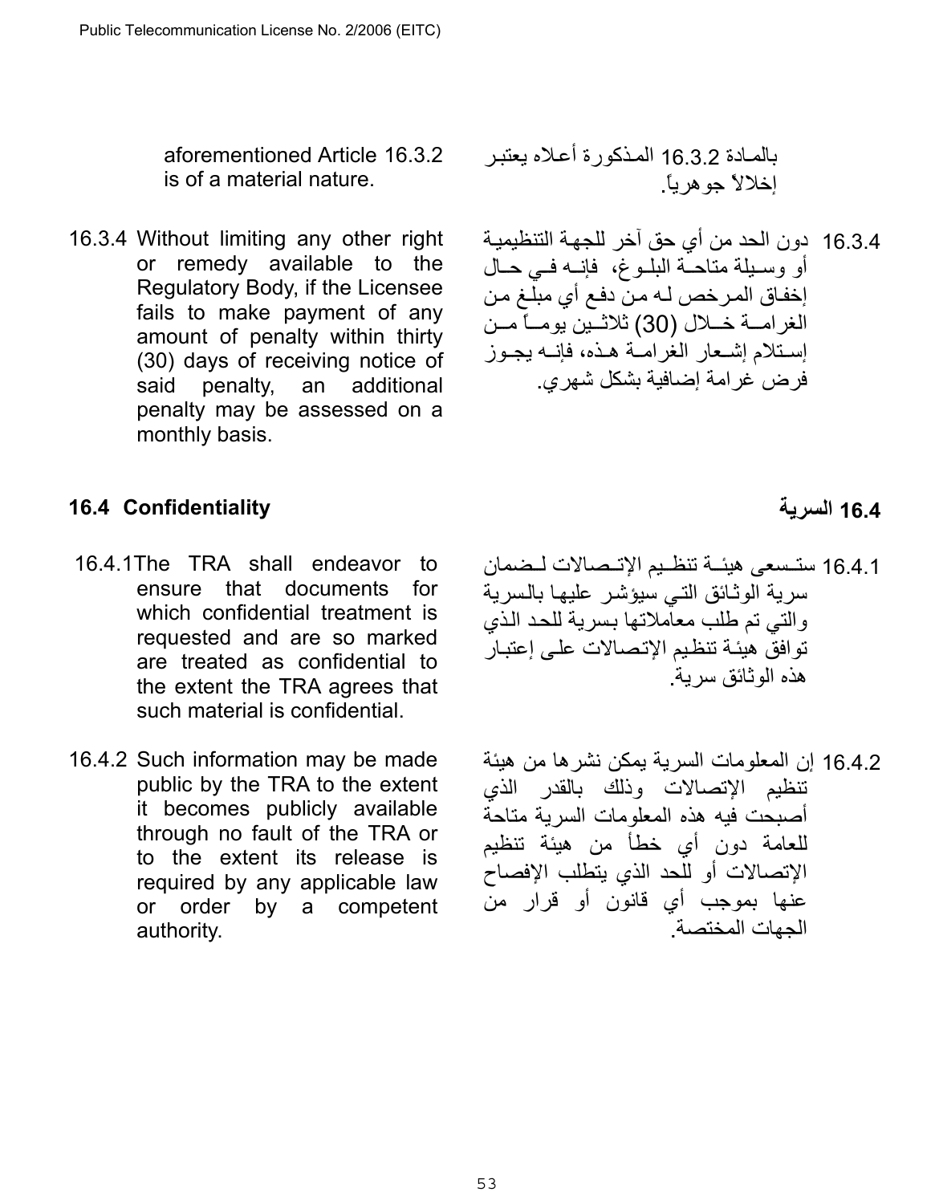aforementioned Article 16.3.2 is of a material nature.

بالمـادة 16.3.2 المـذكورة أعـلاه يعتبـر إخلالاً جوهرياً.

16.3.4 Without limiting any other right or remedy available to the Regulatory Body, if the Licensee fails to make payment of any amount of penalty within thirty (30) days of receiving notice of said penalty, an additional penalty may be assessed on a monthly basis.

16.3.4 دون الحد من أي حق آخر للجهـة التنظيمية أو وسـيلة متاحـة البلـوغ، فإنــه فـي حــال إخفـاق المـرخص لـه مـن دفـع أي مبلـغ مـن الغرامـــة خـــلال (30) ثلاثـــين يومـــاً مـــن إسـتلام إشـعار الغرامـة هـذه، فإنــه يجـوز فرض غرامة إضافية بشكل شهري.

## 16.4 Confidentiality

## 16.4 السرية

16.4.1 The TRA shall endeavor to ensure that documents for which confidential treatment is requested and are so marked are treated as confidential to the extent the TRA agrees that such material is confidential.

16.4.1 ستـسعى هيئــة تنظـيم الإتــصالات لـضمان سرية الوثـائق التـي سيؤشـر عليهـا بالـسرية والتي تم طلب معاملاتها بسرية للحد الـذي توافق هيئـة تنظيم الإتـصالات علـى إعتبـار هذه الوثائق سرية.

16.4.2 Such information may be made public by the TRA to the extent it becomes publicly available through no fault of the TRA or to the extent its release is required by any applicable law or order by a competent authority.

16.4.2 إن المعلومات السرية يمكن نشرها من هيئة تنظيم الإتصالات وذلك بالقدر الذي أصبحت فيه هذه المعلومات السرية متاحة للعامة دون أي خطأ من هيئة تنظيم الإتصالات أو للحد الذي يتطلب الإفصاح عنها بموجب أي قانون أو قرار من الجهات المختصة.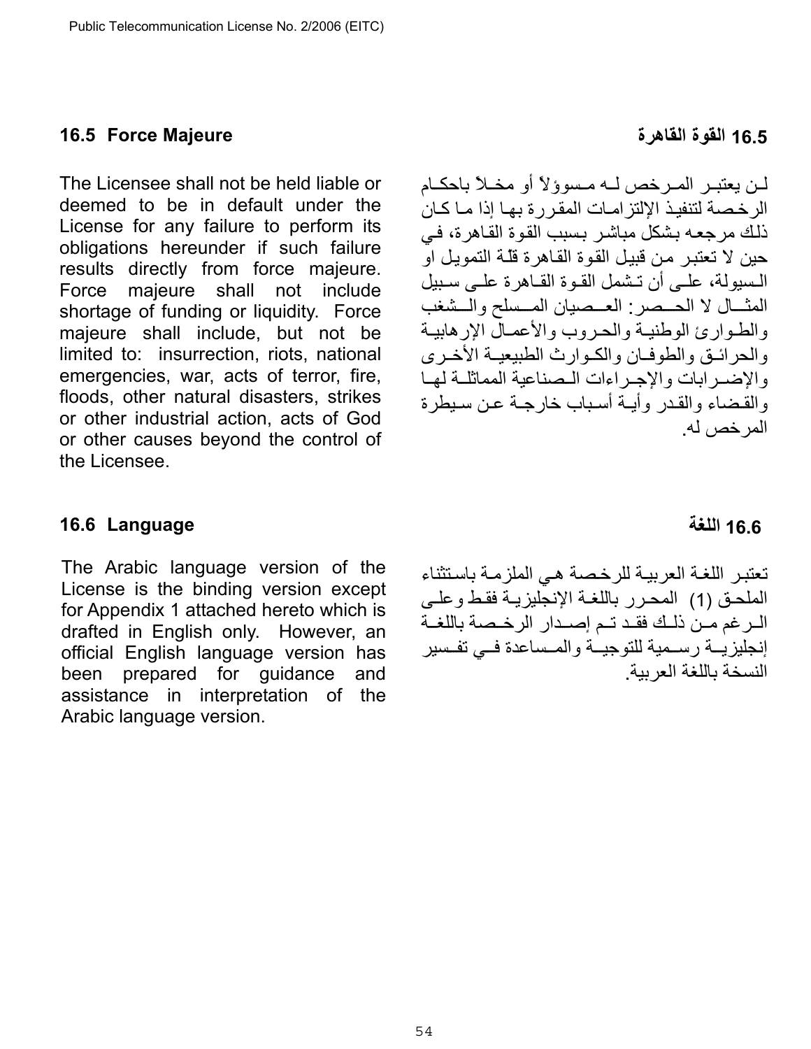### 16.5 Force Majeure

The Licensee shall not be held liable or deemed to be in default under the License for any failure to perform its obligations hereunder if such failure results directly from force majeure. Force majeure shall not include shortage of funding or liquidity. Force majeure shall include, but not be limited to: insurrection, riots, national emergencies, war, acts of terror, fire, floods, other natural disasters, strikes or other industrial action, acts of God or other causes beyond the control of the Licensee.

### 16.5 القوة القاهرة

لـن يعتبـر المـرخص لـه مـسوؤلاً أو مخـلاً باحكـام الرخـصة لتنفيـذ الإلتزامـات المقـررة بهـا إذا مـا كـان ذلك مرجعه بشكل مباشر بسبب القوة القاهرة، في حين لا تعتبر من قبيل القوة القاهرة قلة التمويل او الـسيولة، علـى أن تـشمل القـوة القـاهرة علـى سـبيل المثـال لا الحـصر: العـصيان المـسلح والـشغب والطـوارئ الوطنيـة والحـروب والأعمـال الإرهابيـة والحرائـق والطوفـان والكـوارث الطبيعيـة الأخـرى والإضـرابات والإجـراءات الـصناعية المماثلـة لهـا والقضاء والقدر وأيـة أسـباب خارجـة عـن سـيطرة المرخص له.

### 16.6 Language

The Arabic language version of the License is the binding version except for Appendix 1 attached hereto which is drafted in English only. However, an official English language version has been prepared for guidance and assistance in interpretation of the Arabic language version.

### 16.6 اللغة

تعتبـر اللغـة العربيـة للرخـصة هـي الملزمـة باسـتثناء الملحـق (1) المحـرر باللغـة الإنجليزيـة فقـط وعلـى الـرغم مـن ذلـك فقـد تـم إصـدار الرخـصة باللغـة إنجليزيــة رســمية للتوجيــة والمــساعدة فــي تفــسير النسخة باللغة العربية.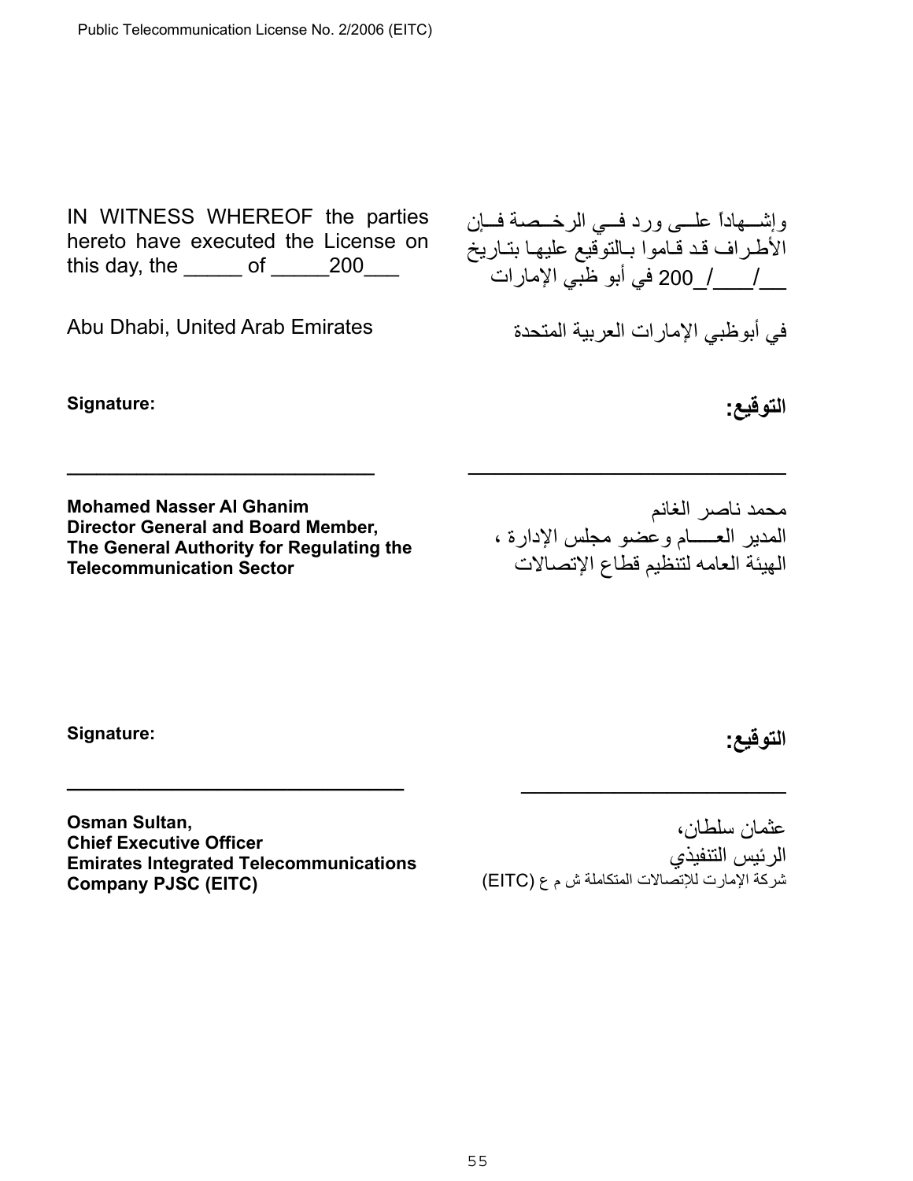IN WITNESS WHEREOF the parties hereto have executed the License on this day, the _____ of _____200___

وإشـــهاداً علـــى ورد فـــي الرخـــصة فـــإن الأطـراف قـد قـاموا بـالتوقيع عليهـا بتـاريخ __/___/_200 في أبو ظبي الإمارات

Abu Dhabi, United Arab Emirates

في أبوظبي الإمارات العربية المتحدة

**Signature:**

**التوقيع:**

______________________________

______________________________

**Mohamed Nasser Al Ghanim**
**Director General and Board Member,**
**The General Authority for Regulating the Telecommunication Sector**

محمد ناصر الغانم
المدير العــــام وعضو مجلس الإدارة ،
الهيئة العامه لتنظيم قطاع الإتصالات

**Signature:**

**التوقيع:**

______________________________

______________________________

**Osman Sultan,**
**Chief Executive Officer**
**Emirates Integrated Telecommunications Company PJSC (EITC)**

عثمان سلطان،
الرئيس التنفيذي
شركة الإمارت للإتصالات المتكاملة ش م ع (EITC)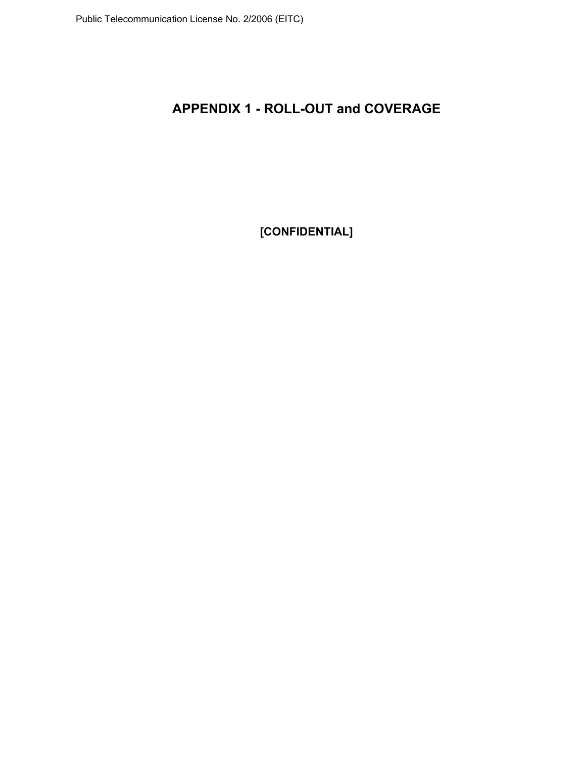# APPENDIX 1 - ROLL-OUT and COVERAGE

**[CONFIDENTIAL]**